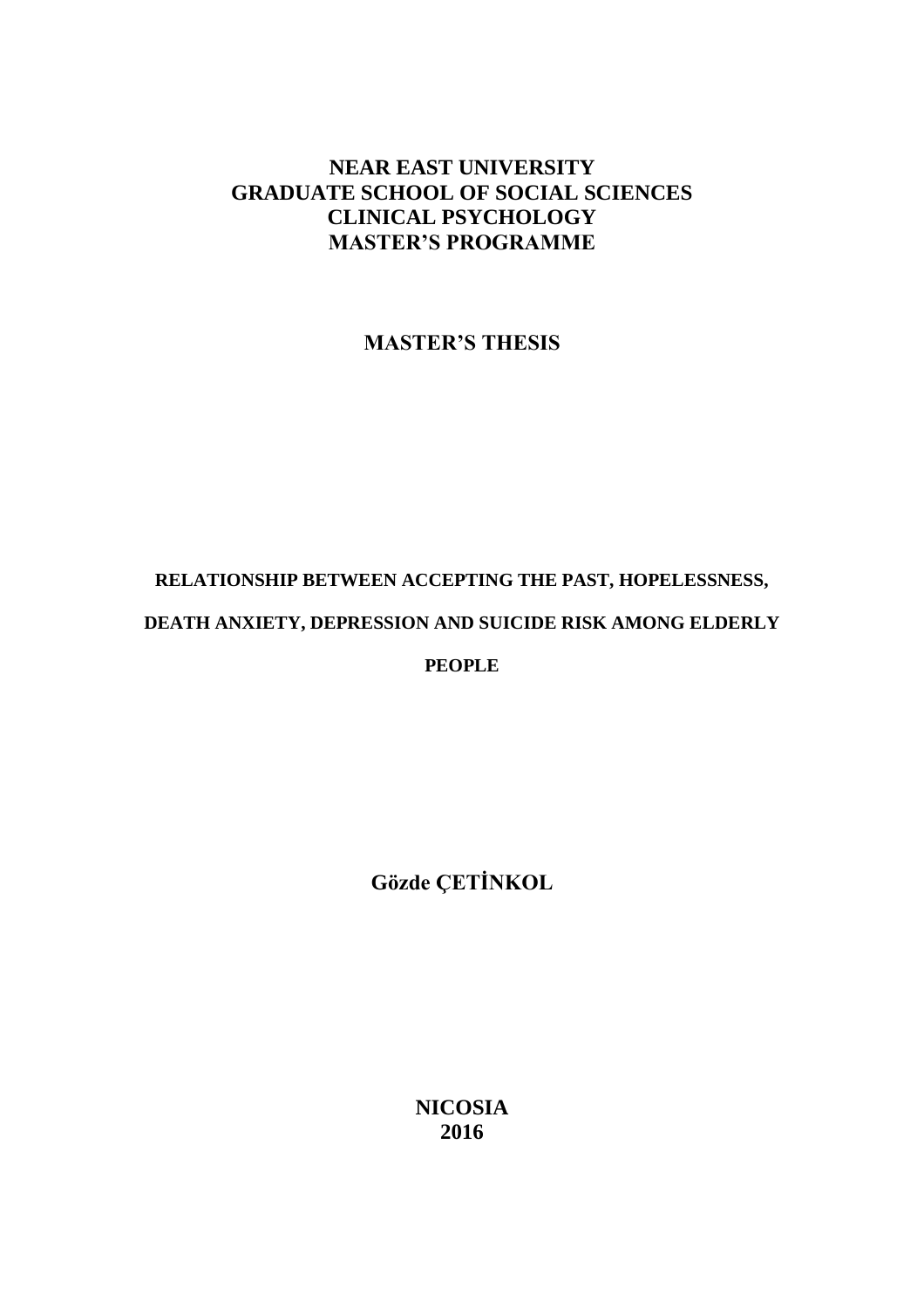**NEAR EAST UNIVERSITY**
**GRADUATE SCHOOL OF SOCIAL SCIENCES**
**CLINICAL PSYCHOLOGY**
**MASTER'S PROGRAMME**

**MASTER'S THESIS**

# RELATIONSHIP BETWEEN ACCEPTING THE PAST, HOPELESSNESS, DEATH ANXIETY, DEPRESSION AND SUICIDE RISK AMONG ELDERLY PEOPLE

**Gözde ÇETİNKOL**

**NICOSIA**
**2016**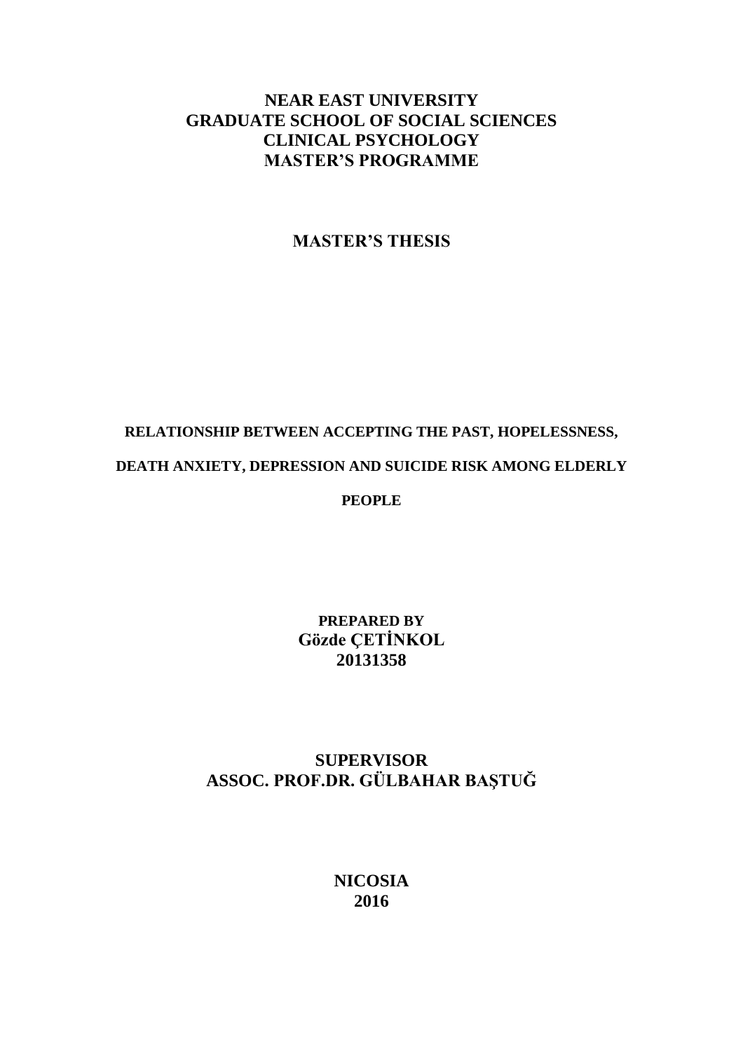**NEAR EAST UNIVERSITY**
**GRADUATE SCHOOL OF SOCIAL SCIENCES**
**CLINICAL PSYCHOLOGY**
**MASTER'S PROGRAMME**

**MASTER'S THESIS**

# RELATIONSHIP BETWEEN ACCEPTING THE PAST, HOPELESSNESS, DEATH ANXIETY, DEPRESSION AND SUICIDE RISK AMONG ELDERLY PEOPLE

**PREPARED BY**
**Gözde ÇETİNKOL**
**20131358**

**SUPERVISOR**
**ASSOC. PROF.DR. GÜLBAHAR BAŞTUĞ**

**NICOSIA**
**2016**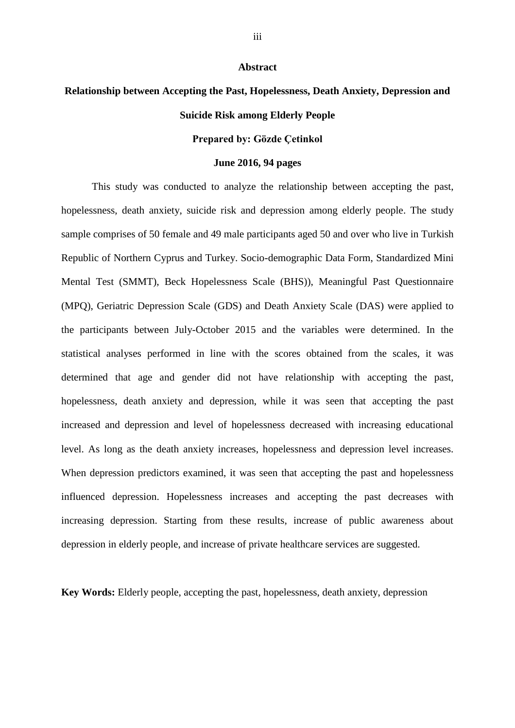## Abstract

**Relationship between Accepting the Past, Hopelessness, Death Anxiety, Depression and Suicide Risk among Elderly People**

**Prepared by: Gözde Çetinkol**

**June 2016, 94 pages**

This study was conducted to analyze the relationship between accepting the past, hopelessness, death anxiety, suicide risk and depression among elderly people. The study sample comprises of 50 female and 49 male participants aged 50 and over who live in Turkish Republic of Northern Cyprus and Turkey. Socio-demographic Data Form, Standardized Mini Mental Test (SMMT), Beck Hopelessness Scale (BHS)), Meaningful Past Questionnaire (MPQ), Geriatric Depression Scale (GDS) and Death Anxiety Scale (DAS) were applied to the participants between July-October 2015 and the variables were determined. In the statistical analyses performed in line with the scores obtained from the scales, it was determined that age and gender did not have relationship with accepting the past, hopelessness, death anxiety and depression, while it was seen that accepting the past increased and depression and level of hopelessness decreased with increasing educational level. As long as the death anxiety increases, hopelessness and depression level increases. When depression predictors examined, it was seen that accepting the past and hopelessness influenced depression. Hopelessness increases and accepting the past decreases with increasing depression. Starting from these results, increase of public awareness about depression in elderly people, and increase of private healthcare services are suggested.

**Key Words:** Elderly people, accepting the past, hopelessness, death anxiety, depression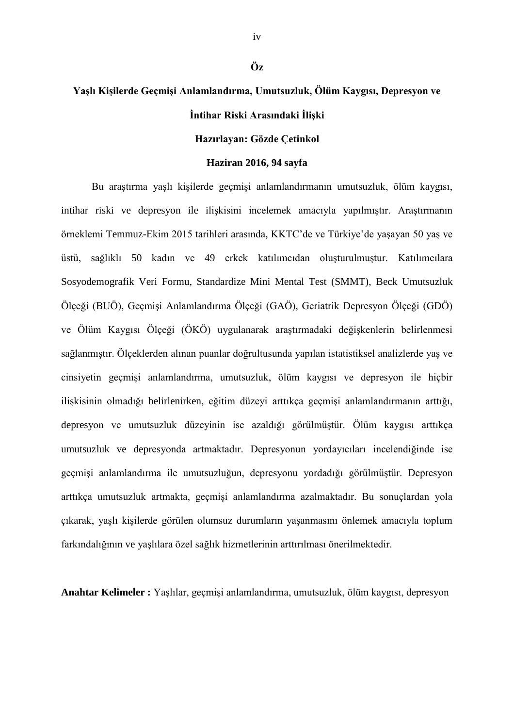# Öz

## Yaşlı Kişilerde Geçmişi Anlamlandırma, Umutsuzluk, Ölüm Kaygısı, Depresyon ve İntihar Riski Arasındaki İlişki

**Hazırlayan: Gözde Çetinkol**

**Haziran 2016, 94 sayfa**

Bu araştırma yaşlı kişilerde geçmişi anlamlandırmanın umutsuzluk, ölüm kaygısı, intihar riski ve depresyon ile ilişkisini incelemek amacıyla yapılmıştır. Araştırmanın örneklemi Temmuz-Ekim 2015 tarihleri arasında, KKTC'de ve Türkiye'de yaşayan 50 yaş ve üstü, sağlıklı 50 kadın ve 49 erkek katılımcıdan oluşturulmuştur. Katılımcılara Sosyodemografik Veri Formu, Standardize Mini Mental Test (SMMT), Beck Umutsuzluk Ölçeği (BUÖ), Geçmişi Anlamlandırma Ölçeği (GAÖ), Geriatrik Depresyon Ölçeği (GDÖ) ve Ölüm Kaygısı Ölçeği (ÖKÖ) uygulanarak araştırmadaki değişkenlerin belirlenmesi sağlanmıştır. Ölçeklerden alınan puanlar doğrultusunda yapılan istatistiksel analizlerde yaş ve cinsiyetin geçmişi anlamlandırma, umutsuzluk, ölüm kaygısı ve depresyon ile hiçbir ilişkisinin olmadığı belirlenirken, eğitim düzeyi arttıkça geçmişi anlamlandırmanın arttığı, depresyon ve umutsuzluk düzeyinin ise azaldığı görülmüştür. Ölüm kaygısı arttıkça umutsuzluk ve depresyonda artmaktadır. Depresyonun yordayıcıları incelendiğinde ise geçmişi anlamlandırma ile umutsuzluğun, depresyonu yordadığı görülmüştür. Depresyon arttıkça umutsuzluk artmakta, geçmişi anlamlandırma azalmaktadır. Bu sonuçlardan yola çıkarak, yaşlı kişilerde görülen olumsuz durumların yaşanmasını önlemek amacıyla toplum farkındalığının ve yaşlılara özel sağlık hizmetlerinin arttırılması önerilmektedir.

**Anahtar Kelimeler :** Yaşlılar, geçmişi anlamlandırma, umutsuzluk, ölüm kaygısı, depresyon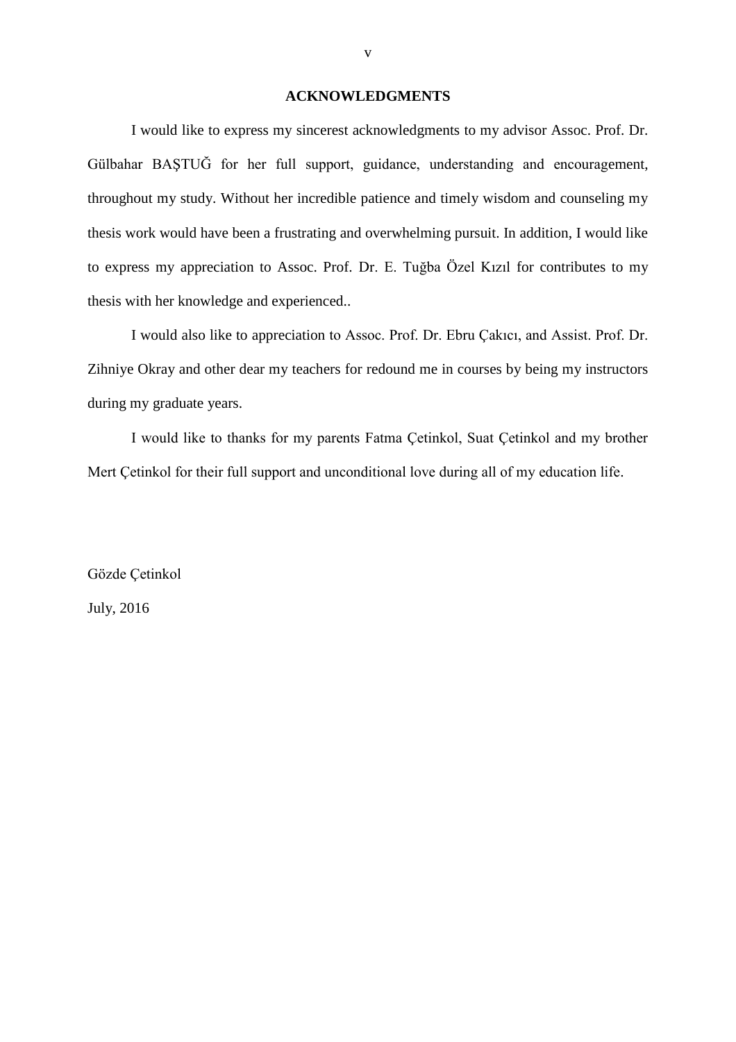# ACKNOWLEDGMENTS

I would like to express my sincerest acknowledgments to my advisor Assoc. Prof. Dr. Gülbahar BAŞTUĞ for her full support, guidance, understanding and encouragement, throughout my study. Without her incredible patience and timely wisdom and counseling my thesis work would have been a frustrating and overwhelming pursuit. In addition, I would like to express my appreciation to Assoc. Prof. Dr. E. Tuğba Özel Kızıl for contributes to my thesis with her knowledge and experienced..

I would also like to appreciation to Assoc. Prof. Dr. Ebru Çakıcı, and Assist. Prof. Dr. Zihniye Okray and other dear my teachers for redound me in courses by being my instructors during my graduate years.

I would like to thanks for my parents Fatma Çetinkol, Suat Çetinkol and my brother Mert Çetinkol for their full support and unconditional love during all of my education life.

Gözde Çetinkol

July, 2016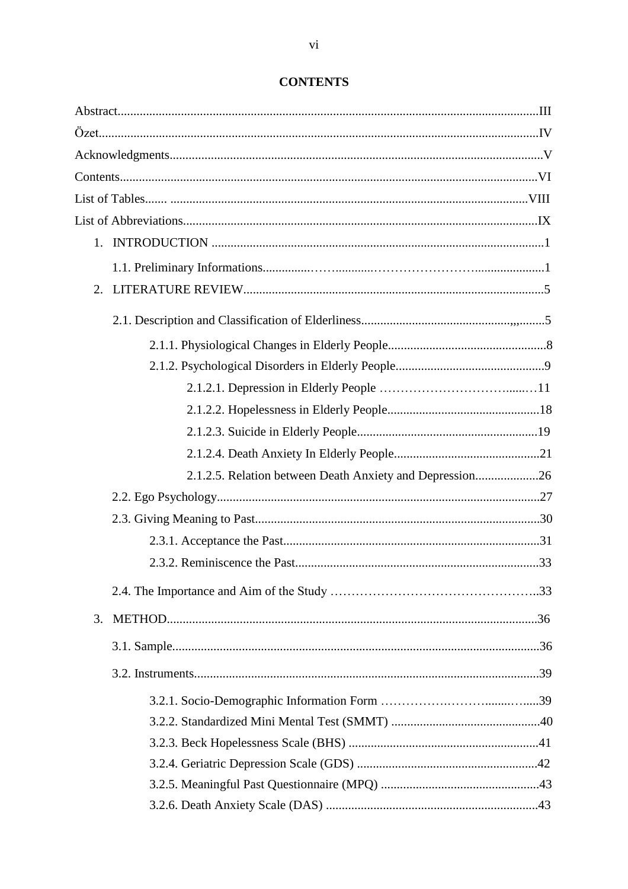**CONTENTS**

Abstract....................................................................................................................................III

Özet..........................................................................................................................................IV

Acknowledgments.....................................................................................................................V

Contents...................................................................................................................................VI

List of Tables....... ................................................................................................................VIII

List of Abbreviations...............................................................................................................IX

1. INTRODUCTION ........................................................................................................1

   1.1. Preliminary Informations..............……...........……………………….....................1

2. LITERATURE REVIEW..............................................................................................5

   2.1. Description and Classification of Elderliness..........................................,,,........5

      2.1.1. Physiological Changes in Elderly People..................................................8

      2.1.2. Psychological Disorders in Elderly People...............................................9

         2.1.2.1. Depression in Elderly People …………………………......…11

         2.1.2.2. Hopelessness in Elderly People................................................18

         2.1.2.3. Suicide in Elderly People.........................................................19

         2.1.2.4. Death Anxiety In Elderly People..............................................21

         2.1.2.5. Relation between Death Anxiety and Depression....................26

   2.2. Ego Psychology......................................................................................................27

   2.3. Giving Meaning to Past..........................................................................................30

      2.3.1. Acceptance the Past................................................................................31

      2.3.2. Reminiscence the Past............................................................................33

   2.4. The Importance and Aim of the Study …………………………………………..33

3. METHOD....................................................................................................................36

   3.1. Sample...................................................................................................................36

   3.2. Instruments............................................................................................................39

      3.2.1. Socio-Demographic Information Form …………….………........…....39

      3.2.2. Standardized Mini Mental Test (SMMT) ...............................................40

      3.2.3. Beck Hopelessness Scale (BHS) ............................................................41

      3.2.4. Geriatric Depression Scale (GDS) .........................................................42

      3.2.5. Meaningful Past Questionnaire (MPQ) ..................................................43

      3.2.6. Death Anxiety Scale (DAS) ...................................................................43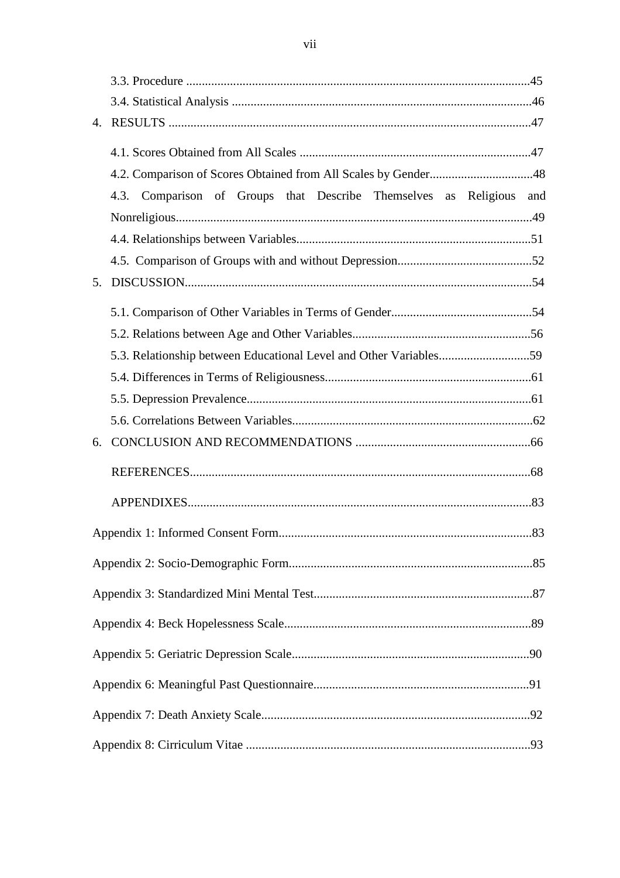3.3. Procedure .............................................................................................................45
3.4. Statistical Analysis ..............................................................................................46

4. RESULTS ....................................................................................................................47

4.1. Scores Obtained from All Scales ..........................................................................47
4.2. Comparison of Scores Obtained from All Scales by Gender.................................48
4.3. Comparison of Groups that Describe Themselves as Religious and Nonreligious...................................................................................................................49
4.4. Relationships between Variables..........................................................................51
4.5. Comparison of Groups with and without Depression...........................................52

5. DISCUSSION...............................................................................................................54

5.1. Comparison of Other Variables in Terms of Gender.............................................54
5.2. Relations between Age and Other Variables.........................................................56
5.3. Relationship between Educational Level and Other Variables.............................59
5.4. Differences in Terms of Religiousness.................................................................61
5.5. Depression Prevalence..........................................................................................61
5.6. Correlations Between Variables............................................................................62

6. CONCLUSION AND RECOMMENDATIONS ........................................................66

REFERENCES.............................................................................................................68

APPENDIXES.............................................................................................................83

Appendix 1: Informed Consent Form................................................................................83

Appendix 2: Socio-Demographic Form.............................................................................85

Appendix 3: Standardized Mini Mental Test.....................................................................87

Appendix 4: Beck Hopelessness Scale..............................................................................89

Appendix 5: Geriatric Depression Scale...........................................................................90

Appendix 6: Meaningful Past Questionnaire....................................................................91

Appendix 7: Death Anxiety Scale.....................................................................................92

Appendix 8: Cirriculum Vitae ..........................................................................................93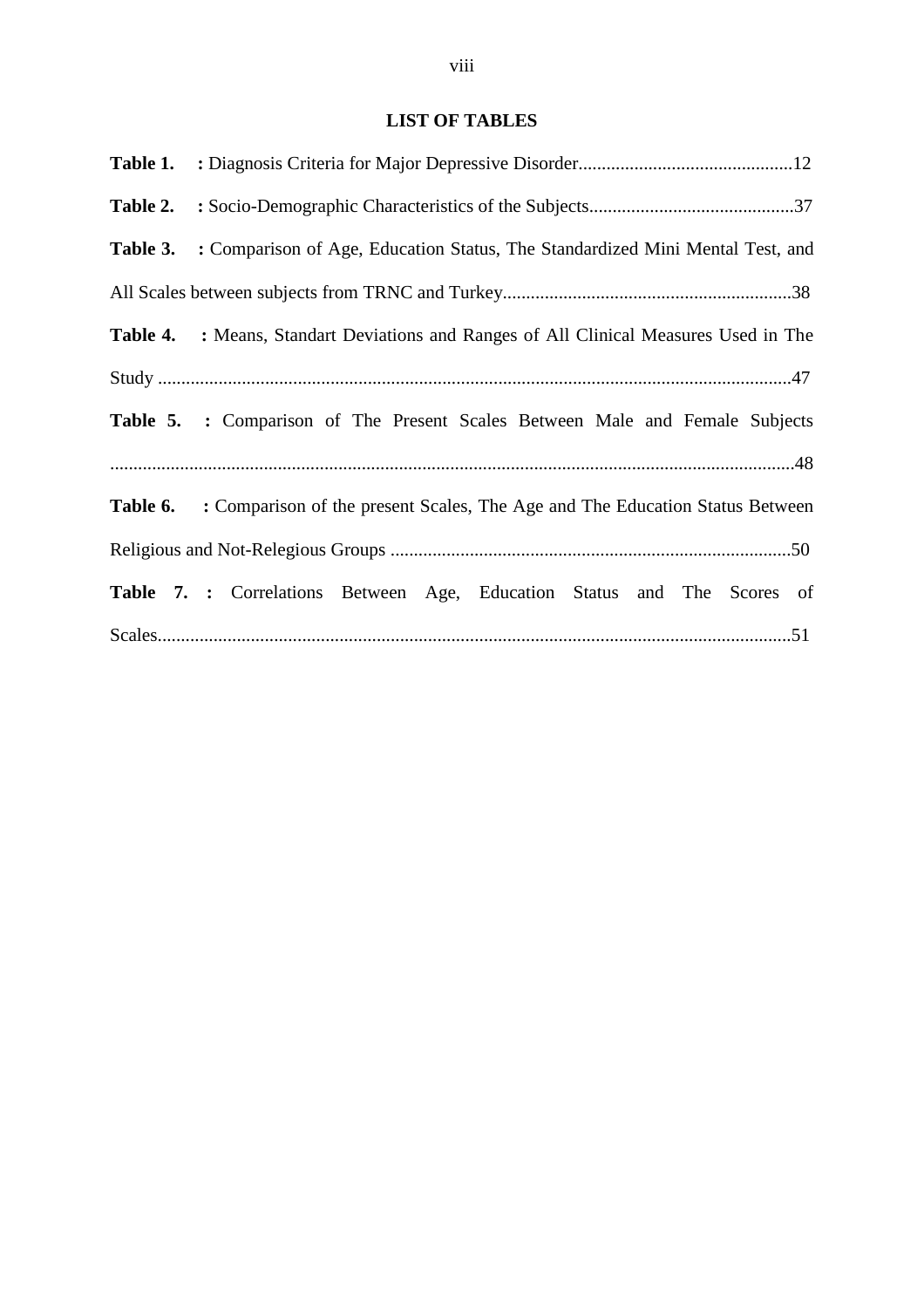## LIST OF TABLES

**Table 1.** **:** Diagnosis Criteria for Major Depressive Disorder..............................................12

**Table 2.** **:** Socio-Demographic Characteristics of the Subjects............................................37

**Table 3.** **:** Comparison of Age, Education Status, The Standardized Mini Mental Test, and All Scales between subjects from TRNC and Turkey..............................................................38

**Table 4.** **:** Means, Standart Deviations and Ranges of All Clinical Measures Used in The Study ........................................................................................................................................47

**Table 5.** **:** Comparison of The Present Scales Between Male and Female Subjects ....................................................................................................................................................48

**Table 6.** **:** Comparison of the present Scales, The Age and The Education Status Between Religious and Not-Relegious Groups ......................................................................................50

**Table 7.** **:** Correlations Between Age, Education Status and The Scores of Scales........................................................................................................................................51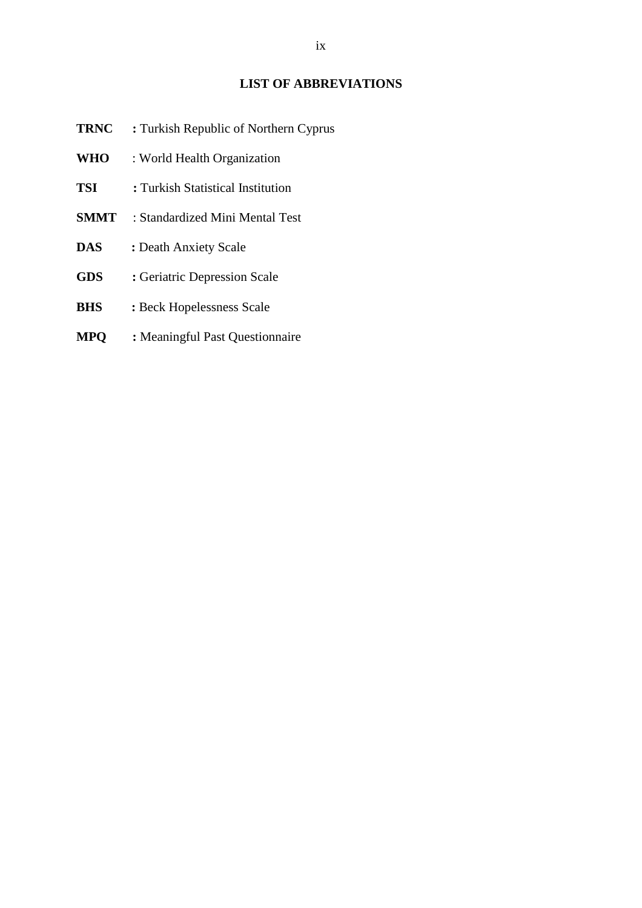# LIST OF ABBREVIATIONS

**TRNC** **:** Turkish Republic of Northern Cyprus

**WHO** : World Health Organization

**TSI** **:** Turkish Statistical Institution

**SMMT** : Standardized Mini Mental Test

**DAS** **:** Death Anxiety Scale

**GDS** **:** Geriatric Depression Scale

**BHS** **:** Beck Hopelessness Scale

**MPQ** **:** Meaningful Past Questionnaire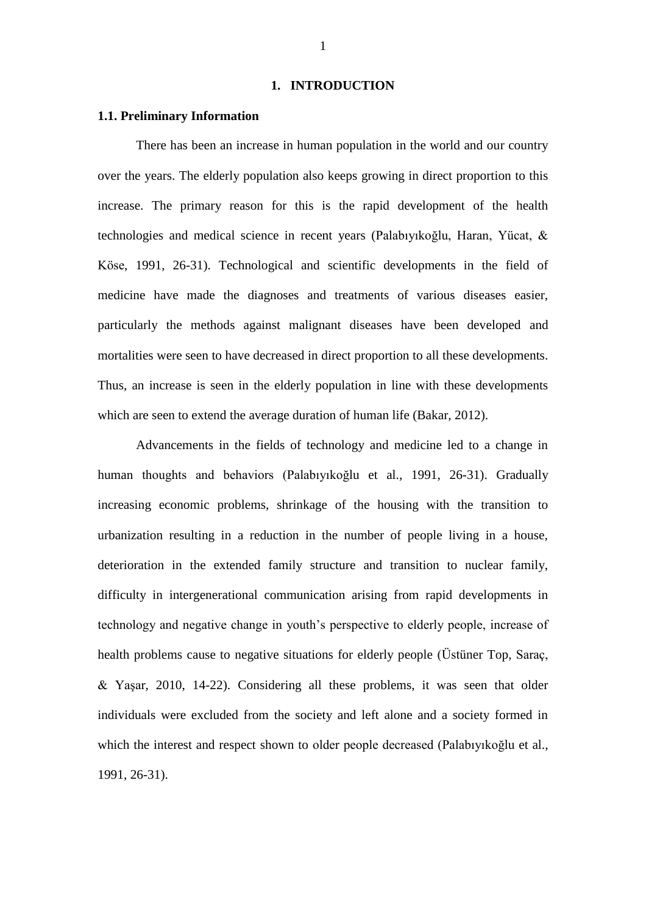# 1. INTRODUCTION

## 1.1. Preliminary Information

There has been an increase in human population in the world and our country over the years. The elderly population also keeps growing in direct proportion to this increase. The primary reason for this is the rapid development of the health technologies and medical science in recent years (Palabıyıkoğlu, Haran, Yücat, & Köse, 1991, 26-31). Technological and scientific developments in the field of medicine have made the diagnoses and treatments of various diseases easier, particularly the methods against malignant diseases have been developed and mortalities were seen to have decreased in direct proportion to all these developments. Thus, an increase is seen in the elderly population in line with these developments which are seen to extend the average duration of human life (Bakar, 2012).

Advancements in the fields of technology and medicine led to a change in human thoughts and behaviors (Palabıyıkoğlu et al., 1991, 26-31). Gradually increasing economic problems, shrinkage of the housing with the transition to urbanization resulting in a reduction in the number of people living in a house, deterioration in the extended family structure and transition to nuclear family, difficulty in intergenerational communication arising from rapid developments in technology and negative change in youth's perspective to elderly people, increase of health problems cause to negative situations for elderly people (Üstüner Top, Saraç, & Yaşar, 2010, 14-22). Considering all these problems, it was seen that older individuals were excluded from the society and left alone and a society formed in which the interest and respect shown to older people decreased (Palabıyıkoğlu et al., 1991, 26-31).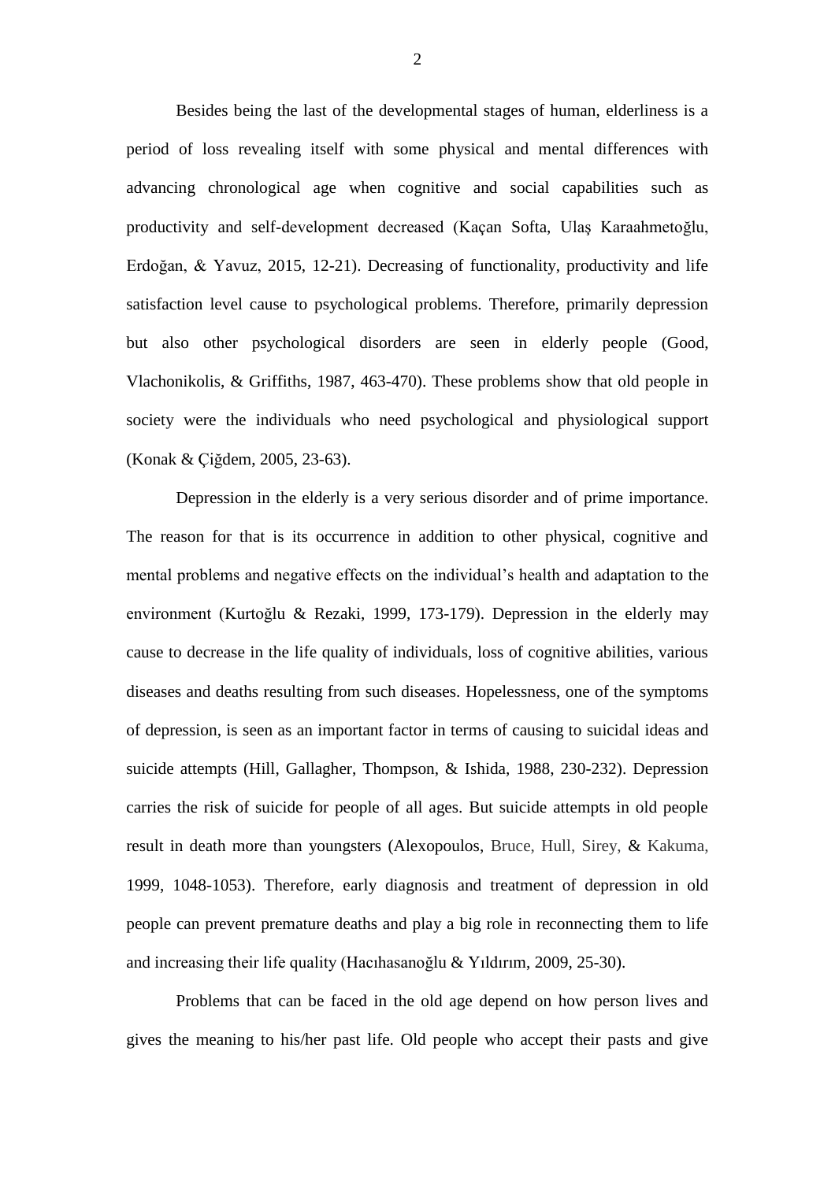Besides being the last of the developmental stages of human, elderliness is a period of loss revealing itself with some physical and mental differences with advancing chronological age when cognitive and social capabilities such as productivity and self-development decreased (Kaçan Softa, Ulaş Karaahmetoğlu, Erdoğan, & Yavuz, 2015, 12-21). Decreasing of functionality, productivity and life satisfaction level cause to psychological problems. Therefore, primarily depression but also other psychological disorders are seen in elderly people (Good, Vlachonikolis, & Griffiths, 1987, 463-470). These problems show that old people in society were the individuals who need psychological and physiological support (Konak & Çiğdem, 2005, 23-63).

Depression in the elderly is a very serious disorder and of prime importance. The reason for that is its occurrence in addition to other physical, cognitive and mental problems and negative effects on the individual's health and adaptation to the environment (Kurtoğlu & Rezaki, 1999, 173-179). Depression in the elderly may cause to decrease in the life quality of individuals, loss of cognitive abilities, various diseases and deaths resulting from such diseases. Hopelessness, one of the symptoms of depression, is seen as an important factor in terms of causing to suicidal ideas and suicide attempts (Hill, Gallagher, Thompson, & Ishida, 1988, 230-232). Depression carries the risk of suicide for people of all ages. But suicide attempts in old people result in death more than youngsters (Alexopoulos, Bruce, Hull, Sirey, & Kakuma, 1999, 1048-1053). Therefore, early diagnosis and treatment of depression in old people can prevent premature deaths and play a big role in reconnecting them to life and increasing their life quality (Hacıhasanoğlu & Yıldırım, 2009, 25-30).

Problems that can be faced in the old age depend on how person lives and gives the meaning to his/her past life. Old people who accept their pasts and give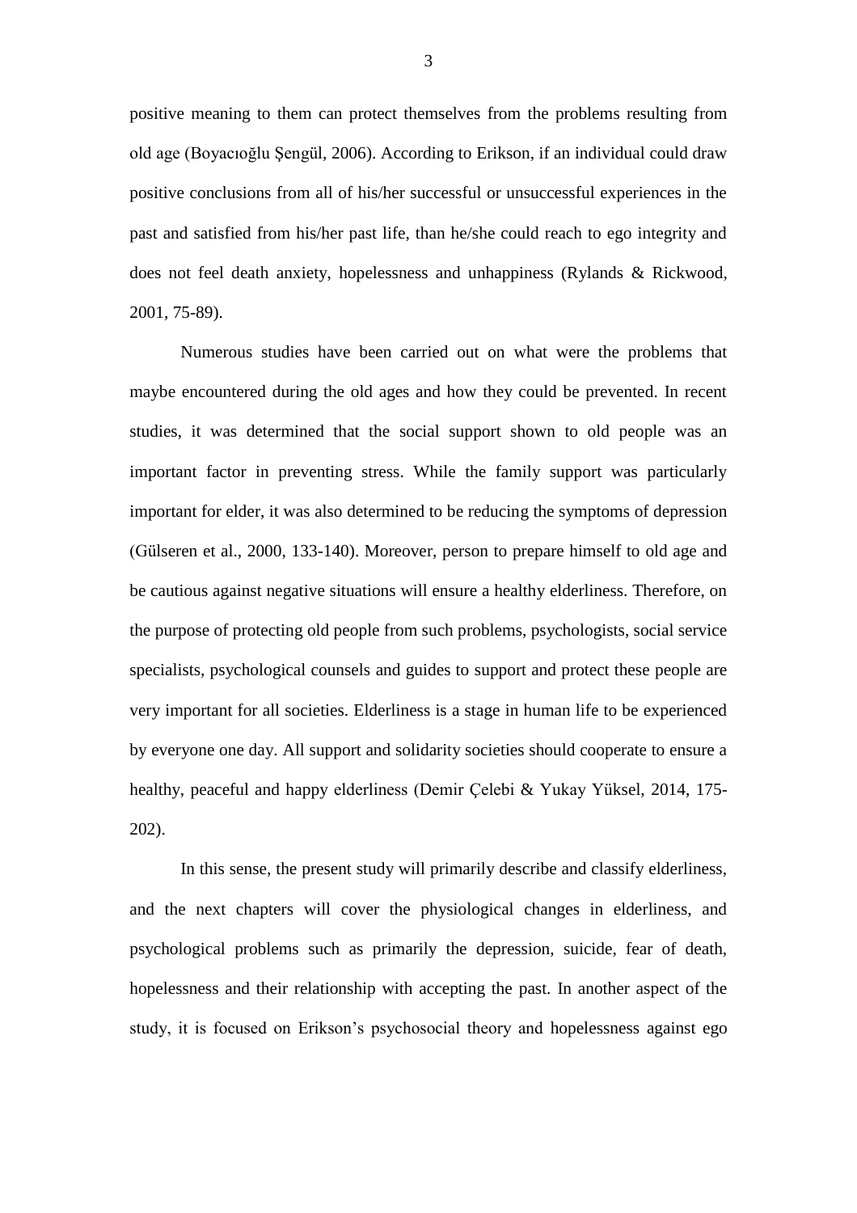positive meaning to them can protect themselves from the problems resulting from old age (Boyacıoğlu Şengül, 2006). According to Erikson, if an individual could draw positive conclusions from all of his/her successful or unsuccessful experiences in the past and satisfied from his/her past life, than he/she could reach to ego integrity and does not feel death anxiety, hopelessness and unhappiness (Rylands & Rickwood, 2001, 75-89).

Numerous studies have been carried out on what were the problems that maybe encountered during the old ages and how they could be prevented. In recent studies, it was determined that the social support shown to old people was an important factor in preventing stress. While the family support was particularly important for elder, it was also determined to be reducing the symptoms of depression (Gülseren et al., 2000, 133-140). Moreover, person to prepare himself to old age and be cautious against negative situations will ensure a healthy elderliness. Therefore, on the purpose of protecting old people from such problems, psychologists, social service specialists, psychological counsels and guides to support and protect these people are very important for all societies. Elderliness is a stage in human life to be experienced by everyone one day. All support and solidarity societies should cooperate to ensure a healthy, peaceful and happy elderliness (Demir Çelebi & Yukay Yüksel, 2014, 175-202).

In this sense, the present study will primarily describe and classify elderliness, and the next chapters will cover the physiological changes in elderliness, and psychological problems such as primarily the depression, suicide, fear of death, hopelessness and their relationship with accepting the past. In another aspect of the study, it is focused on Erikson's psychosocial theory and hopelessness against ego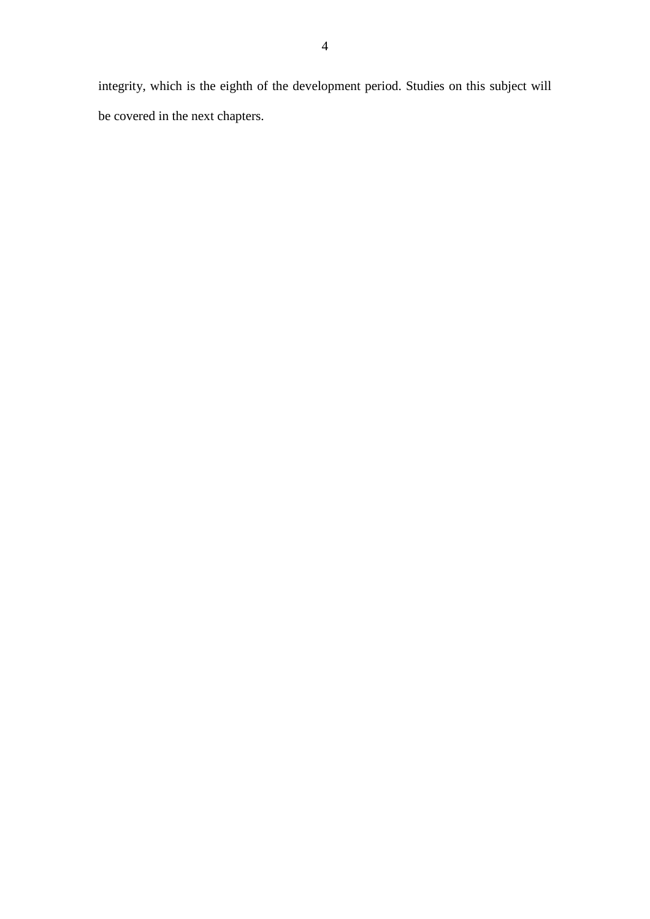integrity, which is the eighth of the development period. Studies on this subject will be covered in the next chapters.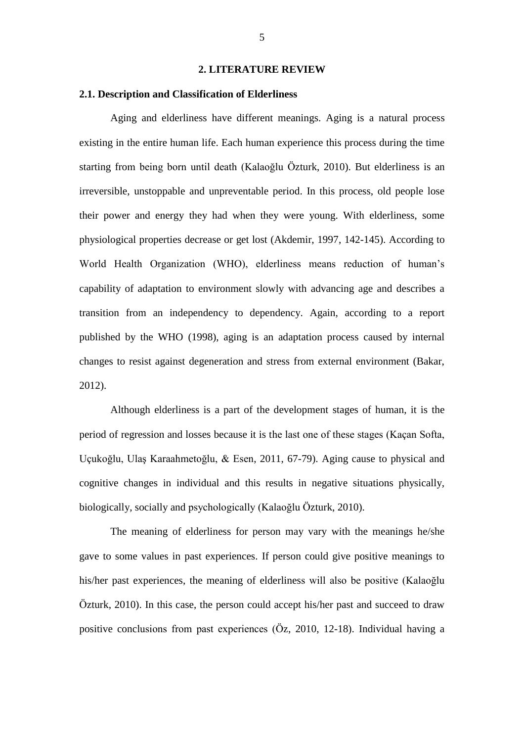# 2. LITERATURE REVIEW

## 2.1. Description and Classification of Elderliness

Aging and elderliness have different meanings. Aging is a natural process existing in the entire human life. Each human experience this process during the time starting from being born until death (Kalaoğlu Özturk, 2010). But elderliness is an irreversible, unstoppable and unpreventable period. In this process, old people lose their power and energy they had when they were young. With elderliness, some physiological properties decrease or get lost (Akdemir, 1997, 142-145). According to World Health Organization (WHO), elderliness means reduction of human's capability of adaptation to environment slowly with advancing age and describes a transition from an independency to dependency. Again, according to a report published by the WHO (1998), aging is an adaptation process caused by internal changes to resist against degeneration and stress from external environment (Bakar, 2012).

Although elderliness is a part of the development stages of human, it is the period of regression and losses because it is the last one of these stages (Kaçan Softa, Uçukoğlu, Ulaş Karaahmetoğlu, & Esen, 2011, 67-79). Aging cause to physical and cognitive changes in individual and this results in negative situations physically, biologically, socially and psychologically (Kalaoğlu Özturk, 2010).

The meaning of elderliness for person may vary with the meanings he/she gave to some values in past experiences. If person could give positive meanings to his/her past experiences, the meaning of elderliness will also be positive (Kalaoğlu Özturk, 2010). In this case, the person could accept his/her past and succeed to draw positive conclusions from past experiences (Öz, 2010, 12-18). Individual having a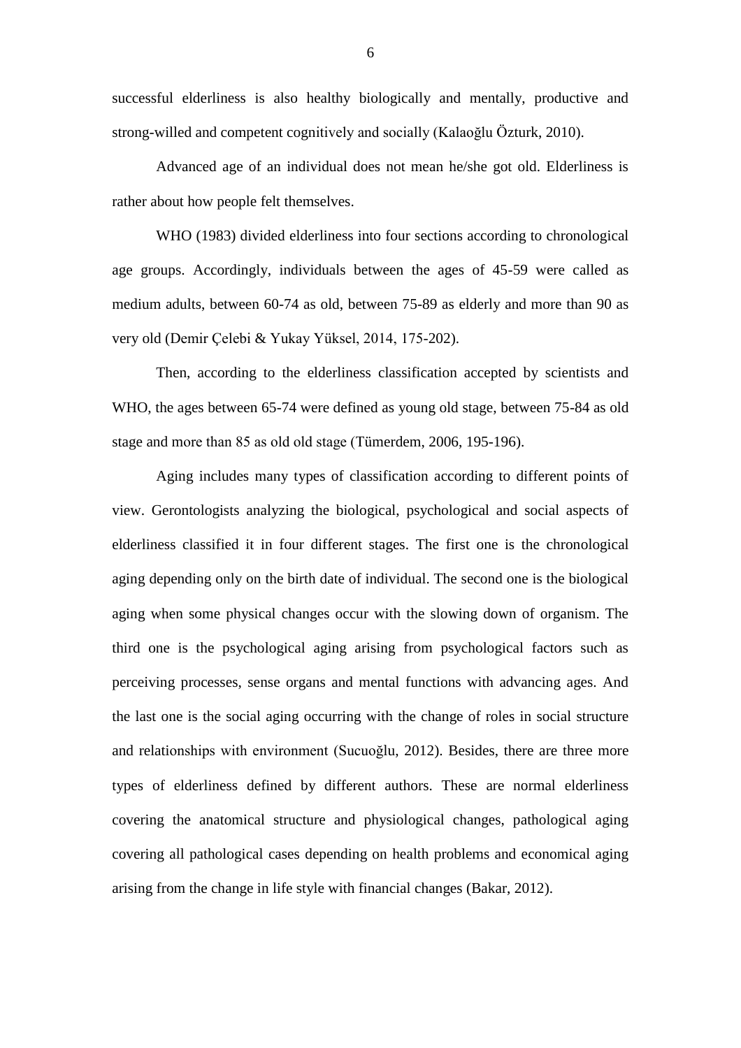successful elderliness is also healthy biologically and mentally, productive and strong-willed and competent cognitively and socially (Kalaoğlu Özturk, 2010).

Advanced age of an individual does not mean he/she got old. Elderliness is rather about how people felt themselves.

WHO (1983) divided elderliness into four sections according to chronological age groups. Accordingly, individuals between the ages of 45-59 were called as medium adults, between 60-74 as old, between 75-89 as elderly and more than 90 as very old (Demir Çelebi & Yukay Yüksel, 2014, 175-202).

Then, according to the elderliness classification accepted by scientists and WHO, the ages between 65-74 were defined as young old stage, between 75-84 as old stage and more than 85 as old old stage (Tümerdem, 2006, 195-196).

Aging includes many types of classification according to different points of view. Gerontologists analyzing the biological, psychological and social aspects of elderliness classified it in four different stages. The first one is the chronological aging depending only on the birth date of individual. The second one is the biological aging when some physical changes occur with the slowing down of organism. The third one is the psychological aging arising from psychological factors such as perceiving processes, sense organs and mental functions with advancing ages. And the last one is the social aging occurring with the change of roles in social structure and relationships with environment (Sucuoğlu, 2012). Besides, there are three more types of elderliness defined by different authors. These are normal elderliness covering the anatomical structure and physiological changes, pathological aging covering all pathological cases depending on health problems and economical aging arising from the change in life style with financial changes (Bakar, 2012).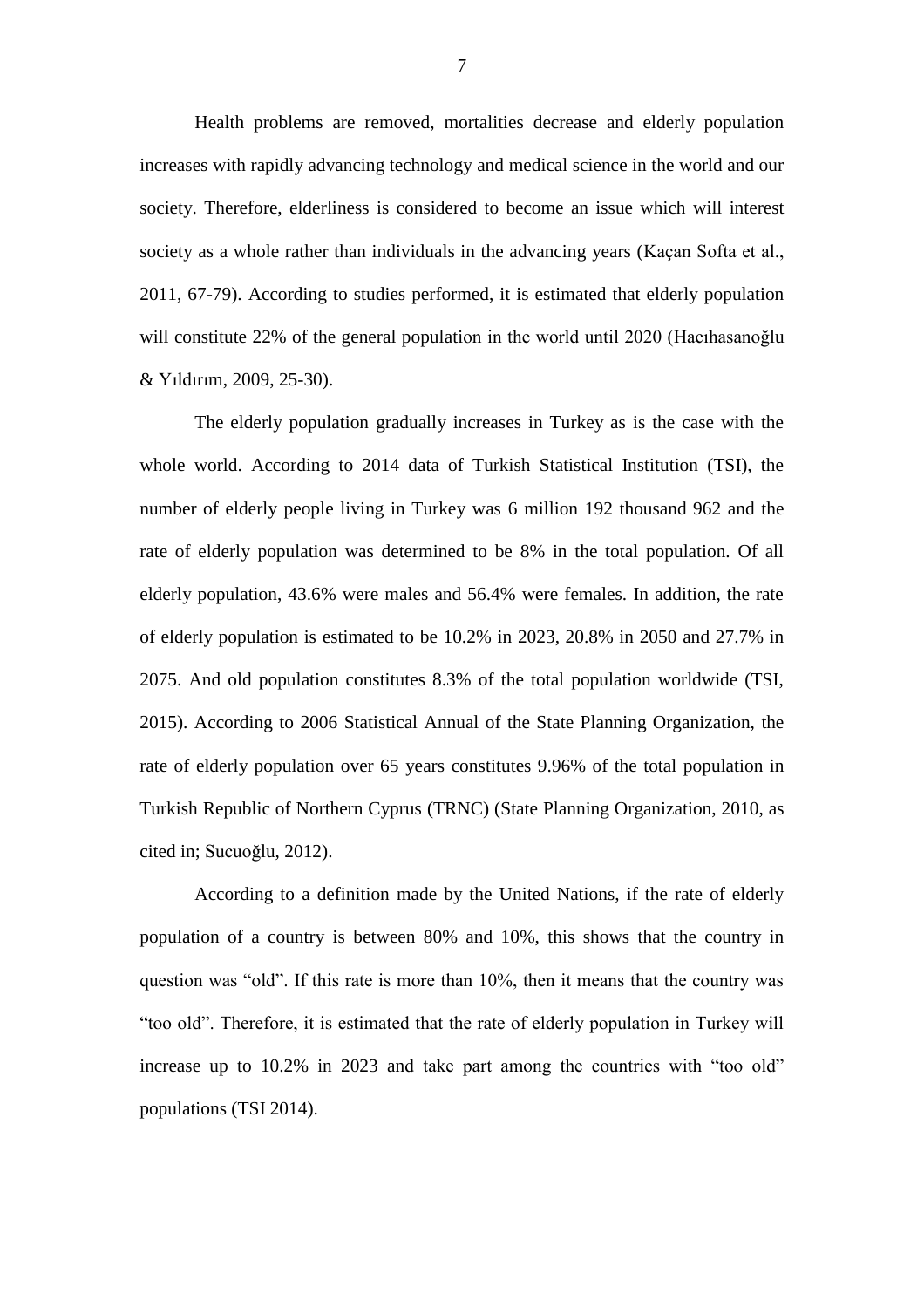Health problems are removed, mortalities decrease and elderly population increases with rapidly advancing technology and medical science in the world and our society. Therefore, elderliness is considered to become an issue which will interest society as a whole rather than individuals in the advancing years (Kaçan Softa et al., 2011, 67-79). According to studies performed, it is estimated that elderly population will constitute 22% of the general population in the world until 2020 (Hacıhasanoğlu & Yıldırım, 2009, 25-30).

The elderly population gradually increases in Turkey as is the case with the whole world. According to 2014 data of Turkish Statistical Institution (TSI), the number of elderly people living in Turkey was 6 million 192 thousand 962 and the rate of elderly population was determined to be 8% in the total population. Of all elderly population, 43.6% were males and 56.4% were females. In addition, the rate of elderly population is estimated to be 10.2% in 2023, 20.8% in 2050 and 27.7% in 2075. And old population constitutes 8.3% of the total population worldwide (TSI, 2015). According to 2006 Statistical Annual of the State Planning Organization, the rate of elderly population over 65 years constitutes 9.96% of the total population in Turkish Republic of Northern Cyprus (TRNC) (State Planning Organization, 2010, as cited in; Sucuoğlu, 2012).

According to a definition made by the United Nations, if the rate of elderly population of a country is between 80% and 10%, this shows that the country in question was "old". If this rate is more than 10%, then it means that the country was "too old". Therefore, it is estimated that the rate of elderly population in Turkey will increase up to 10.2% in 2023 and take part among the countries with "too old" populations (TSI 2014).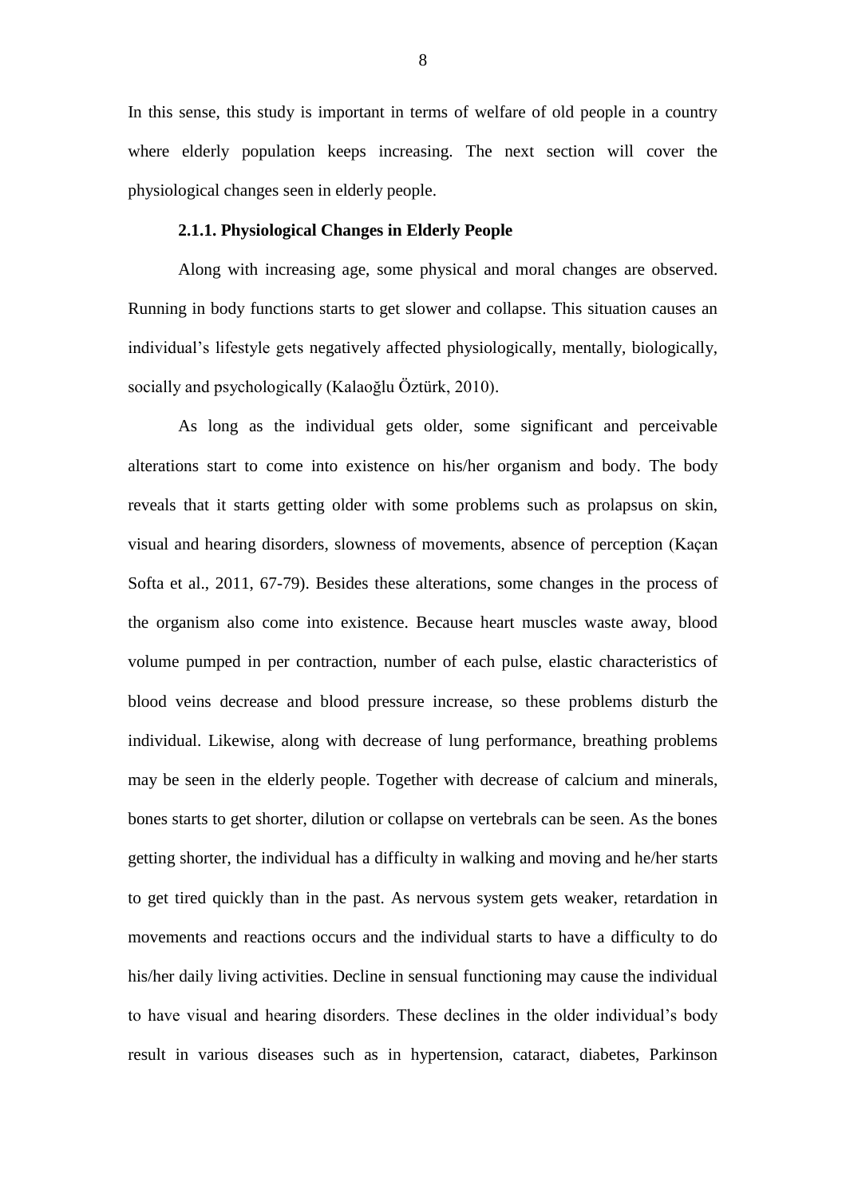In this sense, this study is important in terms of welfare of old people in a country where elderly population keeps increasing. The next section will cover the physiological changes seen in elderly people.

### 2.1.1. Physiological Changes in Elderly People

Along with increasing age, some physical and moral changes are observed. Running in body functions starts to get slower and collapse. This situation causes an individual's lifestyle gets negatively affected physiologically, mentally, biologically, socially and psychologically (Kalaoğlu Öztürk, 2010).

As long as the individual gets older, some significant and perceivable alterations start to come into existence on his/her organism and body. The body reveals that it starts getting older with some problems such as prolapsus on skin, visual and hearing disorders, slowness of movements, absence of perception (Kaçan Softa et al., 2011, 67-79). Besides these alterations, some changes in the process of the organism also come into existence. Because heart muscles waste away, blood volume pumped in per contraction, number of each pulse, elastic characteristics of blood veins decrease and blood pressure increase, so these problems disturb the individual. Likewise, along with decrease of lung performance, breathing problems may be seen in the elderly people. Together with decrease of calcium and minerals, bones starts to get shorter, dilution or collapse on vertebrals can be seen. As the bones getting shorter, the individual has a difficulty in walking and moving and he/her starts to get tired quickly than in the past. As nervous system gets weaker, retardation in movements and reactions occurs and the individual starts to have a difficulty to do his/her daily living activities. Decline in sensual functioning may cause the individual to have visual and hearing disorders. These declines in the older individual's body result in various diseases such as in hypertension, cataract, diabetes, Parkinson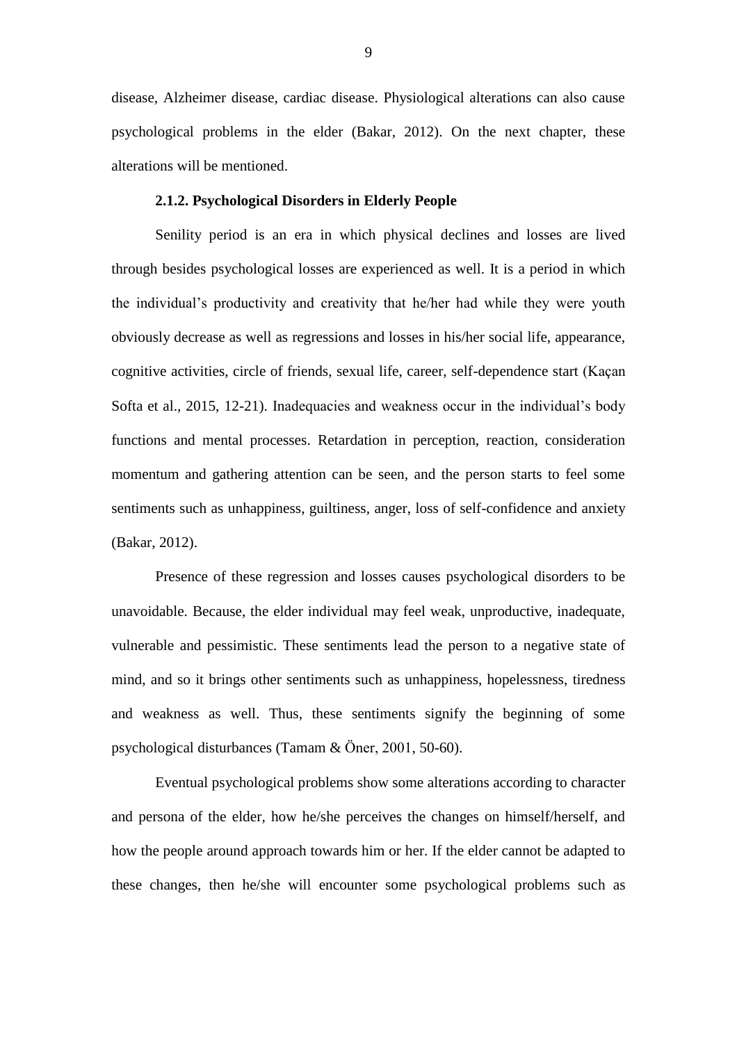disease, Alzheimer disease, cardiac disease. Physiological alterations can also cause psychological problems in the elder (Bakar, 2012). On the next chapter, these alterations will be mentioned.

### 2.1.2. Psychological Disorders in Elderly People

Senility period is an era in which physical declines and losses are lived through besides psychological losses are experienced as well. It is a period in which the individual's productivity and creativity that he/her had while they were youth obviously decrease as well as regressions and losses in his/her social life, appearance, cognitive activities, circle of friends, sexual life, career, self-dependence start (Kaçan Softa et al., 2015, 12-21). Inadequacies and weakness occur in the individual's body functions and mental processes. Retardation in perception, reaction, consideration momentum and gathering attention can be seen, and the person starts to feel some sentiments such as unhappiness, guiltiness, anger, loss of self-confidence and anxiety (Bakar, 2012).

Presence of these regression and losses causes psychological disorders to be unavoidable. Because, the elder individual may feel weak, unproductive, inadequate, vulnerable and pessimistic. These sentiments lead the person to a negative state of mind, and so it brings other sentiments such as unhappiness, hopelessness, tiredness and weakness as well. Thus, these sentiments signify the beginning of some psychological disturbances (Tamam & Öner, 2001, 50-60).

Eventual psychological problems show some alterations according to character and persona of the elder, how he/she perceives the changes on himself/herself, and how the people around approach towards him or her. If the elder cannot be adapted to these changes, then he/she will encounter some psychological problems such as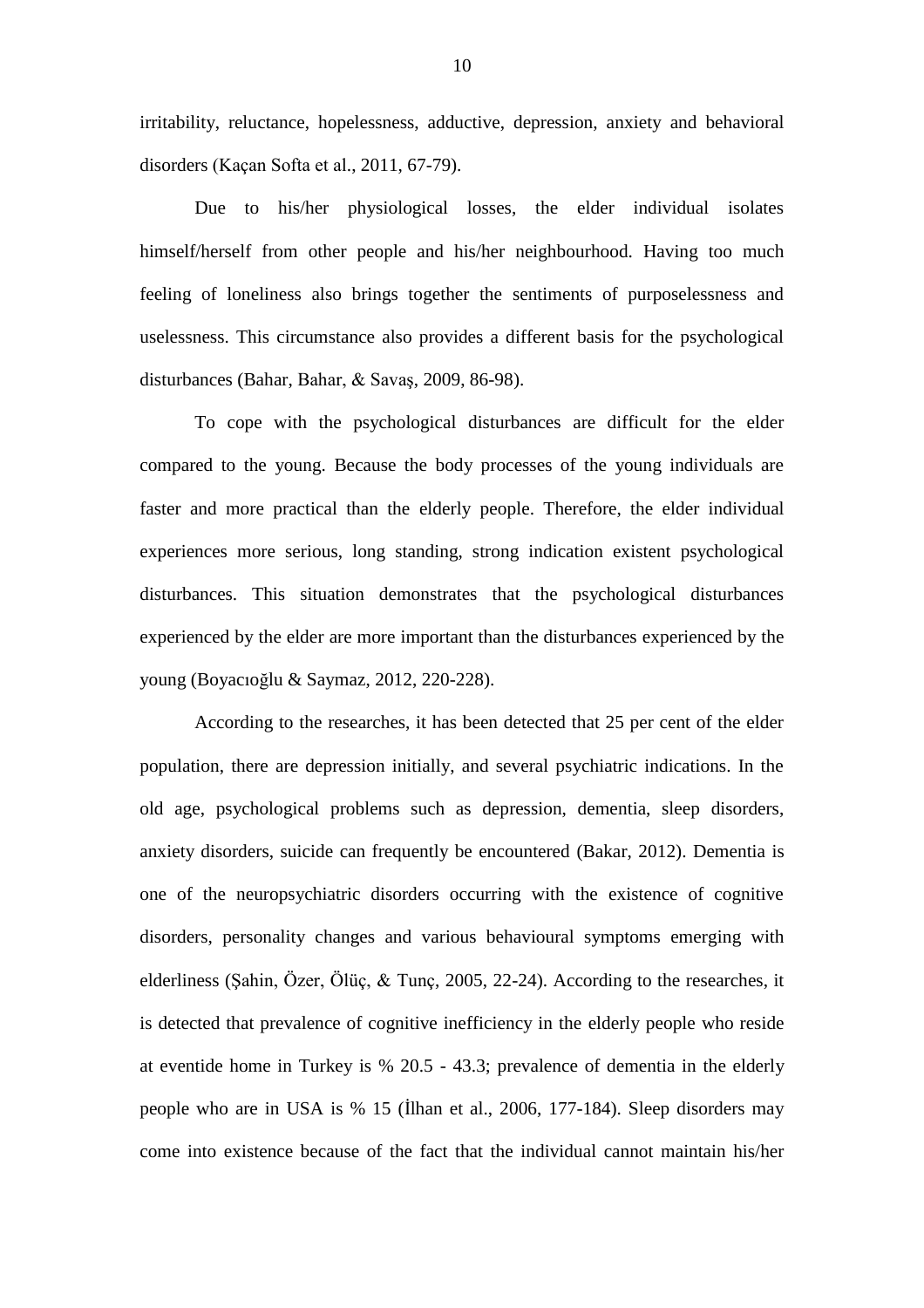irritability, reluctance, hopelessness, adductive, depression, anxiety and behavioral disorders (Kaçan Softa et al., 2011, 67-79).

Due to his/her physiological losses, the elder individual isolates himself/herself from other people and his/her neighbourhood. Having too much feeling of loneliness also brings together the sentiments of purposelessness and uselessness. This circumstance also provides a different basis for the psychological disturbances (Bahar, Bahar, & Savaş, 2009, 86-98).

To cope with the psychological disturbances are difficult for the elder compared to the young. Because the body processes of the young individuals are faster and more practical than the elderly people. Therefore, the elder individual experiences more serious, long standing, strong indication existent psychological disturbances. This situation demonstrates that the psychological disturbances experienced by the elder are more important than the disturbances experienced by the young (Boyacıoğlu & Saymaz, 2012, 220-228).

According to the researches, it has been detected that 25 per cent of the elder population, there are depression initially, and several psychiatric indications. In the old age, psychological problems such as depression, dementia, sleep disorders, anxiety disorders, suicide can frequently be encountered (Bakar, 2012). Dementia is one of the neuropsychiatric disorders occurring with the existence of cognitive disorders, personality changes and various behavioural symptoms emerging with elderliness (Şahin, Özer, Ölüç, & Tunç, 2005, 22-24). According to the researches, it is detected that prevalence of cognitive inefficiency in the elderly people who reside at eventide home in Turkey is % 20.5 - 43.3; prevalence of dementia in the elderly people who are in USA is % 15 (İlhan et al., 2006, 177-184). Sleep disorders may come into existence because of the fact that the individual cannot maintain his/her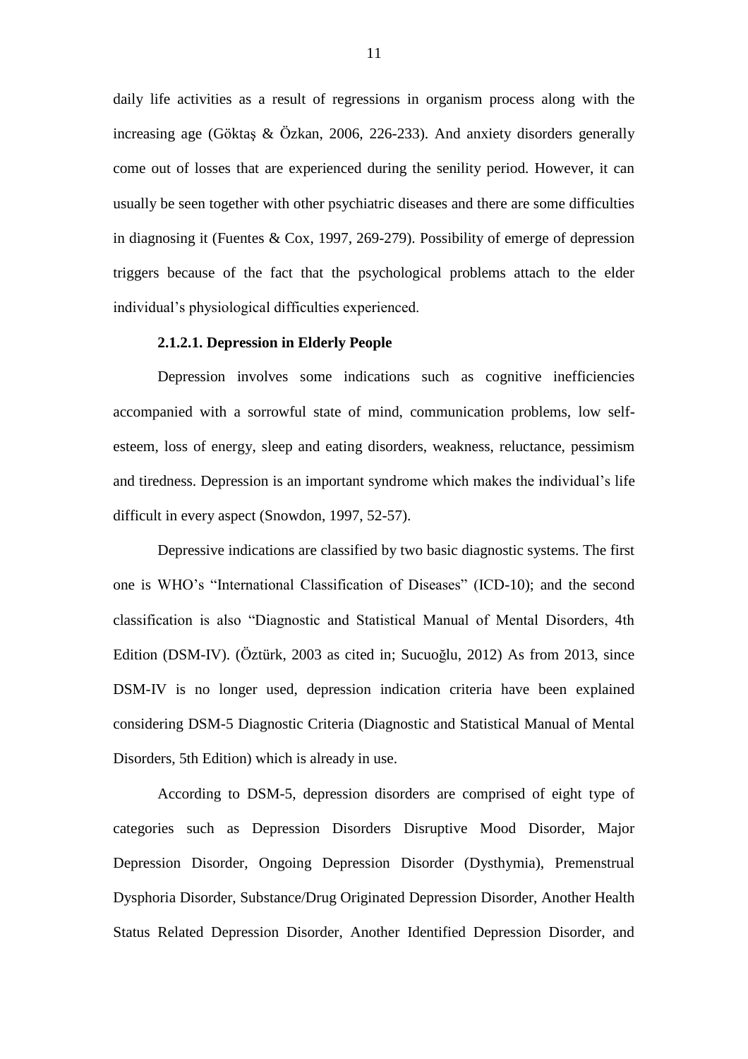daily life activities as a result of regressions in organism process along with the increasing age (Göktaş & Özkan, 2006, 226-233). And anxiety disorders generally come out of losses that are experienced during the senility period. However, it can usually be seen together with other psychiatric diseases and there are some difficulties in diagnosing it (Fuentes & Cox, 1997, 269-279). Possibility of emerge of depression triggers because of the fact that the psychological problems attach to the elder individual's physiological difficulties experienced.

#### 2.1.2.1. Depression in Elderly People

Depression involves some indications such as cognitive inefficiencies accompanied with a sorrowful state of mind, communication problems, low self-esteem, loss of energy, sleep and eating disorders, weakness, reluctance, pessimism and tiredness. Depression is an important syndrome which makes the individual's life difficult in every aspect (Snowdon, 1997, 52-57).

Depressive indications are classified by two basic diagnostic systems. The first one is WHO's "International Classification of Diseases" (ICD-10); and the second classification is also "Diagnostic and Statistical Manual of Mental Disorders, 4th Edition (DSM-IV). (Öztürk, 2003 as cited in; Sucuoğlu, 2012) As from 2013, since DSM-IV is no longer used, depression indication criteria have been explained considering DSM-5 Diagnostic Criteria (Diagnostic and Statistical Manual of Mental Disorders, 5th Edition) which is already in use.

According to DSM-5, depression disorders are comprised of eight type of categories such as Depression Disorders Disruptive Mood Disorder, Major Depression Disorder, Ongoing Depression Disorder (Dysthymia), Premenstrual Dysphoria Disorder, Substance/Drug Originated Depression Disorder, Another Health Status Related Depression Disorder, Another Identified Depression Disorder, and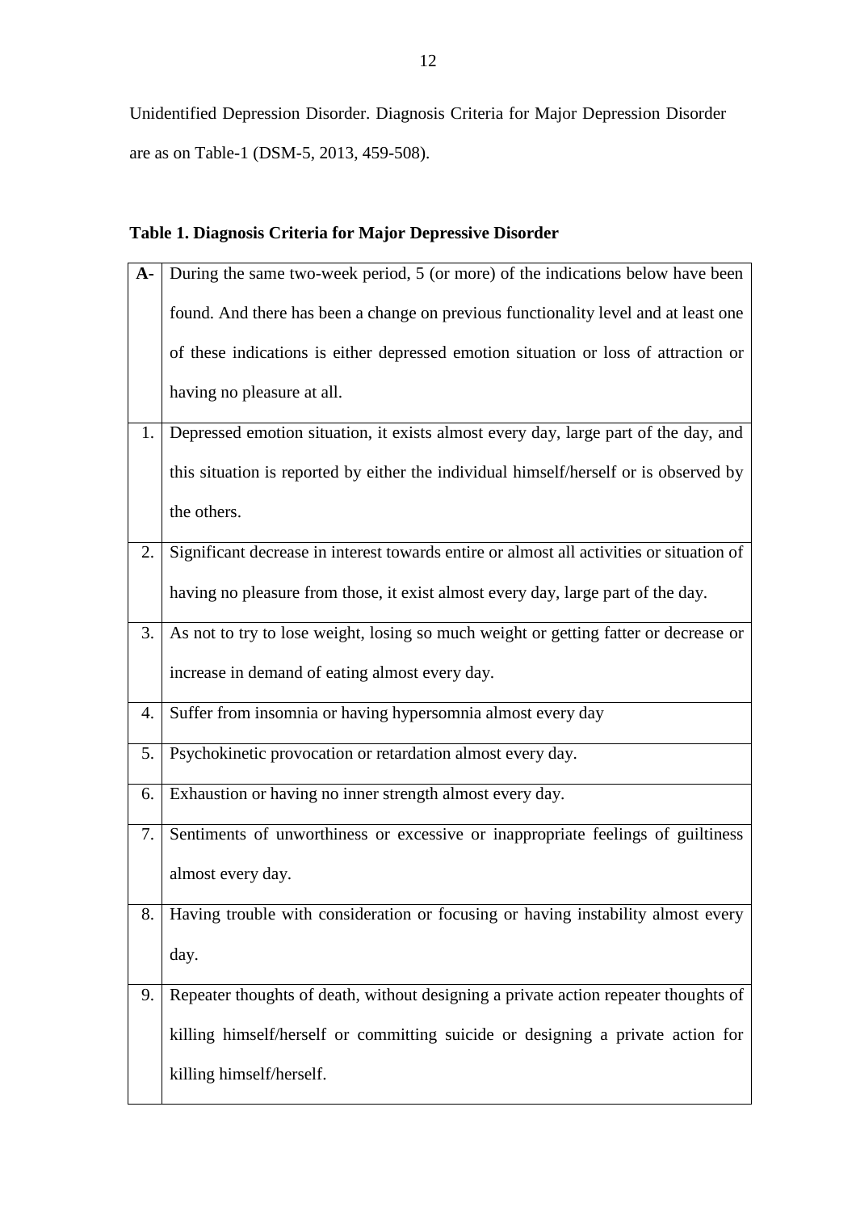Unidentified Depression Disorder. Diagnosis Criteria for Major Depression Disorder are as on Table-1 (DSM-5, 2013, 459-508).

**Table 1. Diagnosis Criteria for Major Depressive Disorder**

| **A-** | During the same two-week period, 5 (or more) of the indications below have been found. And there has been a change on previous functionality level and at least one of these indications is either depressed emotion situation or loss of attraction or having no pleasure at all. |
|---|---|
| 1. | Depressed emotion situation, it exists almost every day, large part of the day, and this situation is reported by either the individual himself/herself or is observed by the others. |
| 2. | Significant decrease in interest towards entire or almost all activities or situation of having no pleasure from those, it exist almost every day, large part of the day. |
| 3. | As not to try to lose weight, losing so much weight or getting fatter or decrease or increase in demand of eating almost every day. |
| 4. | Suffer from insomnia or having hypersomnia almost every day |
| 5. | Psychokinetic provocation or retardation almost every day. |
| 6. | Exhaustion or having no inner strength almost every day. |
| 7. | Sentiments of unworthiness or excessive or inappropriate feelings of guiltiness almost every day. |
| 8. | Having trouble with consideration or focusing or having instability almost every day. |
| 9. | Repeater thoughts of death, without designing a private action repeater thoughts of killing himself/herself or committing suicide or designing a private action for killing himself/herself. |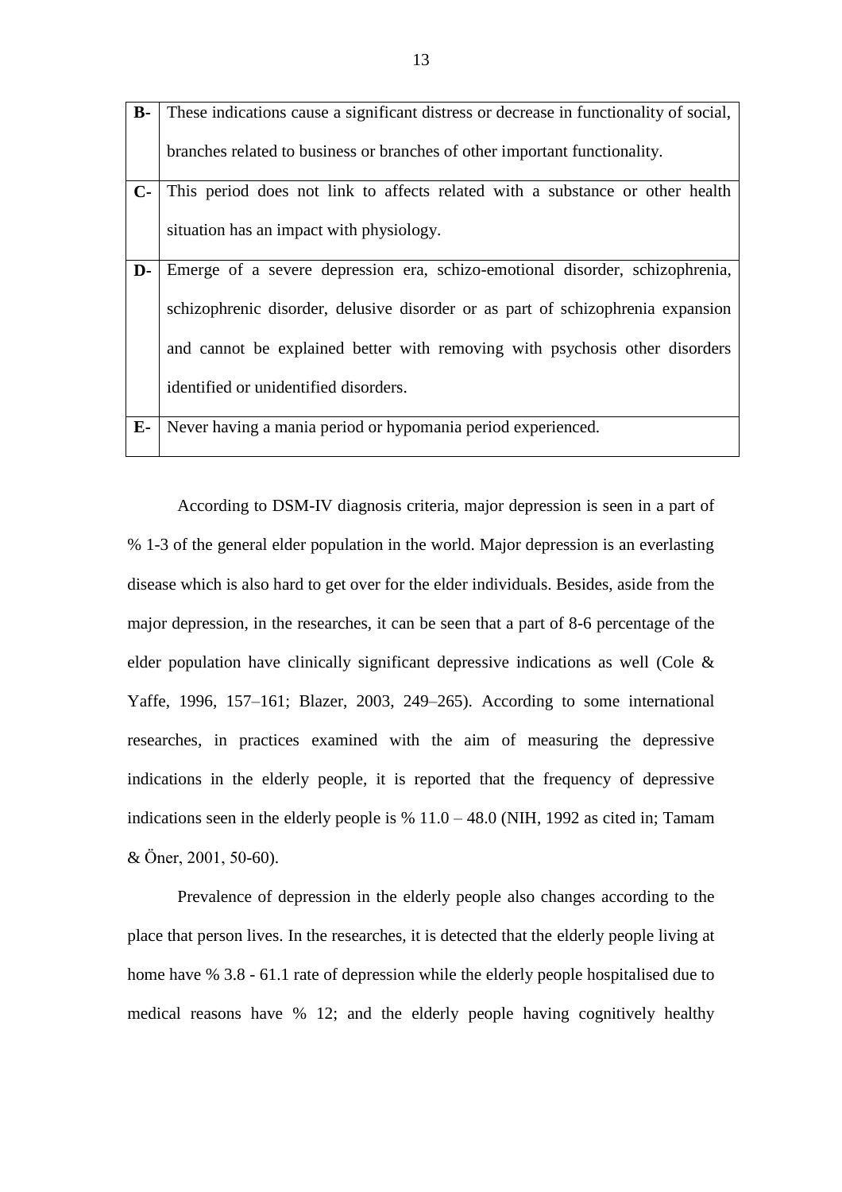| | |
|---|---|
| **B-** | These indications cause a significant distress or decrease in functionality of social, branches related to business or branches of other important functionality. |
| **C-** | This period does not link to affects related with a substance or other health situation has an impact with physiology. |
| **D-** | Emerge of a severe depression era, schizo-emotional disorder, schizophrenia, schizophrenic disorder, delusive disorder or as part of schizophrenia expansion and cannot be explained better with removing with psychosis other disorders identified or unidentified disorders. |
| **E-** | Never having a mania period or hypomania period experienced. |

According to DSM-IV diagnosis criteria, major depression is seen in a part of % 1-3 of the general elder population in the world. Major depression is an everlasting disease which is also hard to get over for the elder individuals. Besides, aside from the major depression, in the researches, it can be seen that a part of 8-6 percentage of the elder population have clinically significant depressive indications as well (Cole & Yaffe, 1996, 157–161; Blazer, 2003, 249–265). According to some international researches, in practices examined with the aim of measuring the depressive indications in the elderly people, it is reported that the frequency of depressive indications seen in the elderly people is % 11.0 – 48.0 (NIH, 1992 as cited in; Tamam & Öner, 2001, 50-60).

Prevalence of depression in the elderly people also changes according to the place that person lives. In the researches, it is detected that the elderly people living at home have % 3.8 - 61.1 rate of depression while the elderly people hospitalised due to medical reasons have % 12; and the elderly people having cognitively healthy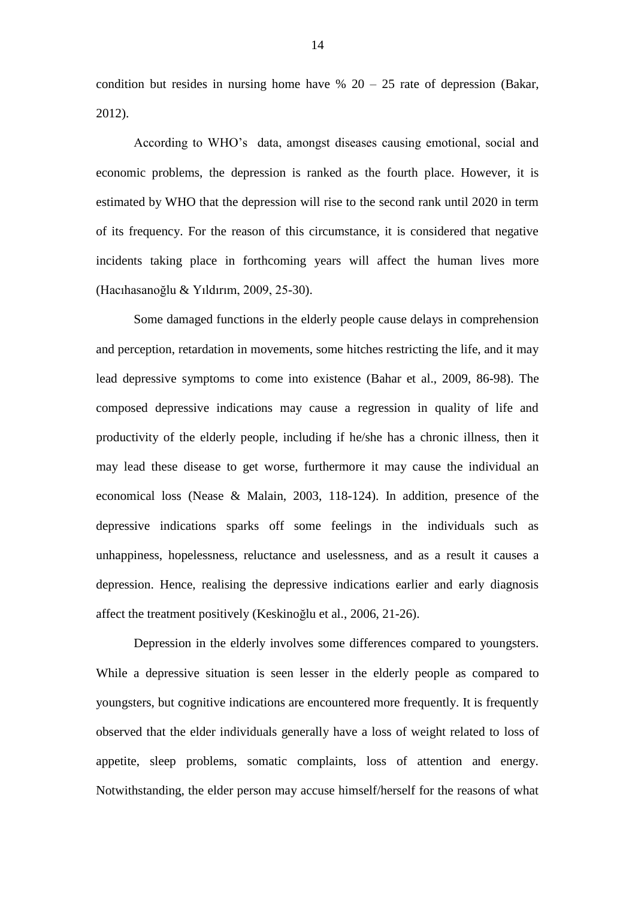condition but resides in nursing home have % 20 – 25 rate of depression (Bakar, 2012).

According to WHO's data, amongst diseases causing emotional, social and economic problems, the depression is ranked as the fourth place. However, it is estimated by WHO that the depression will rise to the second rank until 2020 in term of its frequency. For the reason of this circumstance, it is considered that negative incidents taking place in forthcoming years will affect the human lives more (Hacıhasanoğlu & Yıldırım, 2009, 25-30).

Some damaged functions in the elderly people cause delays in comprehension and perception, retardation in movements, some hitches restricting the life, and it may lead depressive symptoms to come into existence (Bahar et al., 2009, 86-98). The composed depressive indications may cause a regression in quality of life and productivity of the elderly people, including if he/she has a chronic illness, then it may lead these disease to get worse, furthermore it may cause the individual an economical loss (Nease & Malain, 2003, 118-124). In addition, presence of the depressive indications sparks off some feelings in the individuals such as unhappiness, hopelessness, reluctance and uselessness, and as a result it causes a depression. Hence, realising the depressive indications earlier and early diagnosis affect the treatment positively (Keskinoğlu et al., 2006, 21-26).

Depression in the elderly involves some differences compared to youngsters. While a depressive situation is seen lesser in the elderly people as compared to youngsters, but cognitive indications are encountered more frequently. It is frequently observed that the elder individuals generally have a loss of weight related to loss of appetite, sleep problems, somatic complaints, loss of attention and energy. Notwithstanding, the elder person may accuse himself/herself for the reasons of what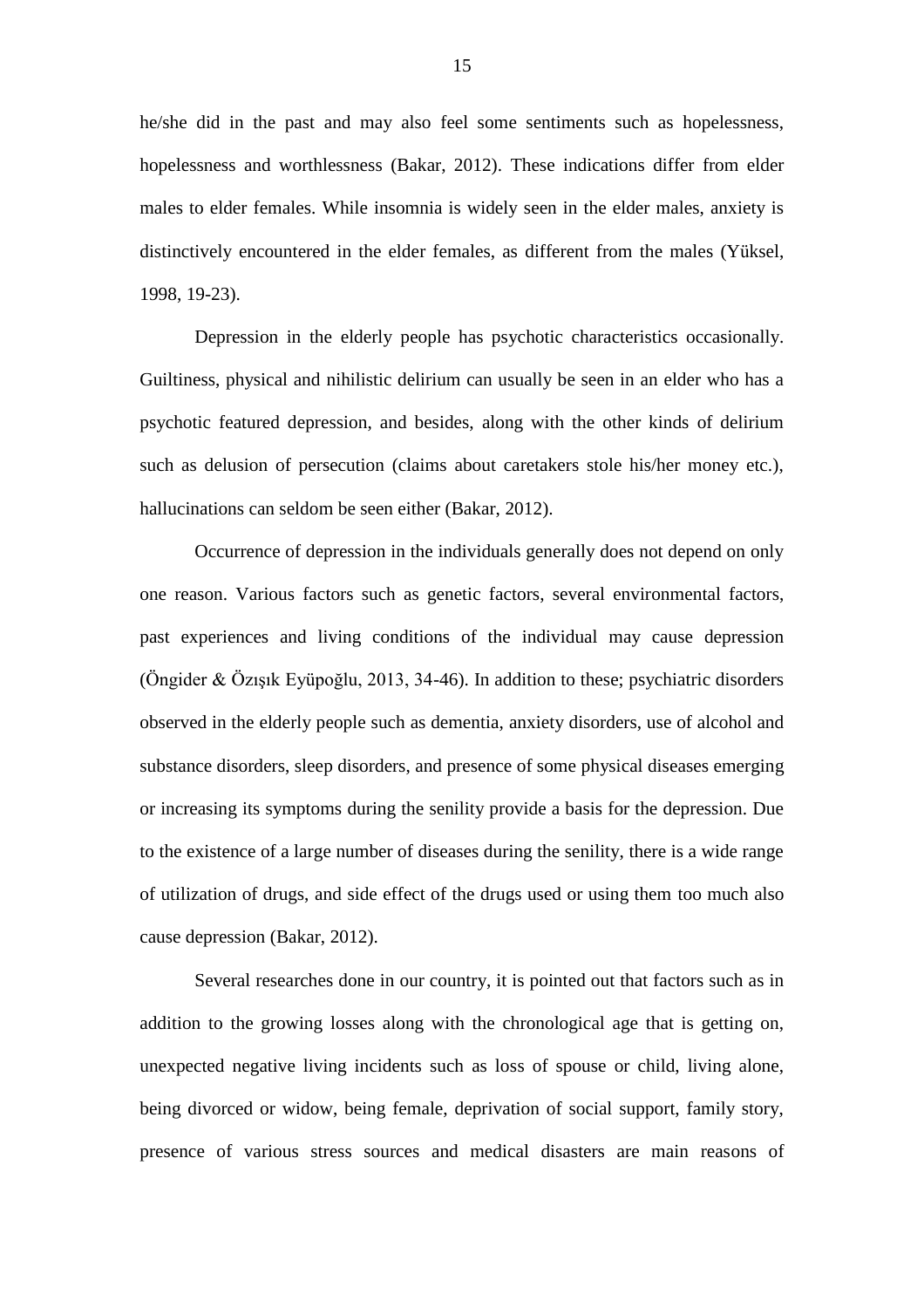he/she did in the past and may also feel some sentiments such as hopelessness, hopelessness and worthlessness (Bakar, 2012). These indications differ from elder males to elder females. While insomnia is widely seen in the elder males, anxiety is distinctively encountered in the elder females, as different from the males (Yüksel, 1998, 19-23).

Depression in the elderly people has psychotic characteristics occasionally. Guiltiness, physical and nihilistic delirium can usually be seen in an elder who has a psychotic featured depression, and besides, along with the other kinds of delirium such as delusion of persecution (claims about caretakers stole his/her money etc.), hallucinations can seldom be seen either (Bakar, 2012).

Occurrence of depression in the individuals generally does not depend on only one reason. Various factors such as genetic factors, several environmental factors, past experiences and living conditions of the individual may cause depression (Öngider & Özışık Eyüpoğlu, 2013, 34-46). In addition to these; psychiatric disorders observed in the elderly people such as dementia, anxiety disorders, use of alcohol and substance disorders, sleep disorders, and presence of some physical diseases emerging or increasing its symptoms during the senility provide a basis for the depression. Due to the existence of a large number of diseases during the senility, there is a wide range of utilization of drugs, and side effect of the drugs used or using them too much also cause depression (Bakar, 2012).

Several researches done in our country, it is pointed out that factors such as in addition to the growing losses along with the chronological age that is getting on, unexpected negative living incidents such as loss of spouse or child, living alone, being divorced or widow, being female, deprivation of social support, family story, presence of various stress sources and medical disasters are main reasons of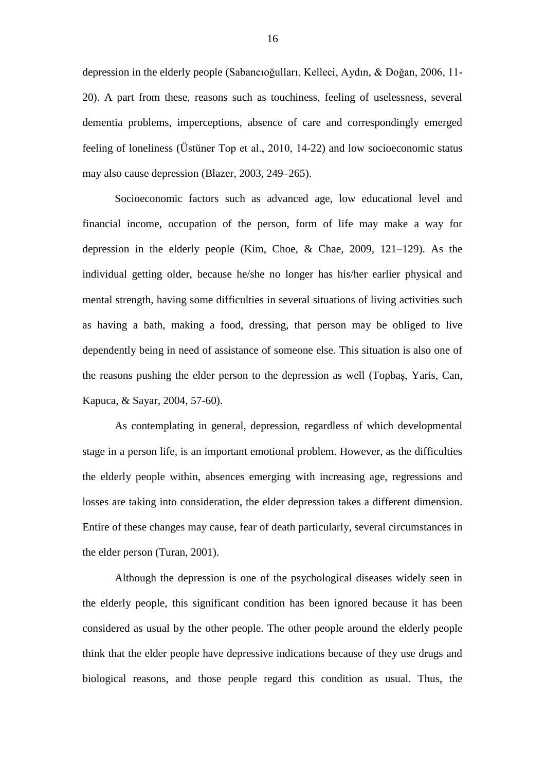depression in the elderly people (Sabancıoğulları, Kelleci, Aydın, & Doğan, 2006, 11-20). A part from these, reasons such as touchiness, feeling of uselessness, several dementia problems, imperceptions, absence of care and correspondingly emerged feeling of loneliness (Üstüner Top et al., 2010, 14-22) and low socioeconomic status may also cause depression (Blazer, 2003, 249–265).

Socioeconomic factors such as advanced age, low educational level and financial income, occupation of the person, form of life may make a way for depression in the elderly people (Kim, Choe, & Chae, 2009, 121–129). As the individual getting older, because he/she no longer has his/her earlier physical and mental strength, having some difficulties in several situations of living activities such as having a bath, making a food, dressing, that person may be obliged to live dependently being in need of assistance of someone else. This situation is also one of the reasons pushing the elder person to the depression as well (Topbaş, Yaris, Can, Kapuca, & Sayar, 2004, 57-60).

As contemplating in general, depression, regardless of which developmental stage in a person life, is an important emotional problem. However, as the difficulties the elderly people within, absences emerging with increasing age, regressions and losses are taking into consideration, the elder depression takes a different dimension. Entire of these changes may cause, fear of death particularly, several circumstances in the elder person (Turan, 2001).

Although the depression is one of the psychological diseases widely seen in the elderly people, this significant condition has been ignored because it has been considered as usual by the other people. The other people around the elderly people think that the elder people have depressive indications because of they use drugs and biological reasons, and those people regard this condition as usual. Thus, the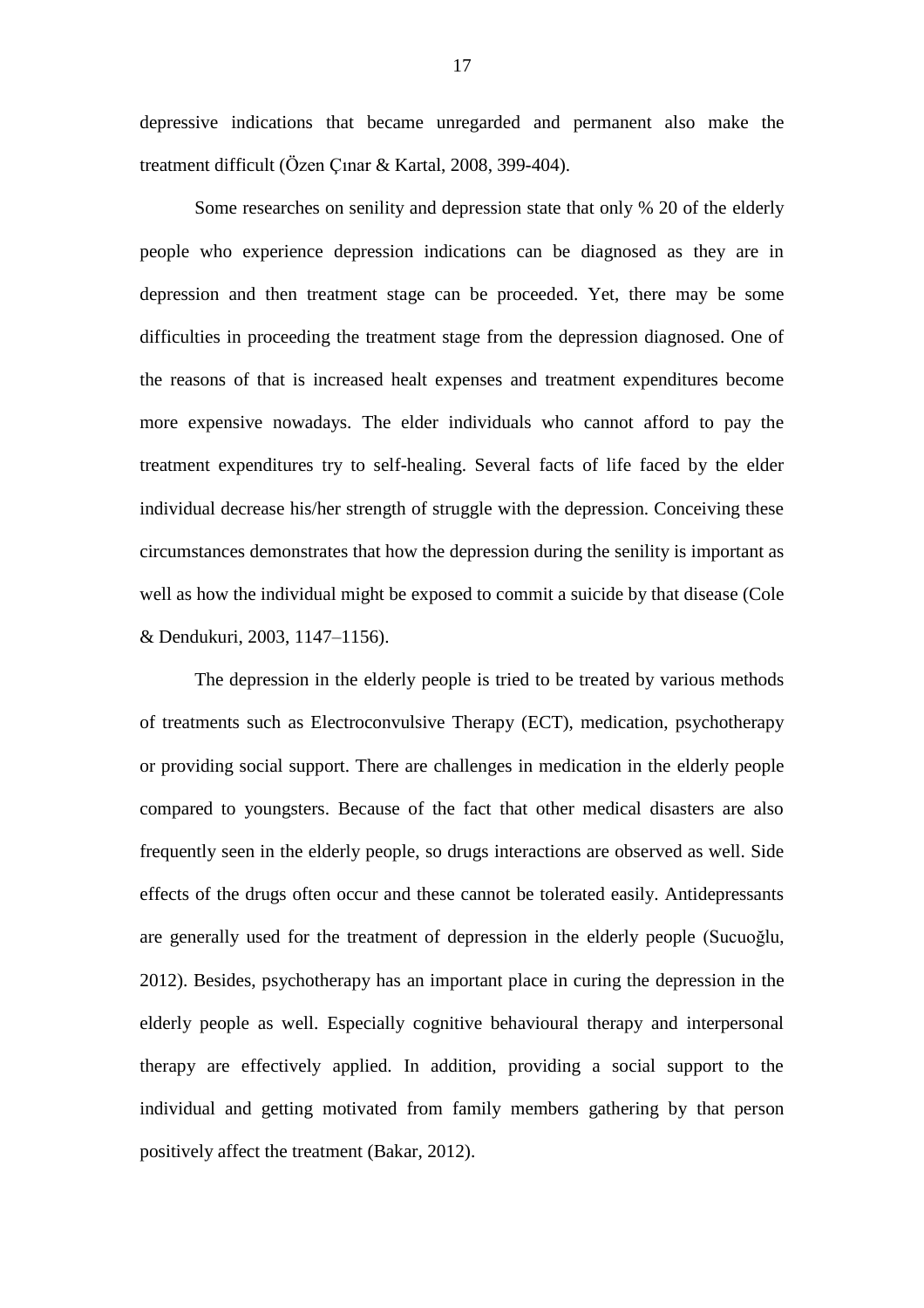depressive indications that became unregarded and permanent also make the treatment difficult (Özen Çınar & Kartal, 2008, 399-404).

Some researches on senility and depression state that only % 20 of the elderly people who experience depression indications can be diagnosed as they are in depression and then treatment stage can be proceeded. Yet, there may be some difficulties in proceeding the treatment stage from the depression diagnosed. One of the reasons of that is increased healt expenses and treatment expenditures become more expensive nowadays. The elder individuals who cannot afford to pay the treatment expenditures try to self-healing. Several facts of life faced by the elder individual decrease his/her strength of struggle with the depression. Conceiving these circumstances demonstrates that how the depression during the senility is important as well as how the individual might be exposed to commit a suicide by that disease (Cole & Dendukuri, 2003, 1147–1156).

The depression in the elderly people is tried to be treated by various methods of treatments such as Electroconvulsive Therapy (ECT), medication, psychotherapy or providing social support. There are challenges in medication in the elderly people compared to youngsters. Because of the fact that other medical disasters are also frequently seen in the elderly people, so drugs interactions are observed as well. Side effects of the drugs often occur and these cannot be tolerated easily. Antidepressants are generally used for the treatment of depression in the elderly people (Sucuoğlu, 2012). Besides, psychotherapy has an important place in curing the depression in the elderly people as well. Especially cognitive behavioural therapy and interpersonal therapy are effectively applied. In addition, providing a social support to the individual and getting motivated from family members gathering by that person positively affect the treatment (Bakar, 2012).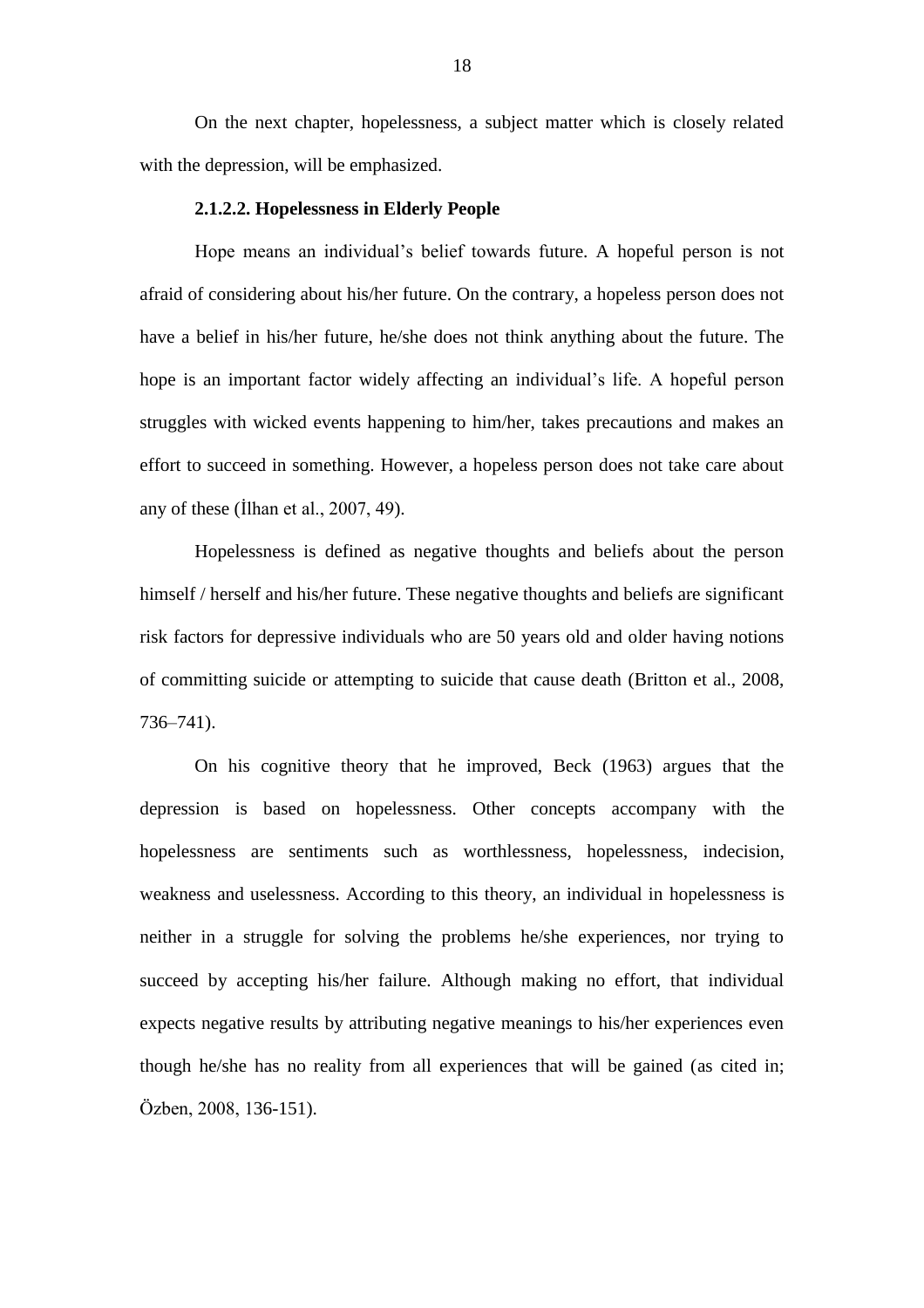On the next chapter, hopelessness, a subject matter which is closely related with the depression, will be emphasized.

#### 2.1.2.2. Hopelessness in Elderly People

Hope means an individual's belief towards future. A hopeful person is not afraid of considering about his/her future. On the contrary, a hopeless person does not have a belief in his/her future, he/she does not think anything about the future. The hope is an important factor widely affecting an individual's life. A hopeful person struggles with wicked events happening to him/her, takes precautions and makes an effort to succeed in something. However, a hopeless person does not take care about any of these (İlhan et al., 2007, 49).

Hopelessness is defined as negative thoughts and beliefs about the person himself / herself and his/her future. These negative thoughts and beliefs are significant risk factors for depressive individuals who are 50 years old and older having notions of committing suicide or attempting to suicide that cause death (Britton et al., 2008, 736–741).

On his cognitive theory that he improved, Beck (1963) argues that the depression is based on hopelessness. Other concepts accompany with the hopelessness are sentiments such as worthlessness, hopelessness, indecision, weakness and uselessness. According to this theory, an individual in hopelessness is neither in a struggle for solving the problems he/she experiences, nor trying to succeed by accepting his/her failure. Although making no effort, that individual expects negative results by attributing negative meanings to his/her experiences even though he/she has no reality from all experiences that will be gained (as cited in; Özben, 2008, 136-151).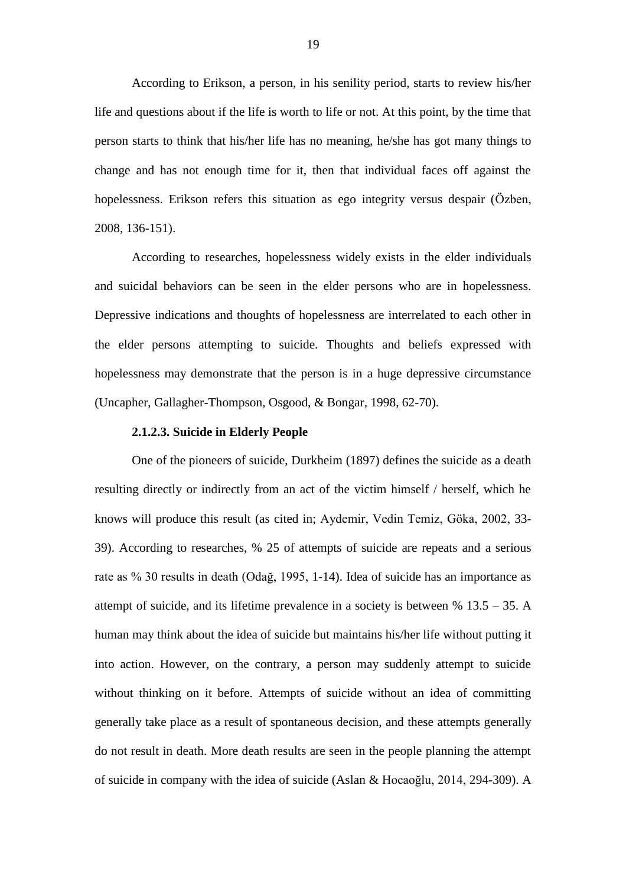According to Erikson, a person, in his senility period, starts to review his/her life and questions about if the life is worth to life or not. At this point, by the time that person starts to think that his/her life has no meaning, he/she has got many things to change and has not enough time for it, then that individual faces off against the hopelessness. Erikson refers this situation as ego integrity versus despair (Özben, 2008, 136-151).

According to researches, hopelessness widely exists in the elder individuals and suicidal behaviors can be seen in the elder persons who are in hopelessness. Depressive indications and thoughts of hopelessness are interrelated to each other in the elder persons attempting to suicide. Thoughts and beliefs expressed with hopelessness may demonstrate that the person is in a huge depressive circumstance (Uncapher, Gallagher-Thompson, Osgood, & Bongar, 1998, 62-70).

#### 2.1.2.3. Suicide in Elderly People

One of the pioneers of suicide, Durkheim (1897) defines the suicide as a death resulting directly or indirectly from an act of the victim himself / herself, which he knows will produce this result (as cited in; Aydemir, Vedin Temiz, Göka, 2002, 33-39). According to researches, % 25 of attempts of suicide are repeats and a serious rate as % 30 results in death (Odağ, 1995, 1-14). Idea of suicide has an importance as attempt of suicide, and its lifetime prevalence in a society is between % 13.5 – 35. A human may think about the idea of suicide but maintains his/her life without putting it into action. However, on the contrary, a person may suddenly attempt to suicide without thinking on it before. Attempts of suicide without an idea of committing generally take place as a result of spontaneous decision, and these attempts generally do not result in death. More death results are seen in the people planning the attempt of suicide in company with the idea of suicide (Aslan & Hocaoğlu, 2014, 294-309). A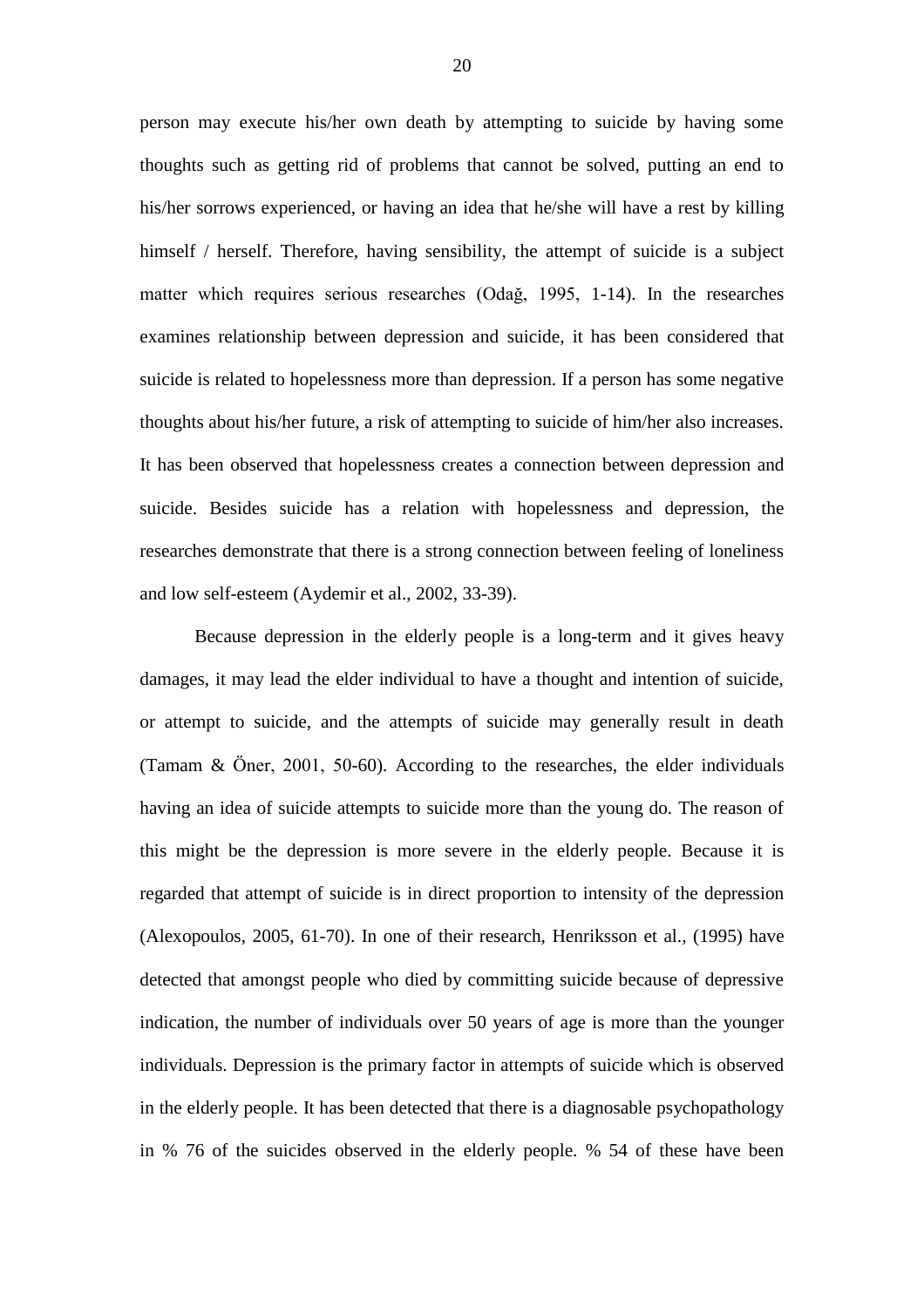person may execute his/her own death by attempting to suicide by having some thoughts such as getting rid of problems that cannot be solved, putting an end to his/her sorrows experienced, or having an idea that he/she will have a rest by killing himself / herself. Therefore, having sensibility, the attempt of suicide is a subject matter which requires serious researches (Odağ, 1995, 1-14). In the researches examines relationship between depression and suicide, it has been considered that suicide is related to hopelessness more than depression. If a person has some negative thoughts about his/her future, a risk of attempting to suicide of him/her also increases. It has been observed that hopelessness creates a connection between depression and suicide. Besides suicide has a relation with hopelessness and depression, the researches demonstrate that there is a strong connection between feeling of loneliness and low self-esteem (Aydemir et al., 2002, 33-39).

Because depression in the elderly people is a long-term and it gives heavy damages, it may lead the elder individual to have a thought and intention of suicide, or attempt to suicide, and the attempts of suicide may generally result in death (Tamam & Öner, 2001, 50-60). According to the researches, the elder individuals having an idea of suicide attempts to suicide more than the young do. The reason of this might be the depression is more severe in the elderly people. Because it is regarded that attempt of suicide is in direct proportion to intensity of the depression (Alexopoulos, 2005, 61-70). In one of their research, Henriksson et al., (1995) have detected that amongst people who died by committing suicide because of depressive indication, the number of individuals over 50 years of age is more than the younger individuals. Depression is the primary factor in attempts of suicide which is observed in the elderly people. It has been detected that there is a diagnosable psychopathology in % 76 of the suicides observed in the elderly people. % 54 of these have been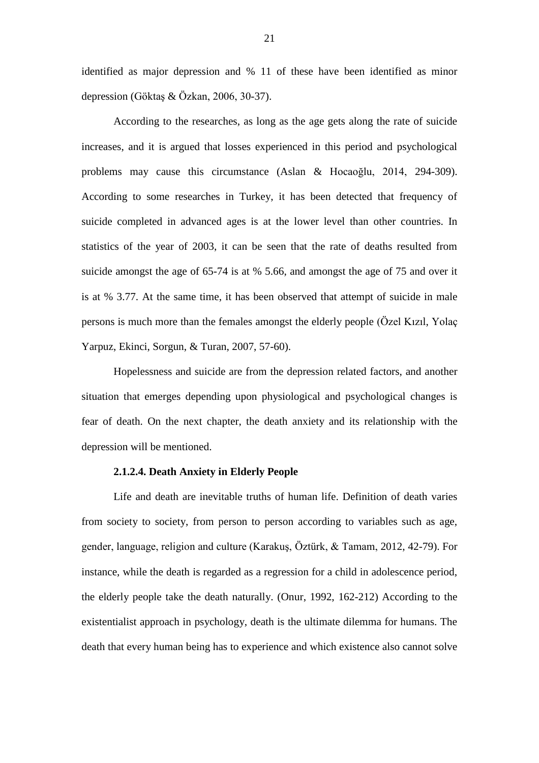identified as major depression and % 11 of these have been identified as minor depression (Göktaş & Özkan, 2006, 30-37).

According to the researches, as long as the age gets along the rate of suicide increases, and it is argued that losses experienced in this period and psychological problems may cause this circumstance (Aslan & Hocaoğlu, 2014, 294-309). According to some researches in Turkey, it has been detected that frequency of suicide completed in advanced ages is at the lower level than other countries. In statistics of the year of 2003, it can be seen that the rate of deaths resulted from suicide amongst the age of 65-74 is at % 5.66, and amongst the age of 75 and over it is at % 3.77. At the same time, it has been observed that attempt of suicide in male persons is much more than the females amongst the elderly people (Özel Kızıl, Yolaç Yarpuz, Ekinci, Sorgun, & Turan, 2007, 57-60).

Hopelessness and suicide are from the depression related factors, and another situation that emerges depending upon physiological and psychological changes is fear of death. On the next chapter, the death anxiety and its relationship with the depression will be mentioned.

#### 2.1.2.4. Death Anxiety in Elderly People

Life and death are inevitable truths of human life. Definition of death varies from society to society, from person to person according to variables such as age, gender, language, religion and culture (Karakuş, Öztürk, & Tamam, 2012, 42-79). For instance, while the death is regarded as a regression for a child in adolescence period, the elderly people take the death naturally. (Onur, 1992, 162-212) According to the existentialist approach in psychology, death is the ultimate dilemma for humans. The death that every human being has to experience and which existence also cannot solve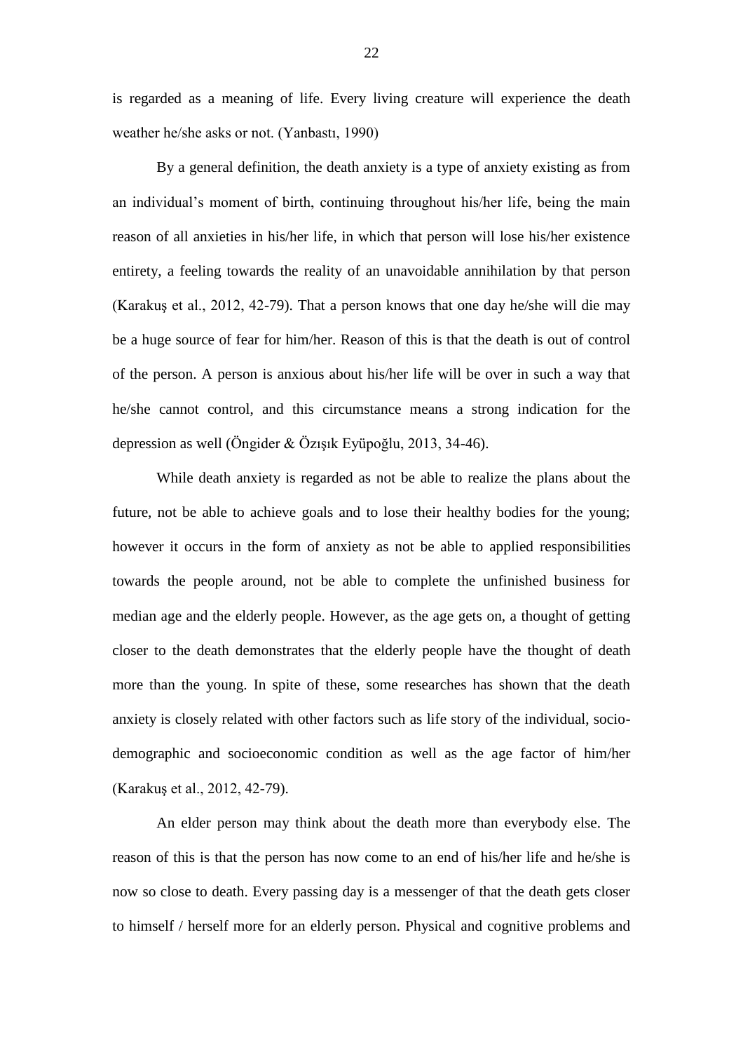is regarded as a meaning of life. Every living creature will experience the death weather he/she asks or not. (Yanbastı, 1990)

By a general definition, the death anxiety is a type of anxiety existing as from an individual's moment of birth, continuing throughout his/her life, being the main reason of all anxieties in his/her life, in which that person will lose his/her existence entirety, a feeling towards the reality of an unavoidable annihilation by that person (Karakuş et al., 2012, 42-79). That a person knows that one day he/she will die may be a huge source of fear for him/her. Reason of this is that the death is out of control of the person. A person is anxious about his/her life will be over in such a way that he/she cannot control, and this circumstance means a strong indication for the depression as well (Öngider & Özışık Eyüpoğlu, 2013, 34-46).

While death anxiety is regarded as not be able to realize the plans about the future, not be able to achieve goals and to lose their healthy bodies for the young; however it occurs in the form of anxiety as not be able to applied responsibilities towards the people around, not be able to complete the unfinished business for median age and the elderly people. However, as the age gets on, a thought of getting closer to the death demonstrates that the elderly people have the thought of death more than the young. In spite of these, some researches has shown that the death anxiety is closely related with other factors such as life story of the individual, socio-demographic and socioeconomic condition as well as the age factor of him/her (Karakuş et al., 2012, 42-79).

An elder person may think about the death more than everybody else. The reason of this is that the person has now come to an end of his/her life and he/she is now so close to death. Every passing day is a messenger of that the death gets closer to himself / herself more for an elderly person. Physical and cognitive problems and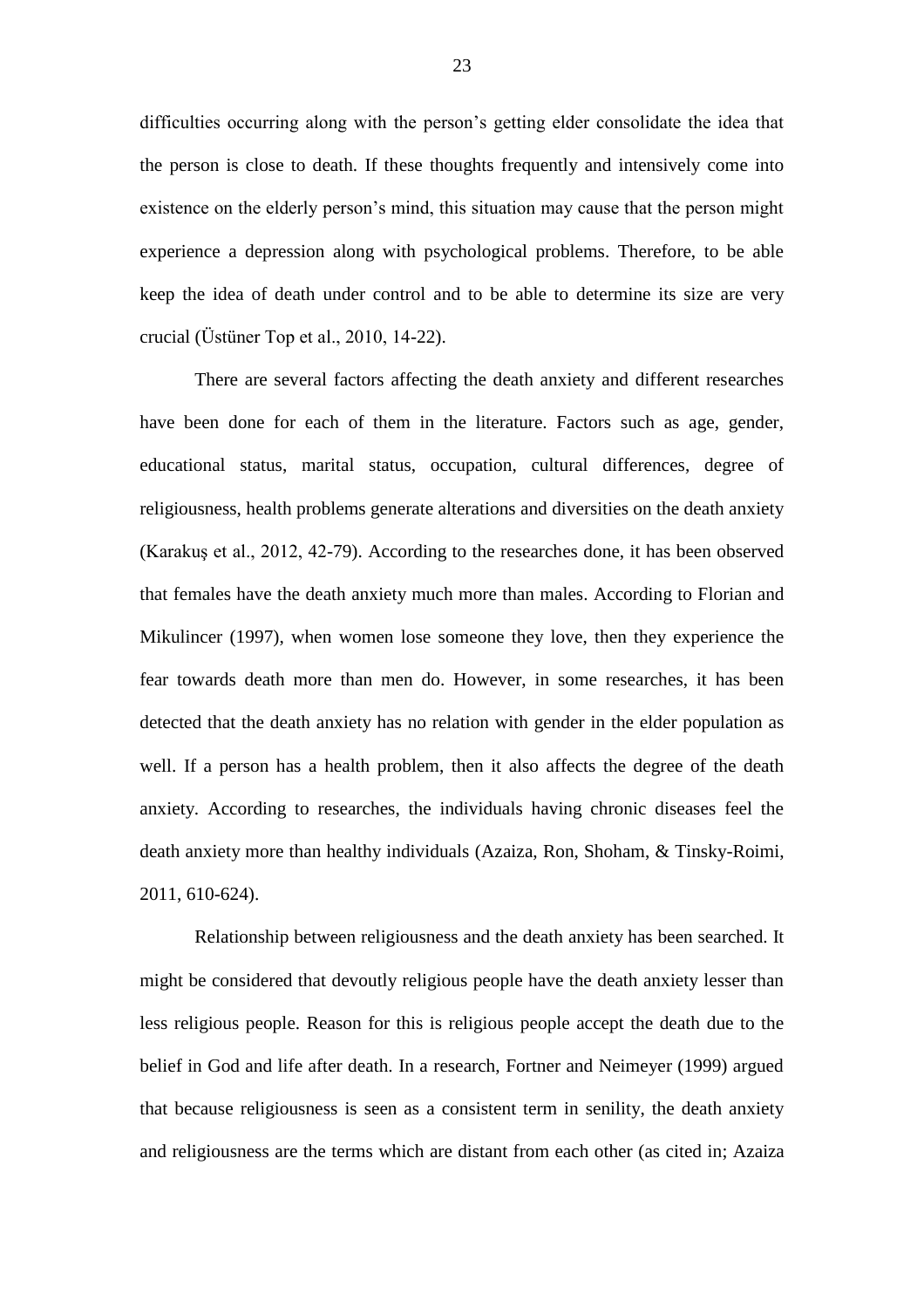difficulties occurring along with the person's getting elder consolidate the idea that the person is close to death. If these thoughts frequently and intensively come into existence on the elderly person's mind, this situation may cause that the person might experience a depression along with psychological problems. Therefore, to be able keep the idea of death under control and to be able to determine its size are very crucial (Üstüner Top et al., 2010, 14-22).

There are several factors affecting the death anxiety and different researches have been done for each of them in the literature. Factors such as age, gender, educational status, marital status, occupation, cultural differences, degree of religiousness, health problems generate alterations and diversities on the death anxiety (Karakuş et al., 2012, 42-79). According to the researches done, it has been observed that females have the death anxiety much more than males. According to Florian and Mikulincer (1997), when women lose someone they love, then they experience the fear towards death more than men do. However, in some researches, it has been detected that the death anxiety has no relation with gender in the elder population as well. If a person has a health problem, then it also affects the degree of the death anxiety. According to researches, the individuals having chronic diseases feel the death anxiety more than healthy individuals (Azaiza, Ron, Shoham, & Tinsky-Roimi, 2011, 610-624).

Relationship between religiousness and the death anxiety has been searched. It might be considered that devoutly religious people have the death anxiety lesser than less religious people. Reason for this is religious people accept the death due to the belief in God and life after death. In a research, Fortner and Neimeyer (1999) argued that because religiousness is seen as a consistent term in senility, the death anxiety and religiousness are the terms which are distant from each other (as cited in; Azaiza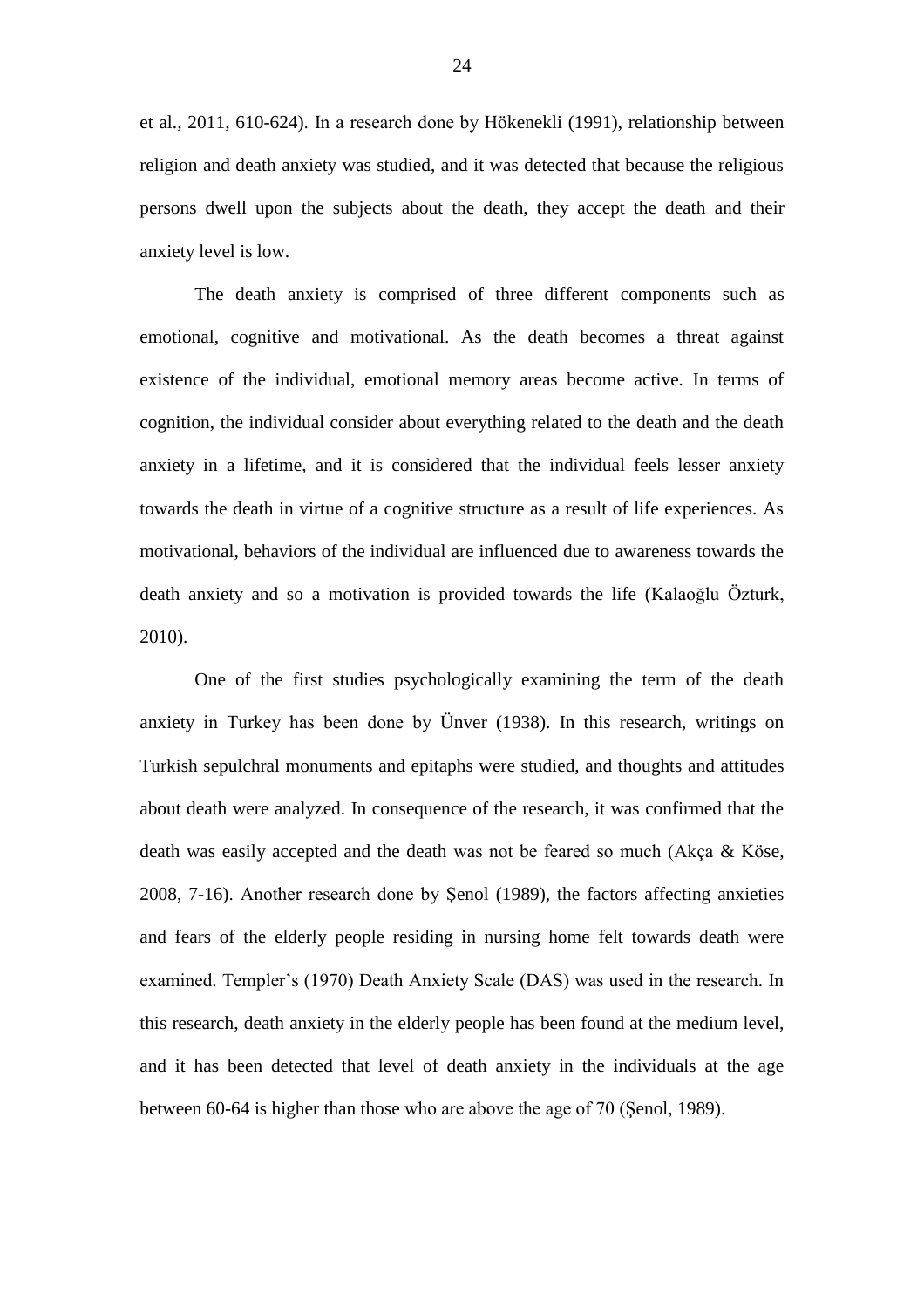et al., 2011, 610-624). In a research done by Hökenekli (1991), relationship between religion and death anxiety was studied, and it was detected that because the religious persons dwell upon the subjects about the death, they accept the death and their anxiety level is low.

The death anxiety is comprised of three different components such as emotional, cognitive and motivational. As the death becomes a threat against existence of the individual, emotional memory areas become active. In terms of cognition, the individual consider about everything related to the death and the death anxiety in a lifetime, and it is considered that the individual feels lesser anxiety towards the death in virtue of a cognitive structure as a result of life experiences. As motivational, behaviors of the individual are influenced due to awareness towards the death anxiety and so a motivation is provided towards the life (Kalaoğlu Özturk, 2010).

One of the first studies psychologically examining the term of the death anxiety in Turkey has been done by Ünver (1938). In this research, writings on Turkish sepulchral monuments and epitaphs were studied, and thoughts and attitudes about death were analyzed. In consequence of the research, it was confirmed that the death was easily accepted and the death was not be feared so much (Akça & Köse, 2008, 7-16). Another research done by Şenol (1989), the factors affecting anxieties and fears of the elderly people residing in nursing home felt towards death were examined. Templer's (1970) Death Anxiety Scale (DAS) was used in the research. In this research, death anxiety in the elderly people has been found at the medium level, and it has been detected that level of death anxiety in the individuals at the age between 60-64 is higher than those who are above the age of 70 (Şenol, 1989).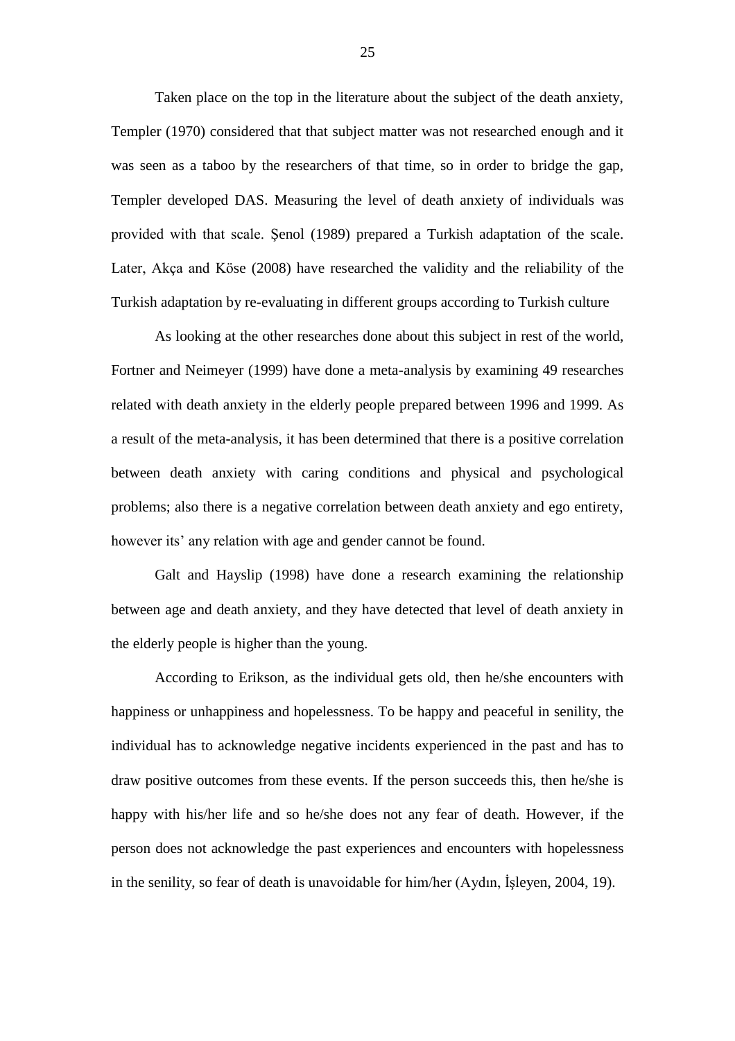Taken place on the top in the literature about the subject of the death anxiety, Templer (1970) considered that that subject matter was not researched enough and it was seen as a taboo by the researchers of that time, so in order to bridge the gap, Templer developed DAS. Measuring the level of death anxiety of individuals was provided with that scale. Şenol (1989) prepared a Turkish adaptation of the scale. Later, Akça and Köse (2008) have researched the validity and the reliability of the Turkish adaptation by re-evaluating in different groups according to Turkish culture

As looking at the other researches done about this subject in rest of the world, Fortner and Neimeyer (1999) have done a meta-analysis by examining 49 researches related with death anxiety in the elderly people prepared between 1996 and 1999. As a result of the meta-analysis, it has been determined that there is a positive correlation between death anxiety with caring conditions and physical and psychological problems; also there is a negative correlation between death anxiety and ego entirety, however its' any relation with age and gender cannot be found.

Galt and Hayslip (1998) have done a research examining the relationship between age and death anxiety, and they have detected that level of death anxiety in the elderly people is higher than the young.

According to Erikson, as the individual gets old, then he/she encounters with happiness or unhappiness and hopelessness. To be happy and peaceful in senility, the individual has to acknowledge negative incidents experienced in the past and has to draw positive outcomes from these events. If the person succeeds this, then he/she is happy with his/her life and so he/she does not any fear of death. However, if the person does not acknowledge the past experiences and encounters with hopelessness in the senility, so fear of death is unavoidable for him/her (Aydın, İşleyen, 2004, 19).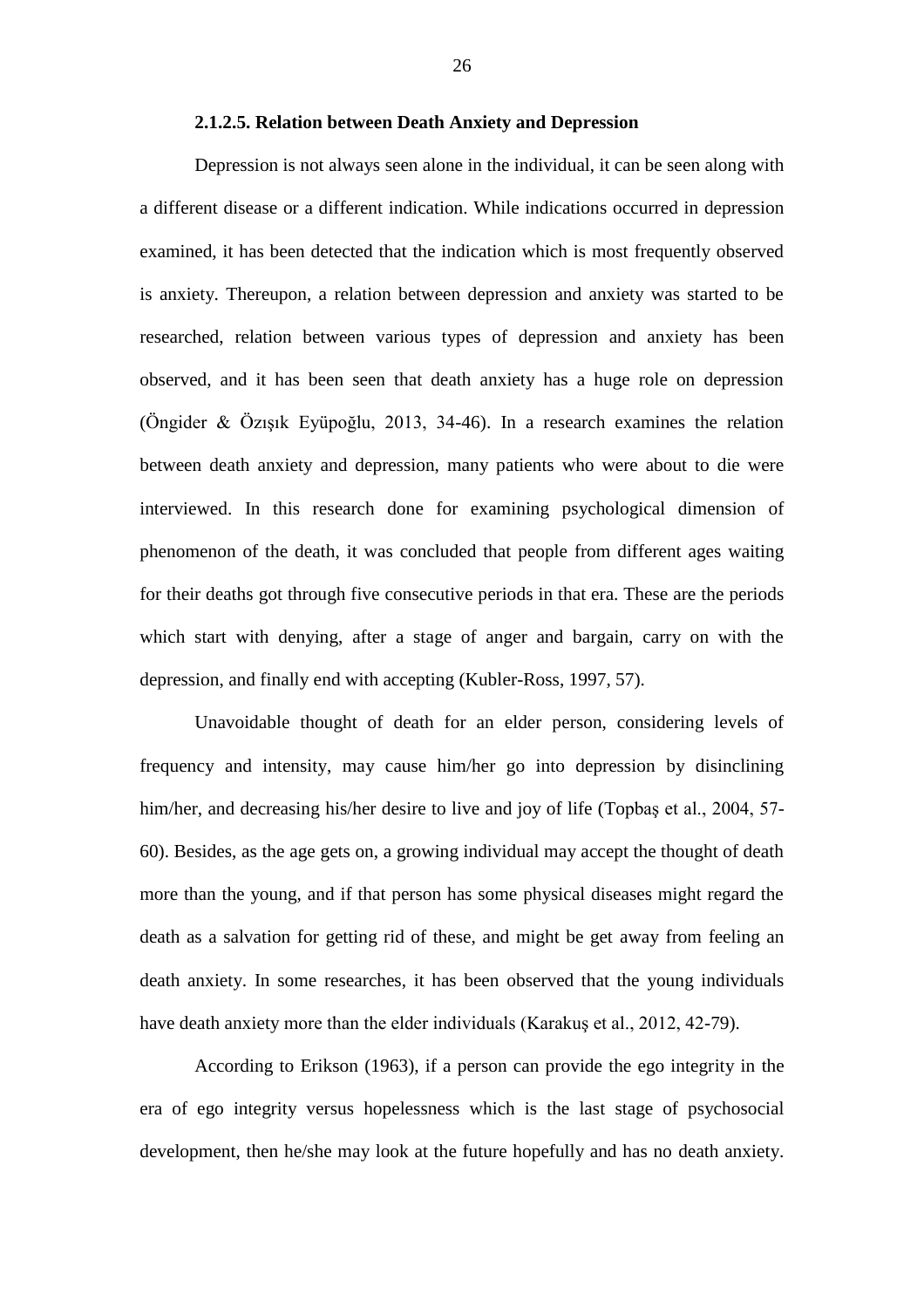#### 2.1.2.5. Relation between Death Anxiety and Depression

Depression is not always seen alone in the individual, it can be seen along with a different disease or a different indication. While indications occurred in depression examined, it has been detected that the indication which is most frequently observed is anxiety. Thereupon, a relation between depression and anxiety was started to be researched, relation between various types of depression and anxiety has been observed, and it has been seen that death anxiety has a huge role on depression (Öngider & Özışık Eyüpoğlu, 2013, 34-46). In a research examines the relation between death anxiety and depression, many patients who were about to die were interviewed. In this research done for examining psychological dimension of phenomenon of the death, it was concluded that people from different ages waiting for their deaths got through five consecutive periods in that era. These are the periods which start with denying, after a stage of anger and bargain, carry on with the depression, and finally end with accepting (Kubler-Ross, 1997, 57).

Unavoidable thought of death for an elder person, considering levels of frequency and intensity, may cause him/her go into depression by disinclining him/her, and decreasing his/her desire to live and joy of life (Topbaş et al., 2004, 57-60). Besides, as the age gets on, a growing individual may accept the thought of death more than the young, and if that person has some physical diseases might regard the death as a salvation for getting rid of these, and might be get away from feeling an death anxiety. In some researches, it has been observed that the young individuals have death anxiety more than the elder individuals (Karakuş et al., 2012, 42-79).

According to Erikson (1963), if a person can provide the ego integrity in the era of ego integrity versus hopelessness which is the last stage of psychosocial development, then he/she may look at the future hopefully and has no death anxiety.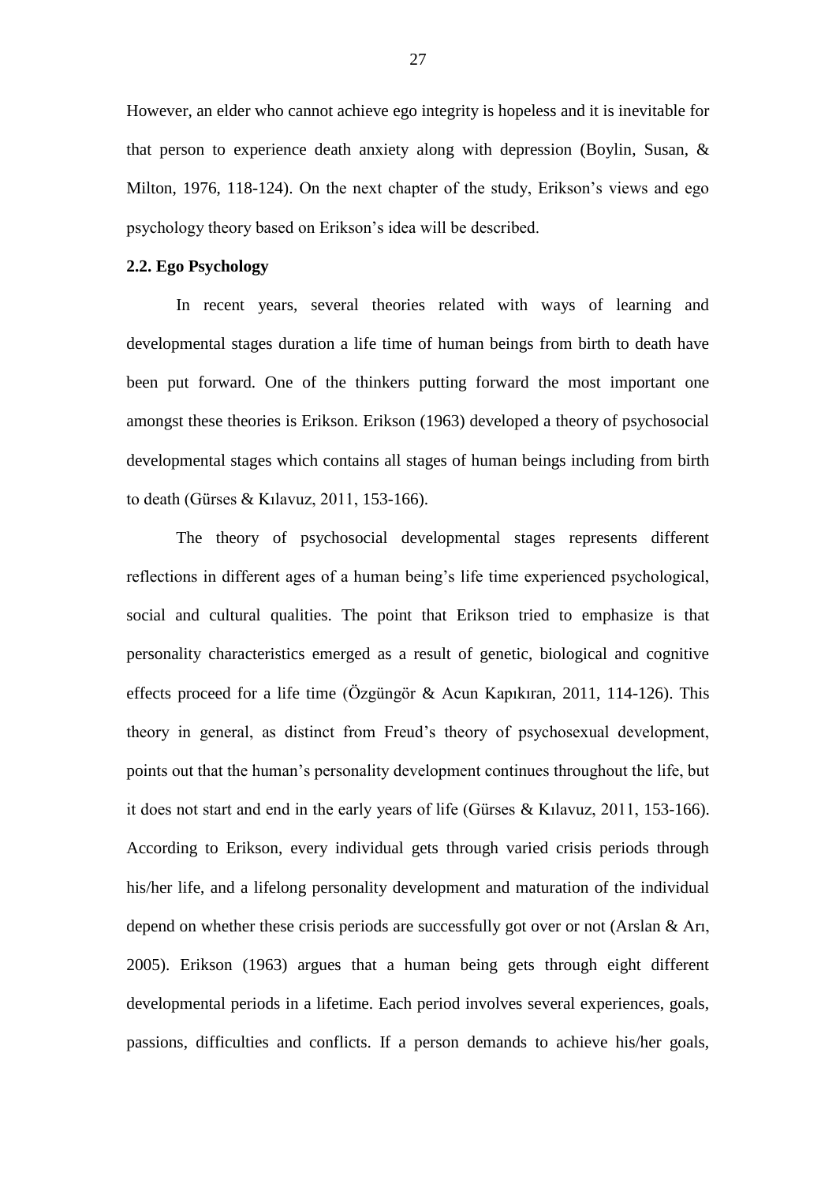However, an elder who cannot achieve ego integrity is hopeless and it is inevitable for that person to experience death anxiety along with depression (Boylin, Susan, & Milton, 1976, 118-124). On the next chapter of the study, Erikson's views and ego psychology theory based on Erikson's idea will be described.

## 2.2. Ego Psychology

In recent years, several theories related with ways of learning and developmental stages duration a life time of human beings from birth to death have been put forward. One of the thinkers putting forward the most important one amongst these theories is Erikson. Erikson (1963) developed a theory of psychosocial developmental stages which contains all stages of human beings including from birth to death (Gürses & Kılavuz, 2011, 153-166).

The theory of psychosocial developmental stages represents different reflections in different ages of a human being's life time experienced psychological, social and cultural qualities. The point that Erikson tried to emphasize is that personality characteristics emerged as a result of genetic, biological and cognitive effects proceed for a life time (Özgüngör & Acun Kapıkıran, 2011, 114-126). This theory in general, as distinct from Freud's theory of psychosexual development, points out that the human's personality development continues throughout the life, but it does not start and end in the early years of life (Gürses & Kılavuz, 2011, 153-166). According to Erikson, every individual gets through varied crisis periods through his/her life, and a lifelong personality development and maturation of the individual depend on whether these crisis periods are successfully got over or not (Arslan & Arı, 2005). Erikson (1963) argues that a human being gets through eight different developmental periods in a lifetime. Each period involves several experiences, goals, passions, difficulties and conflicts. If a person demands to achieve his/her goals,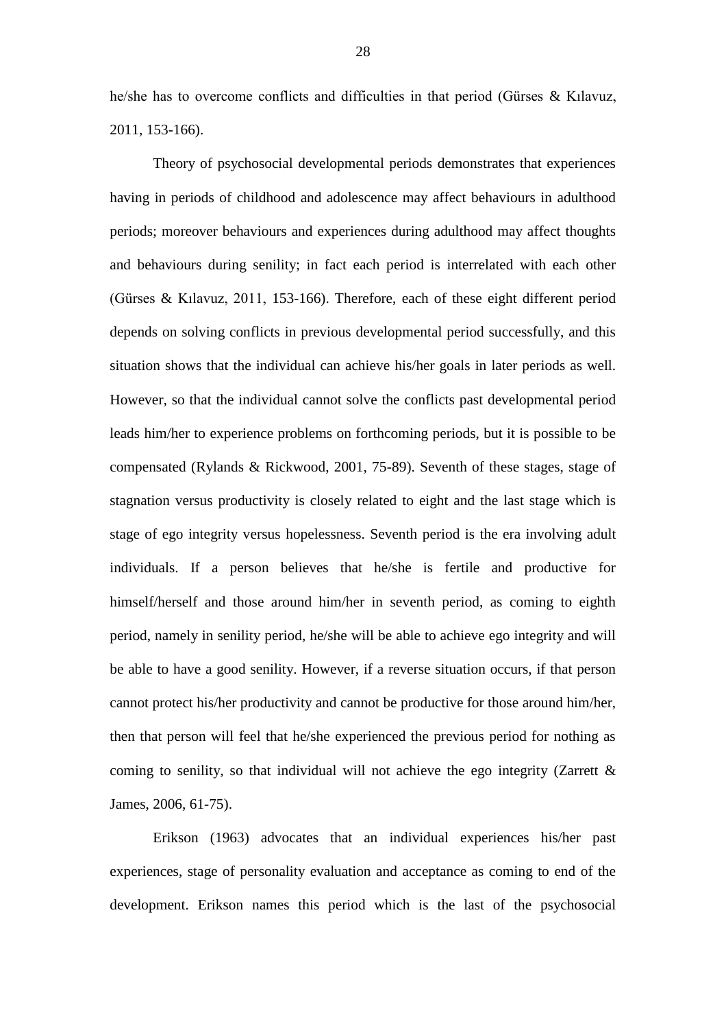he/she has to overcome conflicts and difficulties in that period (Gürses & Kılavuz, 2011, 153-166).

Theory of psychosocial developmental periods demonstrates that experiences having in periods of childhood and adolescence may affect behaviours in adulthood periods; moreover behaviours and experiences during adulthood may affect thoughts and behaviours during senility; in fact each period is interrelated with each other (Gürses & Kılavuz, 2011, 153-166). Therefore, each of these eight different period depends on solving conflicts in previous developmental period successfully, and this situation shows that the individual can achieve his/her goals in later periods as well. However, so that the individual cannot solve the conflicts past developmental period leads him/her to experience problems on forthcoming periods, but it is possible to be compensated (Rylands & Rickwood, 2001, 75-89). Seventh of these stages, stage of stagnation versus productivity is closely related to eight and the last stage which is stage of ego integrity versus hopelessness. Seventh period is the era involving adult individuals. If a person believes that he/she is fertile and productive for himself/herself and those around him/her in seventh period, as coming to eighth period, namely in senility period, he/she will be able to achieve ego integrity and will be able to have a good senility. However, if a reverse situation occurs, if that person cannot protect his/her productivity and cannot be productive for those around him/her, then that person will feel that he/she experienced the previous period for nothing as coming to senility, so that individual will not achieve the ego integrity (Zarrett & James, 2006, 61-75).

Erikson (1963) advocates that an individual experiences his/her past experiences, stage of personality evaluation and acceptance as coming to end of the development. Erikson names this period which is the last of the psychosocial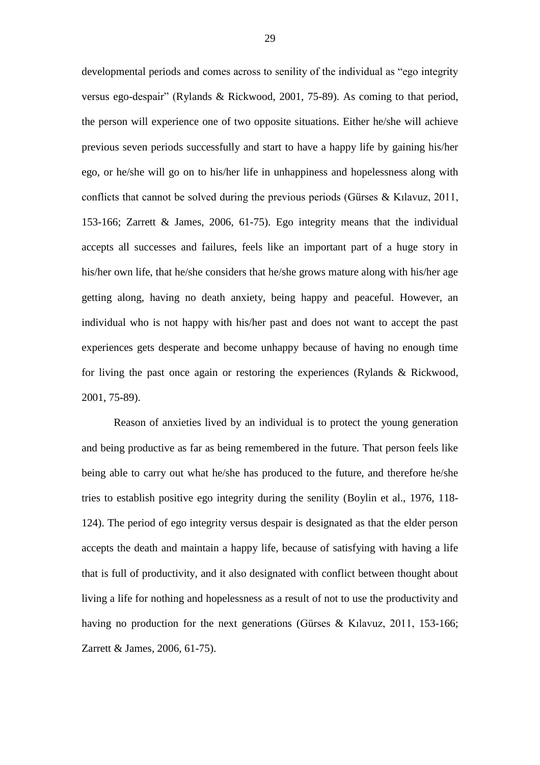developmental periods and comes across to senility of the individual as “ego integrity versus ego-despair” (Rylands & Rickwood, 2001, 75-89). As coming to that period, the person will experience one of two opposite situations. Either he/she will achieve previous seven periods successfully and start to have a happy life by gaining his/her ego, or he/she will go on to his/her life in unhappiness and hopelessness along with conflicts that cannot be solved during the previous periods (Gürses & Kılavuz, 2011, 153-166; Zarrett & James, 2006, 61-75). Ego integrity means that the individual accepts all successes and failures, feels like an important part of a huge story in his/her own life, that he/she considers that he/she grows mature along with his/her age getting along, having no death anxiety, being happy and peaceful. However, an individual who is not happy with his/her past and does not want to accept the past experiences gets desperate and become unhappy because of having no enough time for living the past once again or restoring the experiences (Rylands & Rickwood, 2001, 75-89).

Reason of anxieties lived by an individual is to protect the young generation and being productive as far as being remembered in the future. That person feels like being able to carry out what he/she has produced to the future, and therefore he/she tries to establish positive ego integrity during the senility (Boylin et al., 1976, 118-124). The period of ego integrity versus despair is designated as that the elder person accepts the death and maintain a happy life, because of satisfying with having a life that is full of productivity, and it also designated with conflict between thought about living a life for nothing and hopelessness as a result of not to use the productivity and having no production for the next generations (Gürses & Kılavuz, 2011, 153-166; Zarrett & James, 2006, 61-75).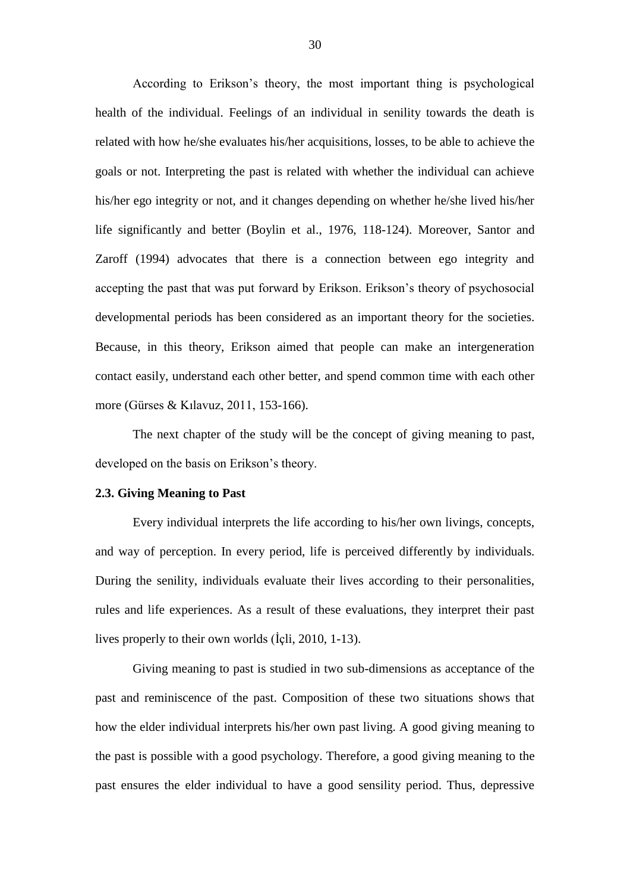According to Erikson's theory, the most important thing is psychological health of the individual. Feelings of an individual in senility towards the death is related with how he/she evaluates his/her acquisitions, losses, to be able to achieve the goals or not. Interpreting the past is related with whether the individual can achieve his/her ego integrity or not, and it changes depending on whether he/she lived his/her life significantly and better (Boylin et al., 1976, 118-124). Moreover, Santor and Zaroff (1994) advocates that there is a connection between ego integrity and accepting the past that was put forward by Erikson. Erikson's theory of psychosocial developmental periods has been considered as an important theory for the societies. Because, in this theory, Erikson aimed that people can make an intergeneration contact easily, understand each other better, and spend common time with each other more (Gürses & Kılavuz, 2011, 153-166).

The next chapter of the study will be the concept of giving meaning to past, developed on the basis on Erikson's theory.

### 2.3. Giving Meaning to Past

Every individual interprets the life according to his/her own livings, concepts, and way of perception. In every period, life is perceived differently by individuals. During the senility, individuals evaluate their lives according to their personalities, rules and life experiences. As a result of these evaluations, they interpret their past lives properly to their own worlds (İçli, 2010, 1-13).

Giving meaning to past is studied in two sub-dimensions as acceptance of the past and reminiscence of the past. Composition of these two situations shows that how the elder individual interprets his/her own past living. A good giving meaning to the past is possible with a good psychology. Therefore, a good giving meaning to the past ensures the elder individual to have a good sensility period. Thus, depressive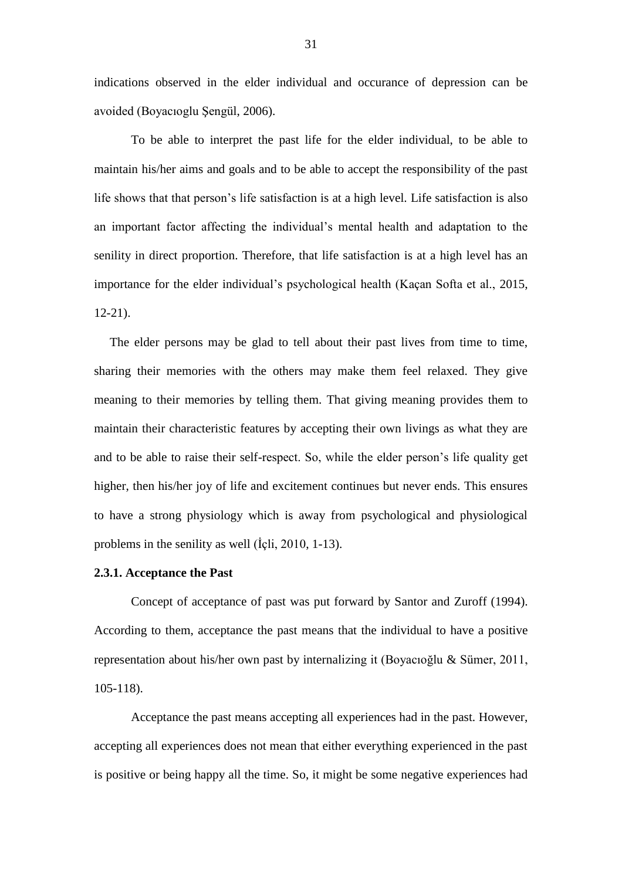indications observed in the elder individual and occurance of depression can be avoided (Boyacıoglu Şengül, 2006).

To be able to interpret the past life for the elder individual, to be able to maintain his/her aims and goals and to be able to accept the responsibility of the past life shows that that person's life satisfaction is at a high level. Life satisfaction is also an important factor affecting the individual's mental health and adaptation to the senility in direct proportion. Therefore, that life satisfaction is at a high level has an importance for the elder individual's psychological health (Kaçan Softa et al., 2015, 12-21).

The elder persons may be glad to tell about their past lives from time to time, sharing their memories with the others may make them feel relaxed. They give meaning to their memories by telling them. That giving meaning provides them to maintain their characteristic features by accepting their own livings as what they are and to be able to raise their self-respect. So, while the elder person's life quality get higher, then his/her joy of life and excitement continues but never ends. This ensures to have a strong physiology which is away from psychological and physiological problems in the senility as well (İçli, 2010, 1-13).

#### 2.3.1. Acceptance the Past

Concept of acceptance of past was put forward by Santor and Zuroff (1994). According to them, acceptance the past means that the individual to have a positive representation about his/her own past by internalizing it (Boyacıoğlu & Sümer, 2011, 105-118).

Acceptance the past means accepting all experiences had in the past. However, accepting all experiences does not mean that either everything experienced in the past is positive or being happy all the time. So, it might be some negative experiences had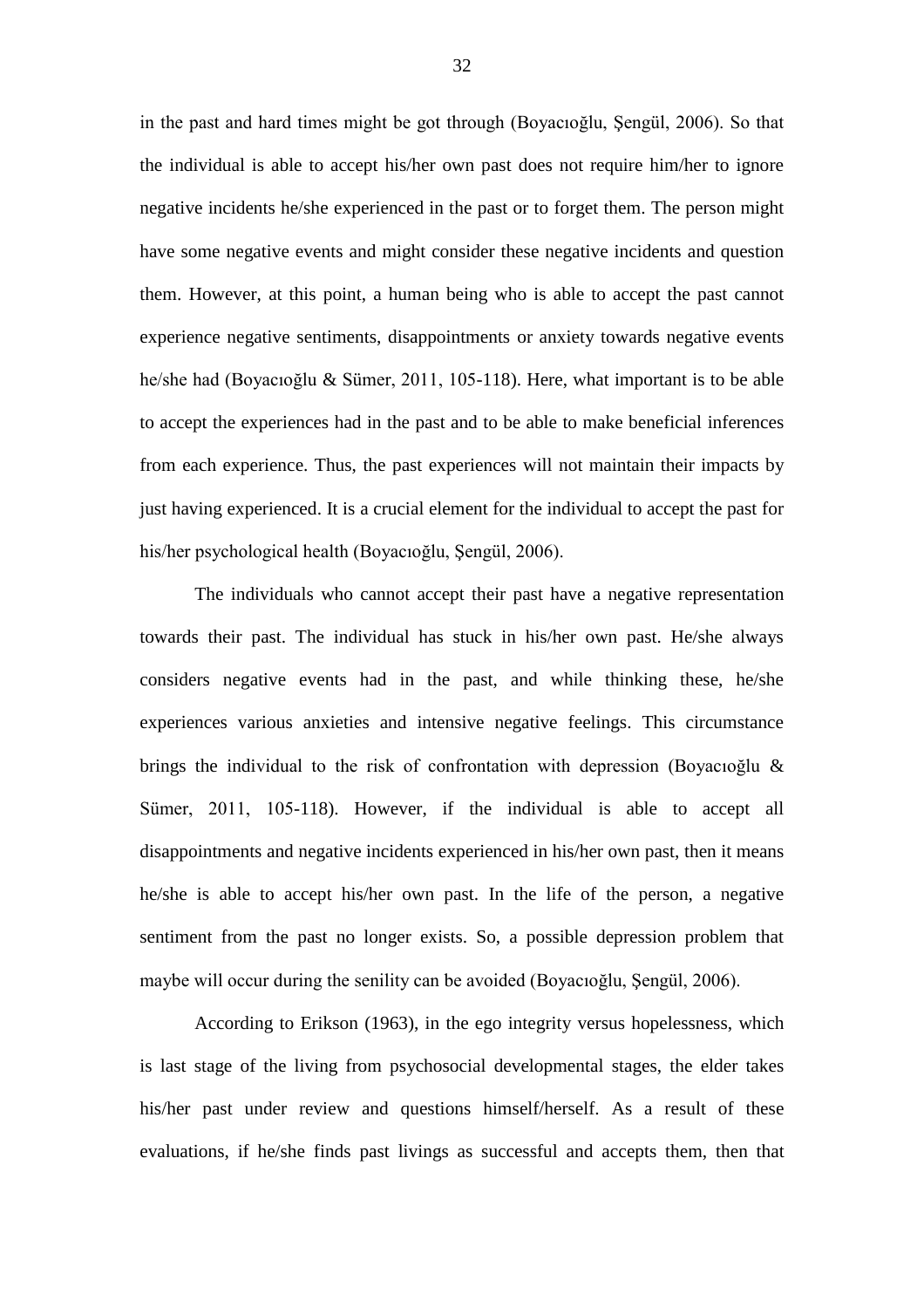in the past and hard times might be got through (Boyacıoğlu, Şengül, 2006). So that the individual is able to accept his/her own past does not require him/her to ignore negative incidents he/she experienced in the past or to forget them. The person might have some negative events and might consider these negative incidents and question them. However, at this point, a human being who is able to accept the past cannot experience negative sentiments, disappointments or anxiety towards negative events he/she had (Boyacıoğlu & Sümer, 2011, 105-118). Here, what important is to be able to accept the experiences had in the past and to be able to make beneficial inferences from each experience. Thus, the past experiences will not maintain their impacts by just having experienced. It is a crucial element for the individual to accept the past for his/her psychological health (Boyacıoğlu, Şengül, 2006).

The individuals who cannot accept their past have a negative representation towards their past. The individual has stuck in his/her own past. He/she always considers negative events had in the past, and while thinking these, he/she experiences various anxieties and intensive negative feelings. This circumstance brings the individual to the risk of confrontation with depression (Boyacıoğlu & Sümer, 2011, 105-118). However, if the individual is able to accept all disappointments and negative incidents experienced in his/her own past, then it means he/she is able to accept his/her own past. In the life of the person, a negative sentiment from the past no longer exists. So, a possible depression problem that maybe will occur during the senility can be avoided (Boyacıoğlu, Şengül, 2006).

According to Erikson (1963), in the ego integrity versus hopelessness, which is last stage of the living from psychosocial developmental stages, the elder takes his/her past under review and questions himself/herself. As a result of these evaluations, if he/she finds past livings as successful and accepts them, then that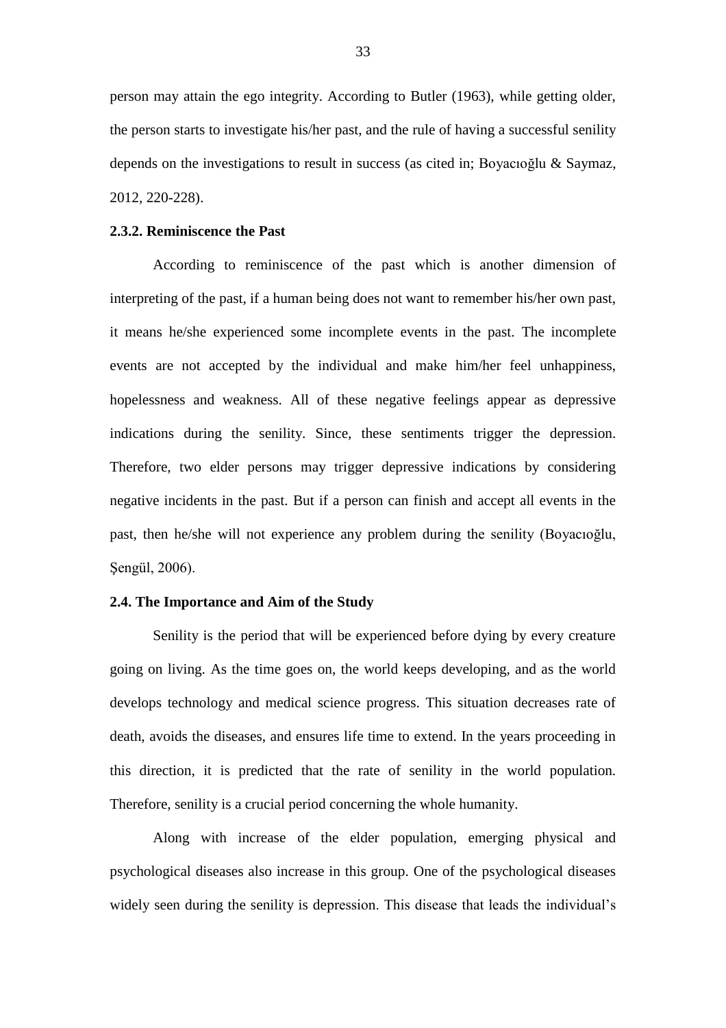person may attain the ego integrity. According to Butler (1963), while getting older, the person starts to investigate his/her past, and the rule of having a successful senility depends on the investigations to result in success (as cited in; Boyacıoğlu & Saymaz, 2012, 220-228).

### 2.3.2. Reminiscence the Past

According to reminiscence of the past which is another dimension of interpreting of the past, if a human being does not want to remember his/her own past, it means he/she experienced some incomplete events in the past. The incomplete events are not accepted by the individual and make him/her feel unhappiness, hopelessness and weakness. All of these negative feelings appear as depressive indications during the senility. Since, these sentiments trigger the depression. Therefore, two elder persons may trigger depressive indications by considering negative incidents in the past. But if a person can finish and accept all events in the past, then he/she will not experience any problem during the senility (Boyacıoğlu, Şengül, 2006).

## 2.4. The Importance and Aim of the Study

Senility is the period that will be experienced before dying by every creature going on living. As the time goes on, the world keeps developing, and as the world develops technology and medical science progress. This situation decreases rate of death, avoids the diseases, and ensures life time to extend. In the years proceeding in this direction, it is predicted that the rate of senility in the world population. Therefore, senility is a crucial period concerning the whole humanity.

Along with increase of the elder population, emerging physical and psychological diseases also increase in this group. One of the psychological diseases widely seen during the senility is depression. This disease that leads the individual's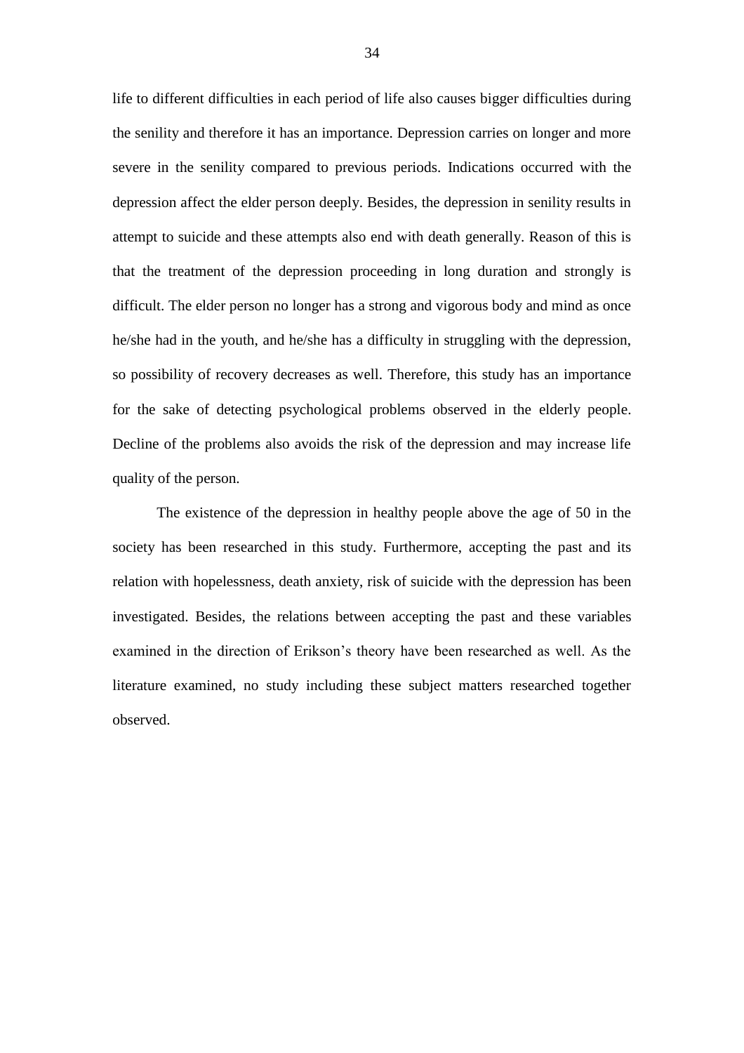life to different difficulties in each period of life also causes bigger difficulties during the senility and therefore it has an importance. Depression carries on longer and more severe in the senility compared to previous periods. Indications occurred with the depression affect the elder person deeply. Besides, the depression in senility results in attempt to suicide and these attempts also end with death generally. Reason of this is that the treatment of the depression proceeding in long duration and strongly is difficult. The elder person no longer has a strong and vigorous body and mind as once he/she had in the youth, and he/she has a difficulty in struggling with the depression, so possibility of recovery decreases as well. Therefore, this study has an importance for the sake of detecting psychological problems observed in the elderly people. Decline of the problems also avoids the risk of the depression and may increase life quality of the person.

The existence of the depression in healthy people above the age of 50 in the society has been researched in this study. Furthermore, accepting the past and its relation with hopelessness, death anxiety, risk of suicide with the depression has been investigated. Besides, the relations between accepting the past and these variables examined in the direction of Erikson's theory have been researched as well. As the literature examined, no study including these subject matters researched together observed.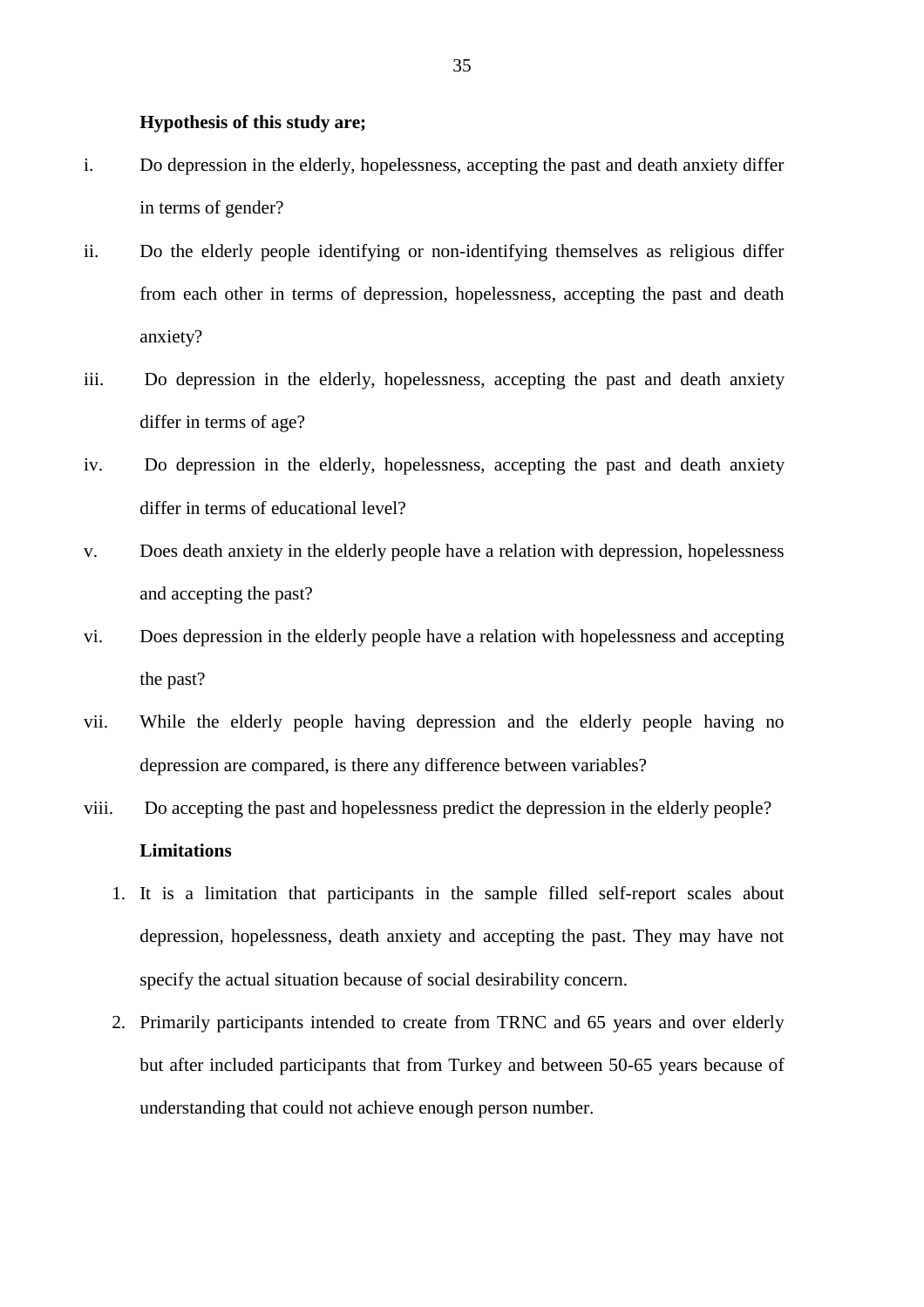**Hypothesis of this study are;**

i. Do depression in the elderly, hopelessness, accepting the past and death anxiety differ in terms of gender?

ii. Do the elderly people identifying or non-identifying themselves as religious differ from each other in terms of depression, hopelessness, accepting the past and death anxiety?

iii. Do depression in the elderly, hopelessness, accepting the past and death anxiety differ in terms of age?

iv. Do depression in the elderly, hopelessness, accepting the past and death anxiety differ in terms of educational level?

v. Does death anxiety in the elderly people have a relation with depression, hopelessness and accepting the past?

vi. Does depression in the elderly people have a relation with hopelessness and accepting the past?

vii. While the elderly people having depression and the elderly people having no depression are compared, is there any difference between variables?

viii. Do accepting the past and hopelessness predict the depression in the elderly people?

**Limitations**

1. It is a limitation that participants in the sample filled self-report scales about depression, hopelessness, death anxiety and accepting the past. They may have not specify the actual situation because of social desirability concern.
2. Primarily participants intended to create from TRNC and 65 years and over elderly but after included participants that from Turkey and between 50-65 years because of understanding that could not achieve enough person number.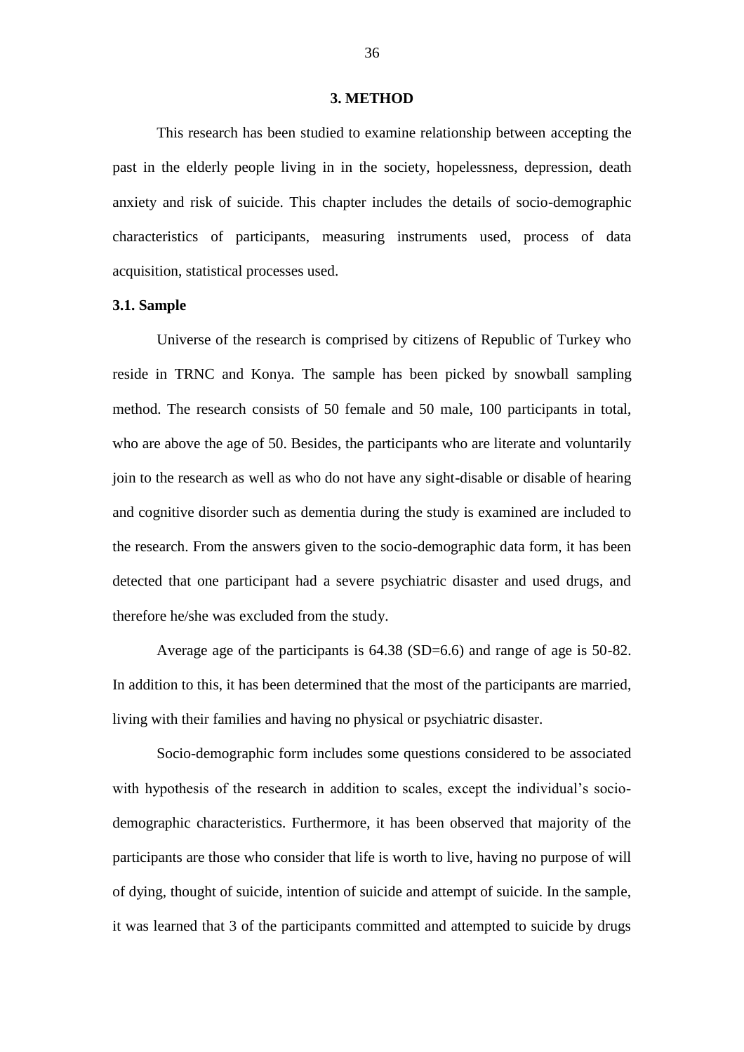# 3. METHOD

This research has been studied to examine relationship between accepting the past in the elderly people living in in the society, hopelessness, depression, death anxiety and risk of suicide. This chapter includes the details of socio-demographic characteristics of participants, measuring instruments used, process of data acquisition, statistical processes used.

## 3.1. Sample

Universe of the research is comprised by citizens of Republic of Turkey who reside in TRNC and Konya. The sample has been picked by snowball sampling method. The research consists of 50 female and 50 male, 100 participants in total, who are above the age of 50. Besides, the participants who are literate and voluntarily join to the research as well as who do not have any sight-disable or disable of hearing and cognitive disorder such as dementia during the study is examined are included to the research. From the answers given to the socio-demographic data form, it has been detected that one participant had a severe psychiatric disaster and used drugs, and therefore he/she was excluded from the study.

Average age of the participants is 64.38 (SD=6.6) and range of age is 50-82. In addition to this, it has been determined that the most of the participants are married, living with their families and having no physical or psychiatric disaster.

Socio-demographic form includes some questions considered to be associated with hypothesis of the research in addition to scales, except the individual's socio-demographic characteristics. Furthermore, it has been observed that majority of the participants are those who consider that life is worth to live, having no purpose of will of dying, thought of suicide, intention of suicide and attempt of suicide. In the sample, it was learned that 3 of the participants committed and attempted to suicide by drugs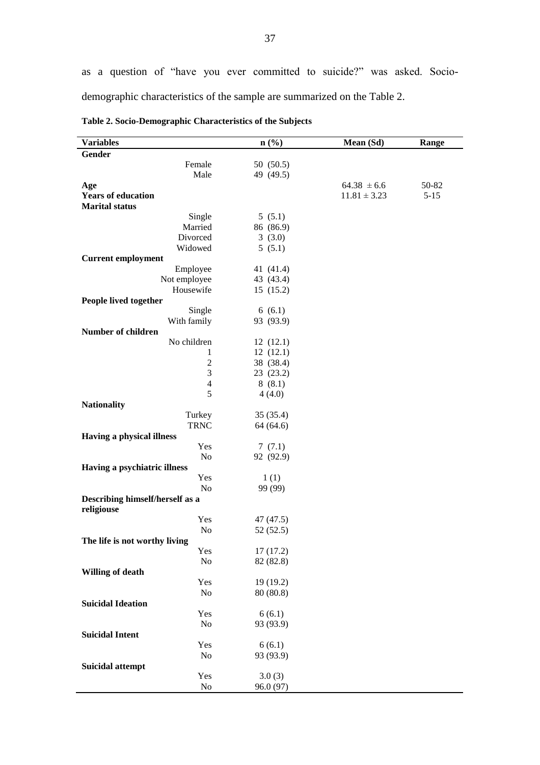as a question of "have you ever committed to suicide?" was asked. Socio-demographic characteristics of the sample are summarized on the Table 2.

**Table 2. Socio-Demographic Characteristics of the Subjects**

| Variables | n (%) | Mean (Sd) | Range |
|---|---|---|---|
| **Gender** | | | |
| Female | 50 (50.5) | | |
| Male | 49 (49.5) | | |
| **Age** | | 64.38 ± 6.6 | 50-82 |
| **Years of education** | | 11.81 ± 3.23 | 5-15 |
| **Marital status** | | | |
| Single | 5 (5.1) | | |
| Married | 86 (86.9) | | |
| Divorced | 3 (3.0) | | |
| Widowed | 5 (5.1) | | |
| **Current employment** | | | |
| Employee | 41 (41.4) | | |
| Not employee | 43 (43.4) | | |
| Housewife | 15 (15.2) | | |
| **People lived together** | | | |
| Single | 6 (6.1) | | |
| With family | 93 (93.9) | | |
| **Number of children** | | | |
| No children | 12 (12.1) | | |
| 1 | 12 (12.1) | | |
| 2 | 38 (38.4) | | |
| 3 | 23 (23.2) | | |
| 4 | 8 (8.1) | | |
| 5 | 4 (4.0) | | |
| **Nationality** | | | |
| Turkey | 35 (35.4) | | |
| TRNC | 64 (64.6) | | |
| **Having a physical illness** | | | |
| Yes | 7 (7.1) | | |
| No | 92 (92.9) | | |
| **Having a psychiatric illness** | | | |
| Yes | 1 (1) | | |
| No | 99 (99) | | |
| **Describing himself/herself as a religiouse** | | | |
| Yes | 47 (47.5) | | |
| No | 52 (52.5) | | |
| **The life is not worthy living** | | | |
| Yes | 17 (17.2) | | |
| No | 82 (82.8) | | |
| **Willing of death** | | | |
| Yes | 19 (19.2) | | |
| No | 80 (80.8) | | |
| **Suicidal Ideation** | | | |
| Yes | 6 (6.1) | | |
| No | 93 (93.9) | | |
| **Suicidal Intent** | | | |
| Yes | 6 (6.1) | | |
| No | 93 (93.9) | | |
| **Suicidal attempt** | | | |
| Yes | 3.0 (3) | | |
| No | 96.0 (97) | | |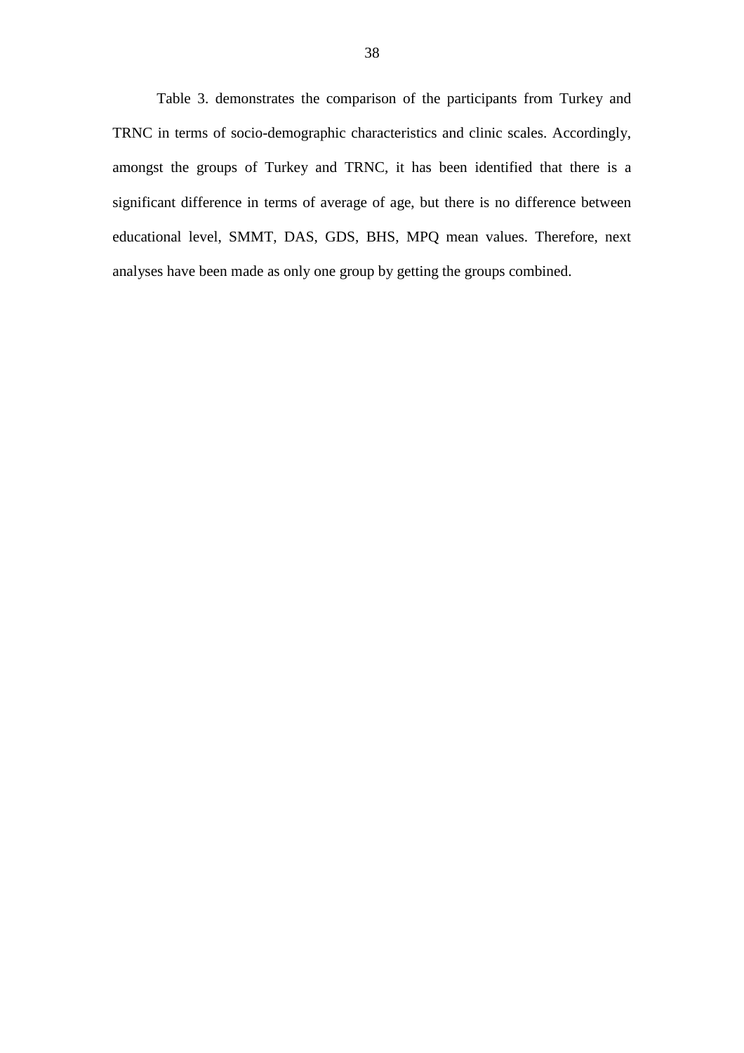Table 3. demonstrates the comparison of the participants from Turkey and TRNC in terms of socio-demographic characteristics and clinic scales. Accordingly, amongst the groups of Turkey and TRNC, it has been identified that there is a significant difference in terms of average of age, but there is no difference between educational level, SMMT, DAS, GDS, BHS, MPQ mean values. Therefore, next analyses have been made as only one group by getting the groups combined.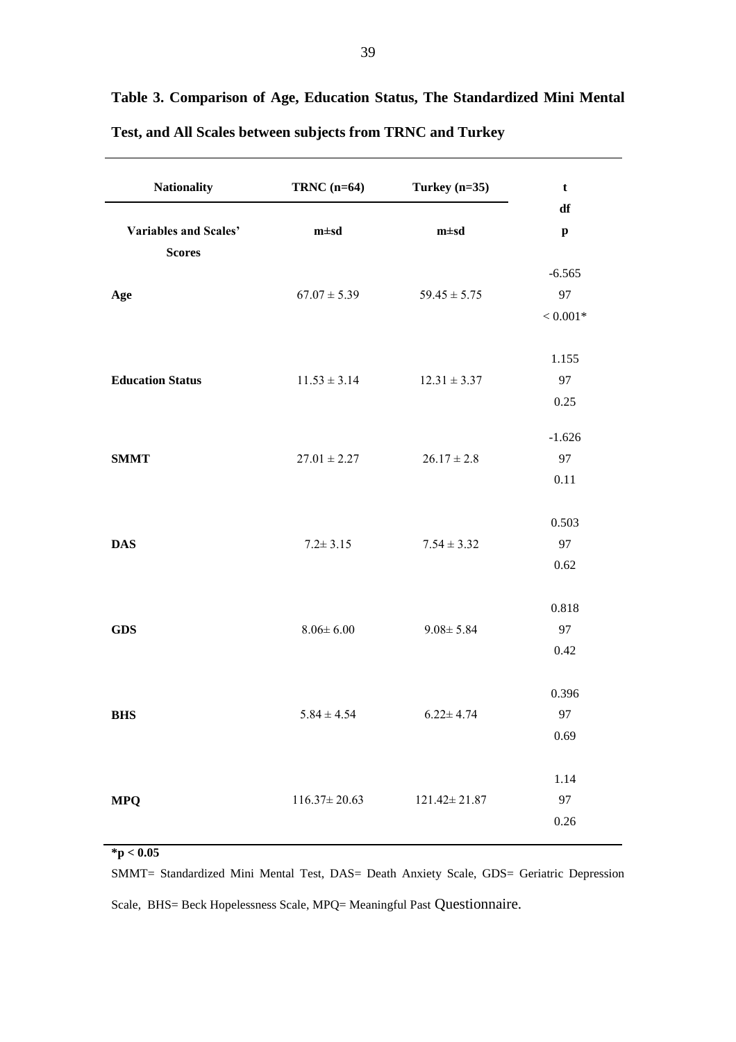**Table 3. Comparison of Age, Education Status, The Standardized Mini Mental Test, and All Scales between subjects from TRNC and Turkey**

| Nationality | TRNC (n=64) | Turkey (n=35) | t |
|---|---|---|---|
| **Variables and Scales' Scores** | **m±sd** | **m±sd** | **df** **p** |
| **Age** | 67.07 ± 5.39 | 59.45 ± 5.75 | -6.565 97 < 0.001* |
| **Education Status** | 11.53 ± 3.14 | 12.31 ± 3.37 | 1.155 97 0.25 |
| **SMMT** | 27.01 ± 2.27 | 26.17 ± 2.8 | -1.626 97 0.11 |
| **DAS** | 7.2± 3.15 | 7.54 ± 3.32 | 0.503 97 0.62 |
| **GDS** | 8.06± 6.00 | 9.08± 5.84 | 0.818 97 0.42 |
| **BHS** | 5.84 ± 4.54 | 6.22± 4.74 | 0.396 97 0.69 |
| **MPQ** | 116.37± 20.63 | 121.42± 21.87 | 1.14 97 0.26 |

**$*p < 0.05$**

SMMT= Standardized Mini Mental Test, DAS= Death Anxiety Scale, GDS= Geriatric Depression Scale, BHS= Beck Hopelessness Scale, MPQ= Meaningful Past Questionnaire.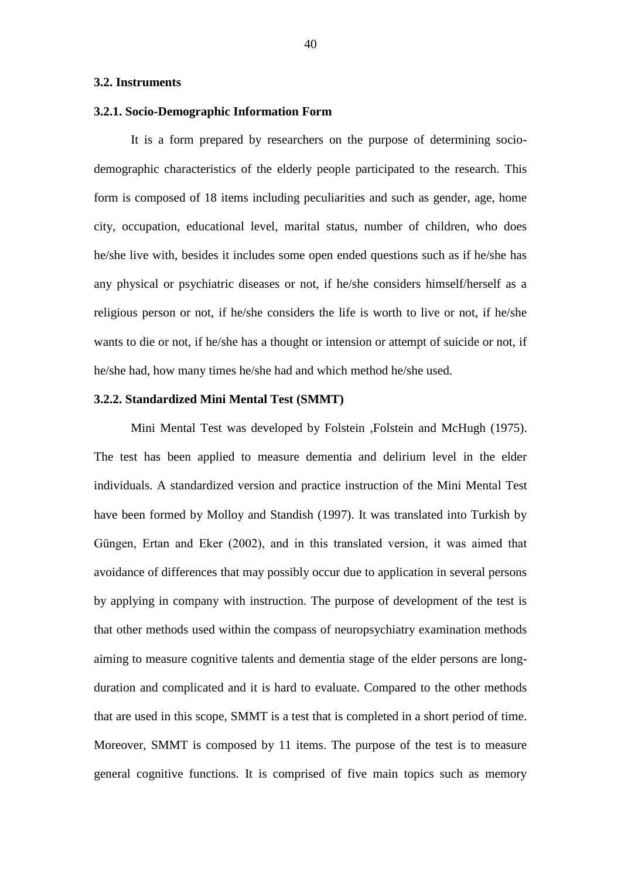### 3.2. Instruments

#### 3.2.1. Socio-Demographic Information Form

It is a form prepared by researchers on the purpose of determining socio-demographic characteristics of the elderly people participated to the research. This form is composed of 18 items including peculiarities and such as gender, age, home city, occupation, educational level, marital status, number of children, who does he/she live with, besides it includes some open ended questions such as if he/she has any physical or psychiatric diseases or not, if he/she considers himself/herself as a religious person or not, if he/she considers the life is worth to live or not, if he/she wants to die or not, if he/she has a thought or intension or attempt of suicide or not, if he/she had, how many times he/she had and which method he/she used.

#### 3.2.2. Standardized Mini Mental Test (SMMT)

Mini Mental Test was developed by Folstein ,Folstein and McHugh (1975). The test has been applied to measure dementia and delirium level in the elder individuals. A standardized version and practice instruction of the Mini Mental Test have been formed by Molloy and Standish (1997). It was translated into Turkish by Güngen, Ertan and Eker (2002), and in this translated version, it was aimed that avoidance of differences that may possibly occur due to application in several persons by applying in company with instruction. The purpose of development of the test is that other methods used within the compass of neuropsychiatry examination methods aiming to measure cognitive talents and dementia stage of the elder persons are long-duration and complicated and it is hard to evaluate. Compared to the other methods that are used in this scope, SMMT is a test that is completed in a short period of time. Moreover, SMMT is composed by 11 items. The purpose of the test is to measure general cognitive functions. It is comprised of five main topics such as memory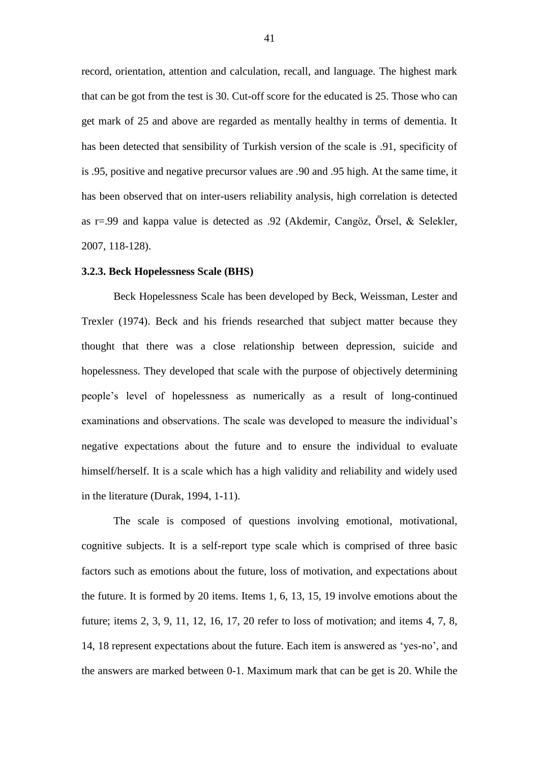record, orientation, attention and calculation, recall, and language. The highest mark that can be got from the test is 30. Cut-off score for the educated is 25. Those who can get mark of 25 and above are regarded as mentally healthy in terms of dementia. It has been detected that sensibility of Turkish version of the scale is .91, specificity of is .95, positive and negative precursor values are .90 and .95 high. At the same time, it has been observed that on inter-users reliability analysis, high correlation is detected as r=.99 and kappa value is detected as .92 (Akdemir, Cangöz, Örsel, & Selekler, 2007, 118-128).

### 3.2.3. Beck Hopelessness Scale (BHS)

Beck Hopelessness Scale has been developed by Beck, Weissman, Lester and Trexler (1974). Beck and his friends researched that subject matter because they thought that there was a close relationship between depression, suicide and hopelessness. They developed that scale with the purpose of objectively determining people's level of hopelessness as numerically as a result of long-continued examinations and observations. The scale was developed to measure the individual's negative expectations about the future and to ensure the individual to evaluate himself/herself. It is a scale which has a high validity and reliability and widely used in the literature (Durak, 1994, 1-11).

The scale is composed of questions involving emotional, motivational, cognitive subjects. It is a self-report type scale which is comprised of three basic factors such as emotions about the future, loss of motivation, and expectations about the future. It is formed by 20 items. Items 1, 6, 13, 15, 19 involve emotions about the future; items 2, 3, 9, 11, 12, 16, 17, 20 refer to loss of motivation; and items 4, 7, 8, 14, 18 represent expectations about the future. Each item is answered as 'yes-no', and the answers are marked between 0-1. Maximum mark that can be get is 20. While the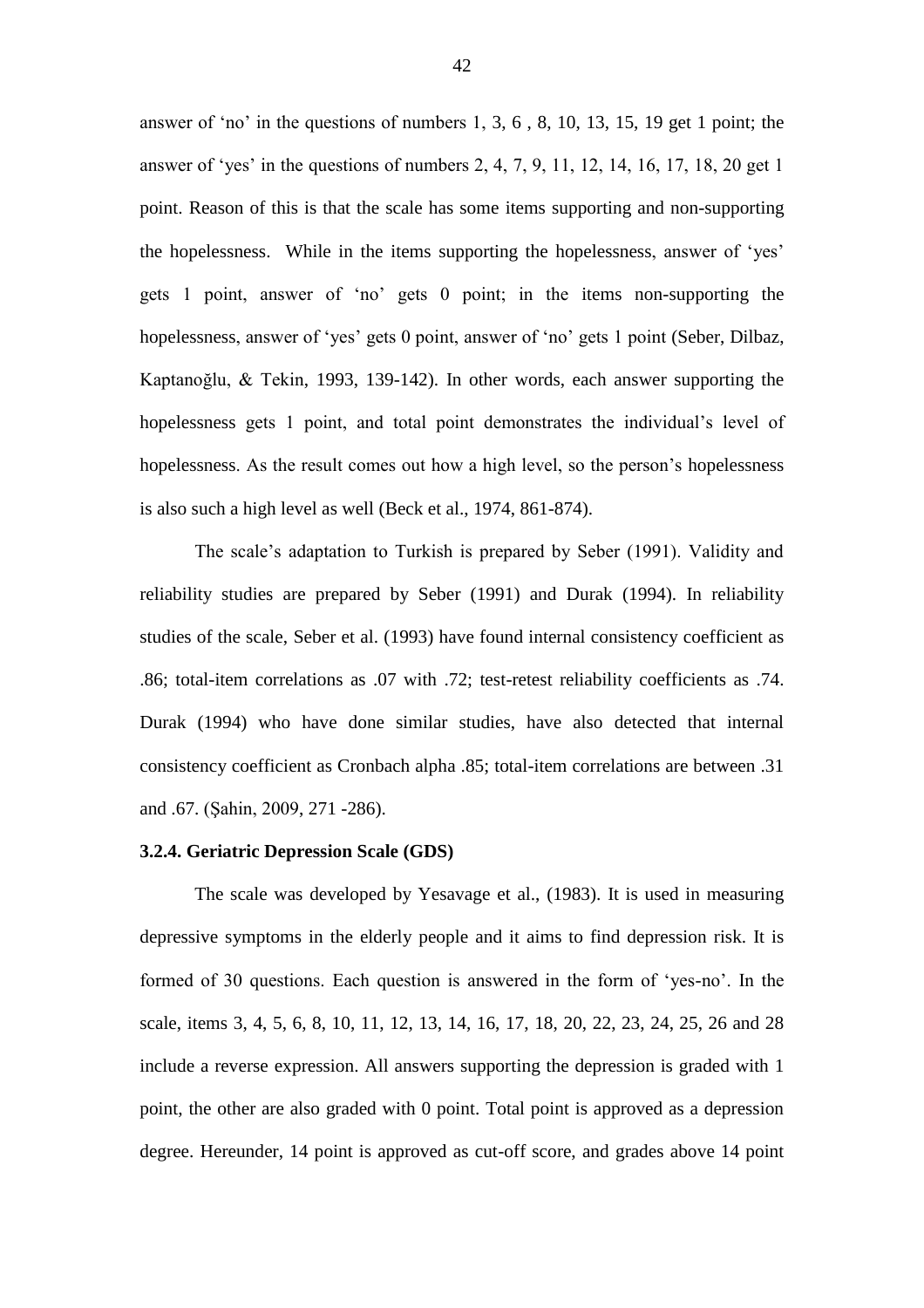answer of 'no' in the questions of numbers 1, 3, 6 , 8, 10, 13, 15, 19 get 1 point; the answer of 'yes' in the questions of numbers 2, 4, 7, 9, 11, 12, 14, 16, 17, 18, 20 get 1 point. Reason of this is that the scale has some items supporting and non-supporting the hopelessness. While in the items supporting the hopelessness, answer of 'yes' gets 1 point, answer of 'no' gets 0 point; in the items non-supporting the hopelessness, answer of 'yes' gets 0 point, answer of 'no' gets 1 point (Seber, Dilbaz, Kaptanoğlu, & Tekin, 1993, 139-142). In other words, each answer supporting the hopelessness gets 1 point, and total point demonstrates the individual's level of hopelessness. As the result comes out how a high level, so the person's hopelessness is also such a high level as well (Beck et al., 1974, 861-874).

The scale's adaptation to Turkish is prepared by Seber (1991). Validity and reliability studies are prepared by Seber (1991) and Durak (1994). In reliability studies of the scale, Seber et al. (1993) have found internal consistency coefficient as .86; total-item correlations as .07 with .72; test-retest reliability coefficients as .74. Durak (1994) who have done similar studies, have also detected that internal consistency coefficient as Cronbach alpha .85; total-item correlations are between .31 and .67. (Şahin, 2009, 271 -286).

### 3.2.4. Geriatric Depression Scale (GDS)

The scale was developed by Yesavage et al., (1983). It is used in measuring depressive symptoms in the elderly people and it aims to find depression risk. It is formed of 30 questions. Each question is answered in the form of 'yes-no'. In the scale, items 3, 4, 5, 6, 8, 10, 11, 12, 13, 14, 16, 17, 18, 20, 22, 23, 24, 25, 26 and 28 include a reverse expression. All answers supporting the depression is graded with 1 point, the other are also graded with 0 point. Total point is approved as a depression degree. Hereunder, 14 point is approved as cut-off score, and grades above 14 point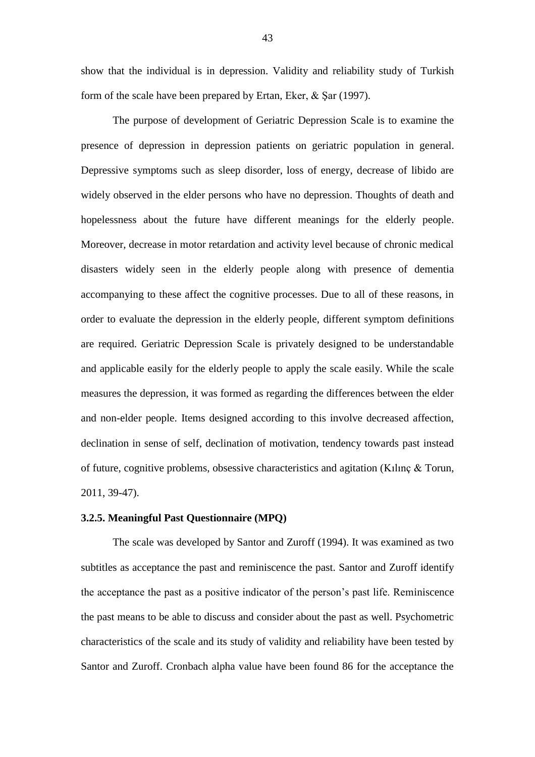show that the individual is in depression. Validity and reliability study of Turkish form of the scale have been prepared by Ertan, Eker, & Şar (1997).

The purpose of development of Geriatric Depression Scale is to examine the presence of depression in depression patients on geriatric population in general. Depressive symptoms such as sleep disorder, loss of energy, decrease of libido are widely observed in the elder persons who have no depression. Thoughts of death and hopelessness about the future have different meanings for the elderly people. Moreover, decrease in motor retardation and activity level because of chronic medical disasters widely seen in the elderly people along with presence of dementia accompanying to these affect the cognitive processes. Due to all of these reasons, in order to evaluate the depression in the elderly people, different symptom definitions are required. Geriatric Depression Scale is privately designed to be understandable and applicable easily for the elderly people to apply the scale easily. While the scale measures the depression, it was formed as regarding the differences between the elder and non-elder people. Items designed according to this involve decreased affection, declination in sense of self, declination of motivation, tendency towards past instead of future, cognitive problems, obsessive characteristics and agitation (Kılınç & Torun, 2011, 39-47).

### 3.2.5. Meaningful Past Questionnaire (MPQ)

The scale was developed by Santor and Zuroff (1994). It was examined as two subtitles as acceptance the past and reminiscence the past. Santor and Zuroff identify the acceptance the past as a positive indicator of the person's past life. Reminiscence the past means to be able to discuss and consider about the past as well. Psychometric characteristics of the scale and its study of validity and reliability have been tested by Santor and Zuroff. Cronbach alpha value have been found 86 for the acceptance the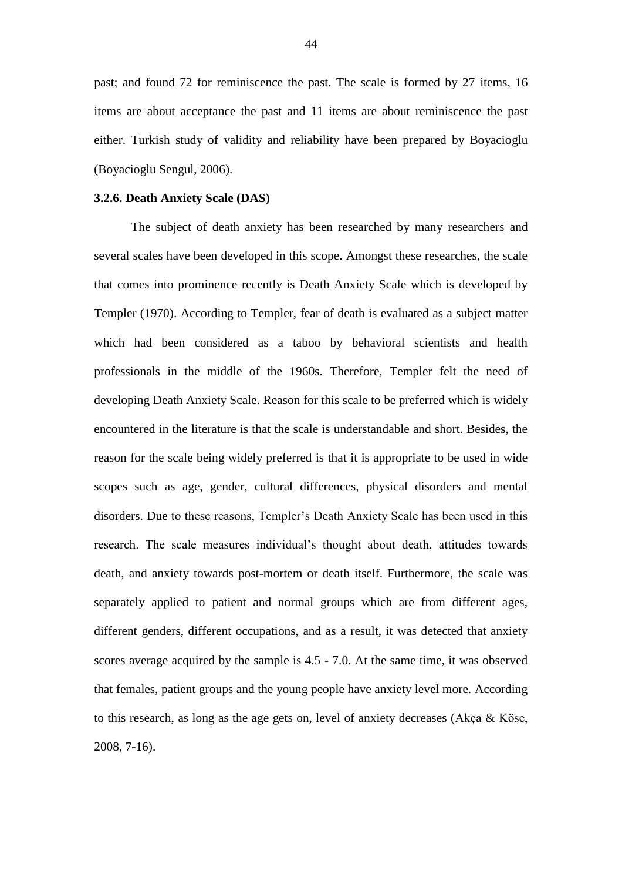past; and found 72 for reminiscence the past. The scale is formed by 27 items, 16 items are about acceptance the past and 11 items are about reminiscence the past either. Turkish study of validity and reliability have been prepared by Boyacioglu (Boyacioglu Sengul, 2006).

### 3.2.6. Death Anxiety Scale (DAS)

The subject of death anxiety has been researched by many researchers and several scales have been developed in this scope. Amongst these researches, the scale that comes into prominence recently is Death Anxiety Scale which is developed by Templer (1970). According to Templer, fear of death is evaluated as a subject matter which had been considered as a taboo by behavioral scientists and health professionals in the middle of the 1960s. Therefore, Templer felt the need of developing Death Anxiety Scale. Reason for this scale to be preferred which is widely encountered in the literature is that the scale is understandable and short. Besides, the reason for the scale being widely preferred is that it is appropriate to be used in wide scopes such as age, gender, cultural differences, physical disorders and mental disorders. Due to these reasons, Templer's Death Anxiety Scale has been used in this research. The scale measures individual's thought about death, attitudes towards death, and anxiety towards post-mortem or death itself. Furthermore, the scale was separately applied to patient and normal groups which are from different ages, different genders, different occupations, and as a result, it was detected that anxiety scores average acquired by the sample is 4.5 - 7.0. At the same time, it was observed that females, patient groups and the young people have anxiety level more. According to this research, as long as the age gets on, level of anxiety decreases (Akça & Köse, 2008, 7-16).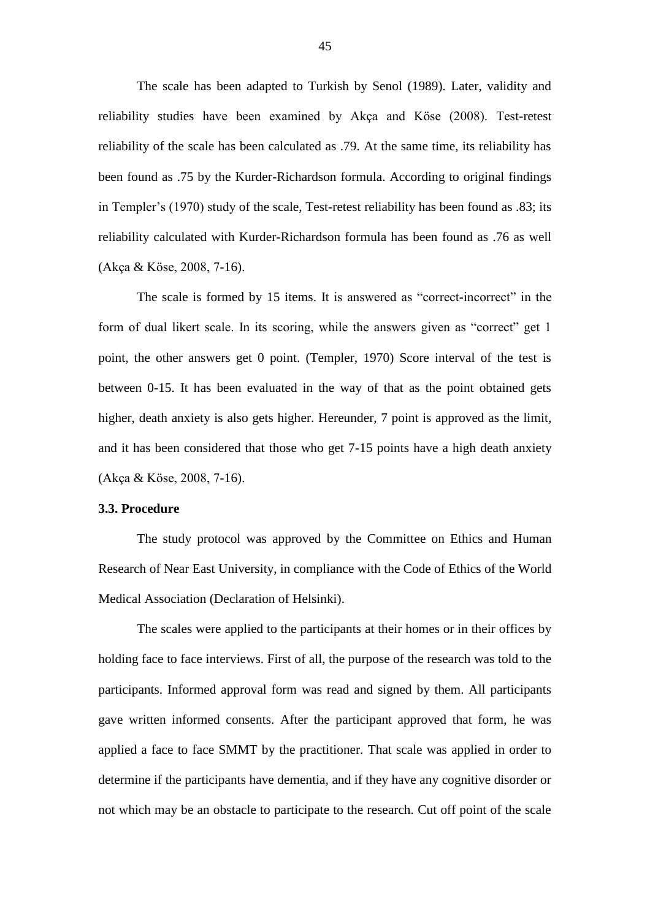The scale has been adapted to Turkish by Senol (1989). Later, validity and reliability studies have been examined by Akça and Köse (2008). Test-retest reliability of the scale has been calculated as .79. At the same time, its reliability has been found as .75 by the Kurder-Richardson formula. According to original findings in Templer's (1970) study of the scale, Test-retest reliability has been found as .83; its reliability calculated with Kurder-Richardson formula has been found as .76 as well (Akça & Köse, 2008, 7-16).

The scale is formed by 15 items. It is answered as "correct-incorrect" in the form of dual likert scale. In its scoring, while the answers given as "correct" get 1 point, the other answers get 0 point. (Templer, 1970) Score interval of the test is between 0-15. It has been evaluated in the way of that as the point obtained gets higher, death anxiety is also gets higher. Hereunder, 7 point is approved as the limit, and it has been considered that those who get 7-15 points have a high death anxiety (Akça & Köse, 2008, 7-16).

### 3.3. Procedure

The study protocol was approved by the Committee on Ethics and Human Research of Near East University, in compliance with the Code of Ethics of the World Medical Association (Declaration of Helsinki).

The scales were applied to the participants at their homes or in their offices by holding face to face interviews. First of all, the purpose of the research was told to the participants. Informed approval form was read and signed by them. All participants gave written informed consents. After the participant approved that form, he was applied a face to face SMMT by the practitioner. That scale was applied in order to determine if the participants have dementia, and if they have any cognitive disorder or not which may be an obstacle to participate to the research. Cut off point of the scale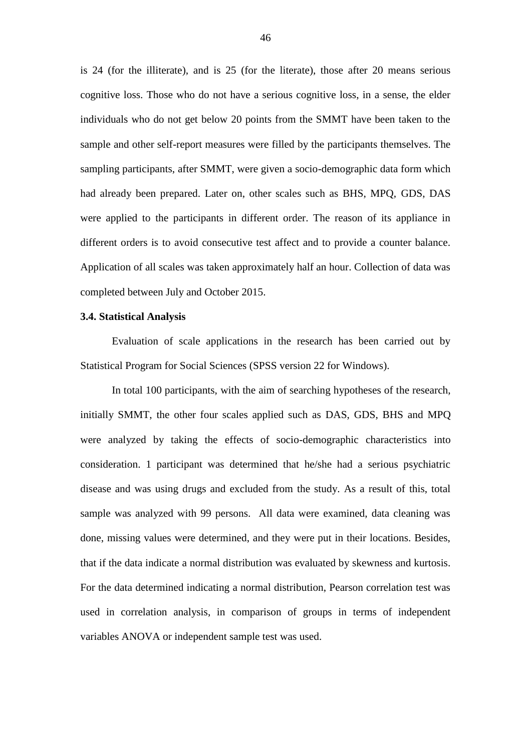is 24 (for the illiterate), and is 25 (for the literate), those after 20 means serious cognitive loss. Those who do not have a serious cognitive loss, in a sense, the elder individuals who do not get below 20 points from the SMMT have been taken to the sample and other self-report measures were filled by the participants themselves. The sampling participants, after SMMT, were given a socio-demographic data form which had already been prepared. Later on, other scales such as BHS, MPQ, GDS, DAS were applied to the participants in different order. The reason of its appliance in different orders is to avoid consecutive test affect and to provide a counter balance. Application of all scales was taken approximately half an hour. Collection of data was completed between July and October 2015.

### 3.4. Statistical Analysis

Evaluation of scale applications in the research has been carried out by Statistical Program for Social Sciences (SPSS version 22 for Windows).

In total 100 participants, with the aim of searching hypotheses of the research, initially SMMT, the other four scales applied such as DAS, GDS, BHS and MPQ were analyzed by taking the effects of socio-demographic characteristics into consideration. 1 participant was determined that he/she had a serious psychiatric disease and was using drugs and excluded from the study. As a result of this, total sample was analyzed with 99 persons. All data were examined, data cleaning was done, missing values were determined, and they were put in their locations. Besides, that if the data indicate a normal distribution was evaluated by skewness and kurtosis. For the data determined indicating a normal distribution, Pearson correlation test was used in correlation analysis, in comparison of groups in terms of independent variables ANOVA or independent sample test was used.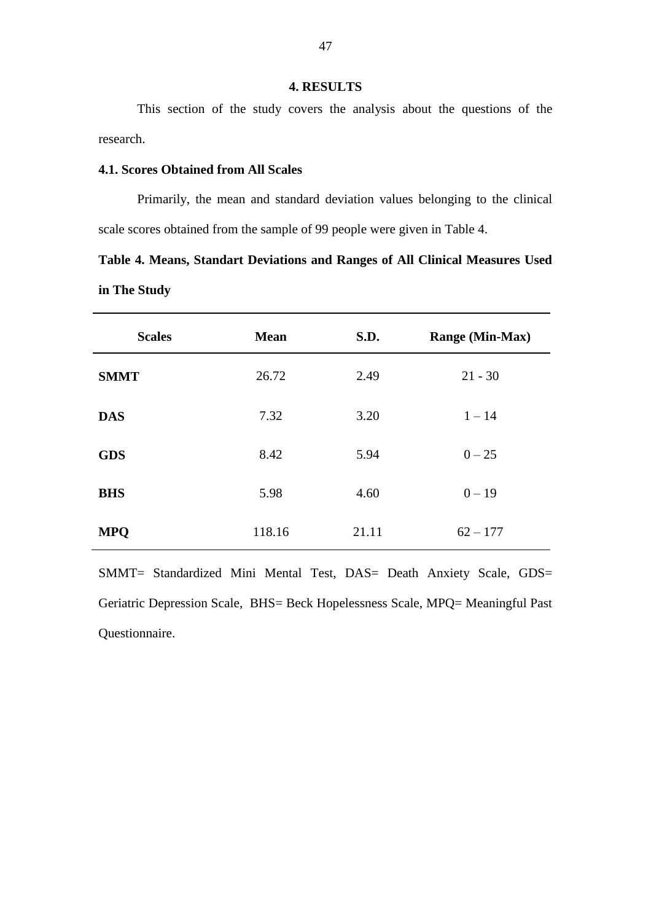# 4. RESULTS

This section of the study covers the analysis about the questions of the research.

## 4.1. Scores Obtained from All Scales

Primarily, the mean and standard deviation values belonging to the clinical scale scores obtained from the sample of 99 people were given in Table 4.

**Table 4. Means, Standart Deviations and Ranges of All Clinical Measures Used in The Study**

| Scales | Mean | S.D. | Range (Min-Max) |
|---|---|---|---|
| **SMMT** | 26.72 | 2.49 | 21 - 30 |
| **DAS** | 7.32 | 3.20 | 1 – 14 |
| **GDS** | 8.42 | 5.94 | 0 – 25 |
| **BHS** | 5.98 | 4.60 | 0 – 19 |
| **MPQ** | 118.16 | 21.11 | 62 – 177 |

SMMT= Standardized Mini Mental Test, DAS= Death Anxiety Scale, GDS= Geriatric Depression Scale, BHS= Beck Hopelessness Scale, MPQ= Meaningful Past Questionnaire.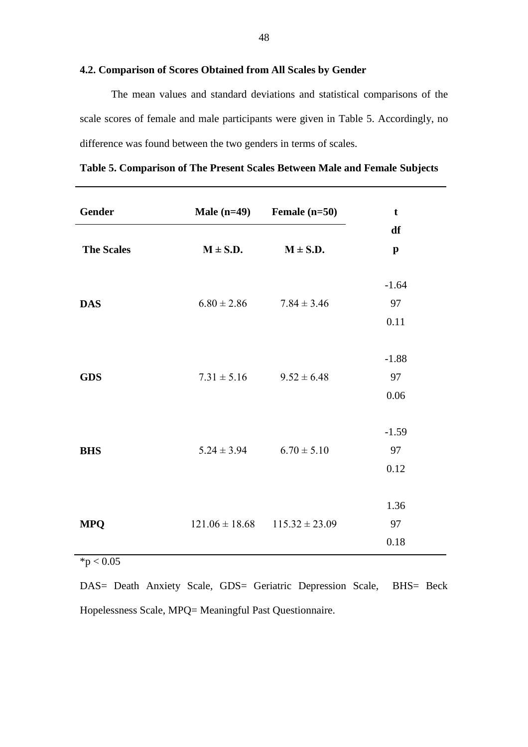### 4.2. Comparison of Scores Obtained from All Scales by Gender

The mean values and standard deviations and statistical comparisons of the scale scores of female and male participants were given in Table 5. Accordingly, no difference was found between the two genders in terms of scales.

**Table 5. Comparison of The Present Scales Between Male and Female Subjects**

| Gender | Male (n=49) | Female (n=50) | t |
|---|---|---|---|
| **The Scales** | **M ± S.D.** | **M ± S.D.** | **df** **p** |
| **DAS** | 6.80 ± 2.86 | 7.84 ± 3.46 | -1.64 97 0.11 |
| **GDS** | 7.31 ± 5.16 | 9.52 ± 6.48 | -1.88 97 0.06 |
| **BHS** | 5.24 ± 3.94 | 6.70 ± 5.10 | -1.59 97 0.12 |
| **MPQ** | 121.06 ± 18.68 | 115.32 ± 23.09 | 1.36 97 0.18 |

*$p < 0.05$

DAS= Death Anxiety Scale, GDS= Geriatric Depression Scale, BHS= Beck Hopelessness Scale, MPQ= Meaningful Past Questionnaire.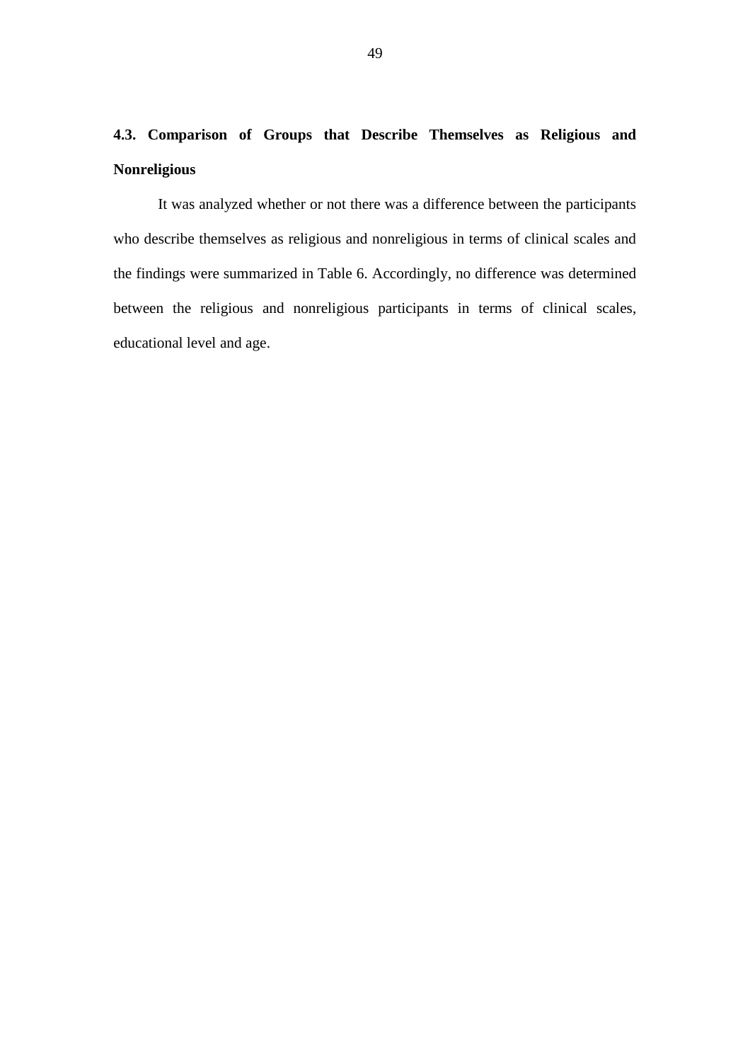### 4.3. Comparison of Groups that Describe Themselves as Religious and Nonreligious

It was analyzed whether or not there was a difference between the participants who describe themselves as religious and nonreligious in terms of clinical scales and the findings were summarized in Table 6. Accordingly, no difference was determined between the religious and nonreligious participants in terms of clinical scales, educational level and age.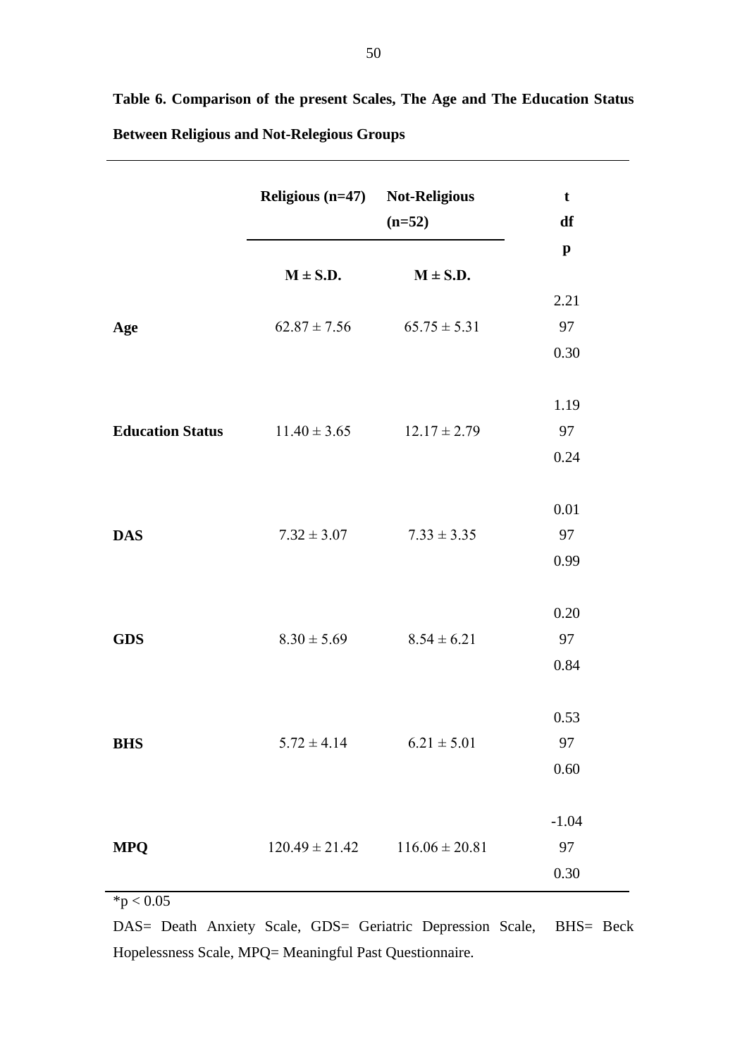**Table 6. Comparison of the present Scales, The Age and The Education Status Between Religious and Not-Relegious Groups**

| | Religious (n=47) | Not-Religious (n=52) | t / df / p |
|---|---|---|---|
| | M ± S.D. | M ± S.D. | |
| **Age** | 62.87 ± 7.56 | 65.75 ± 5.31 | 2.21 / 97 / 0.30 |
| **Education Status** | 11.40 ± 3.65 | 12.17 ± 2.79 | 1.19 / 97 / 0.24 |
| **DAS** | 7.32 ± 3.07 | 7.33 ± 3.35 | 0.01 / 97 / 0.99 |
| **GDS** | 8.30 ± 5.69 | 8.54 ± 6.21 | 0.20 / 97 / 0.84 |
| **BHS** | 5.72 ± 4.14 | 6.21 ± 5.01 | 0.53 / 97 / 0.60 |
| **MPQ** | 120.49 ± 21.42 | 116.06 ± 20.81 | -1.04 / 97 / 0.30 |

*$p < 0.05$

DAS= Death Anxiety Scale, GDS= Geriatric Depression Scale, BHS= Beck Hopelessness Scale, MPQ= Meaningful Past Questionnaire.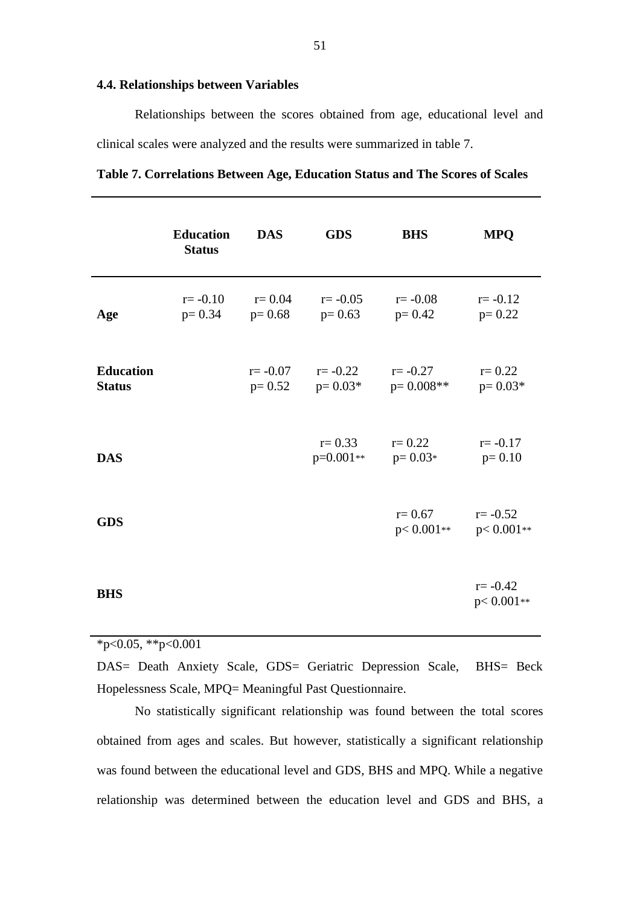## 4.4. Relationships between Variables

Relationships between the scores obtained from age, educational level and clinical scales were analyzed and the results were summarized in table 7.

**Table 7. Correlations Between Age, Education Status and The Scores of Scales**

| | **Education Status** | **DAS** | **GDS** | **BHS** | **MPQ** |
|---|---|---|---|---|---|
| **Age** | r= -0.10<br>p= 0.34 | r= 0.04<br>p= 0.68 | r= -0.05<br>p= 0.63 | r= -0.08<br>p= 0.42 | r= -0.12<br>p= 0.22 |
| **Education Status** | | r= -0.07<br>p= 0.52 | r= -0.22<br>p= 0.03* | r= -0.27<br>p= 0.008** | r= 0.22<br>p= 0.03* |
| **DAS** | | | r= 0.33<br>p=0.001** | r= 0.22<br>p= 0.03* | r= -0.17<br>p= 0.10 |
| **GDS** | | | | r= 0.67<br>p< 0.001** | r= -0.52<br>p< 0.001** |
| **BHS** | | | | | r= -0.42<br>p< 0.001** |

*p<0.05, **p<0.001

DAS= Death Anxiety Scale, GDS= Geriatric Depression Scale, BHS= Beck Hopelessness Scale, MPQ= Meaningful Past Questionnaire.

No statistically significant relationship was found between the total scores obtained from ages and scales. But however, statistically a significant relationship was found between the educational level and GDS, BHS and MPQ. While a negative relationship was determined between the education level and GDS and BHS, a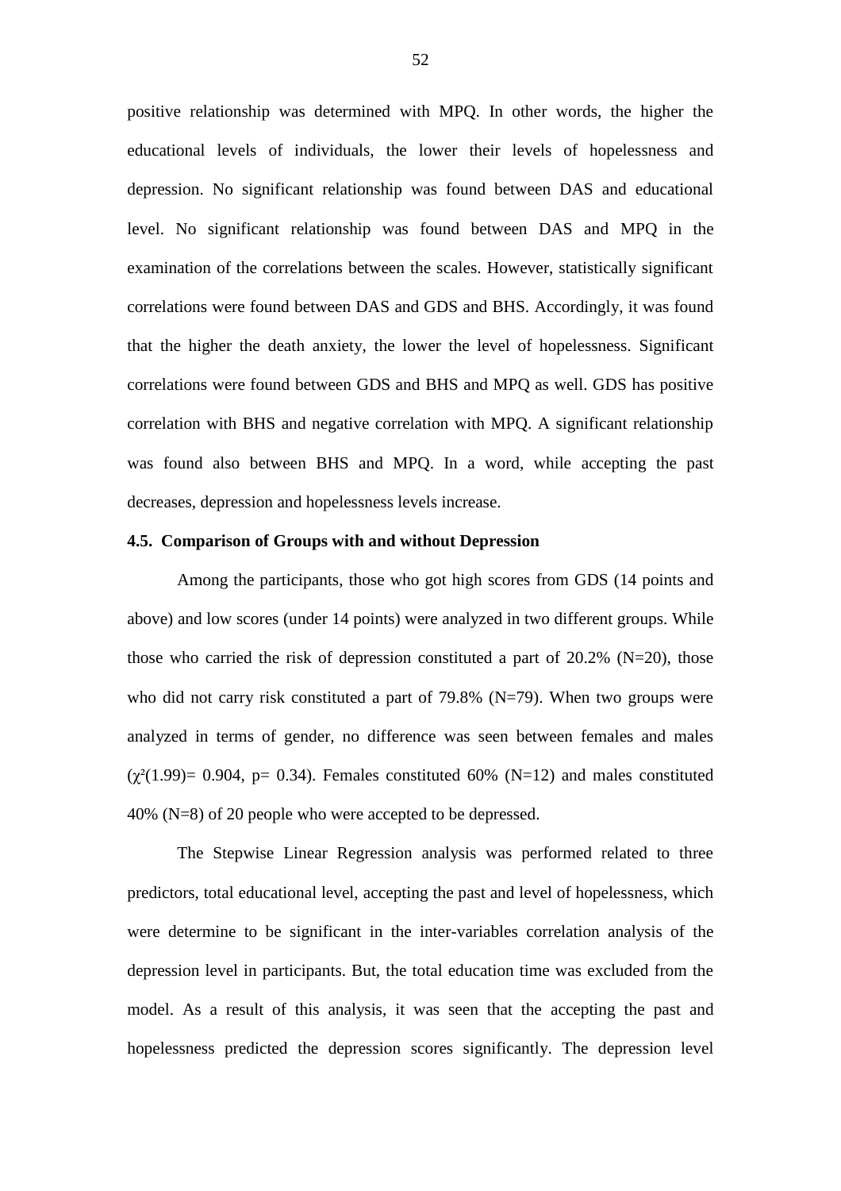positive relationship was determined with MPQ. In other words, the higher the educational levels of individuals, the lower their levels of hopelessness and depression. No significant relationship was found between DAS and educational level. No significant relationship was found between DAS and MPQ in the examination of the correlations between the scales. However, statistically significant correlations were found between DAS and GDS and BHS. Accordingly, it was found that the higher the death anxiety, the lower the level of hopelessness. Significant correlations were found between GDS and BHS and MPQ as well. GDS has positive correlation with BHS and negative correlation with MPQ. A significant relationship was found also between BHS and MPQ. In a word, while accepting the past decreases, depression and hopelessness levels increase.

#### 4.5. Comparison of Groups with and without Depression

Among the participants, those who got high scores from GDS (14 points and above) and low scores (under 14 points) were analyzed in two different groups. While those who carried the risk of depression constituted a part of 20.2% (N=20), those who did not carry risk constituted a part of 79.8% (N=79). When two groups were analyzed in terms of gender, no difference was seen between females and males ($\chi^2(1.99)= 0.904$, $p= 0.34$). Females constituted 60% (N=12) and males constituted 40% (N=8) of 20 people who were accepted to be depressed.

The Stepwise Linear Regression analysis was performed related to three predictors, total educational level, accepting the past and level of hopelessness, which were determine to be significant in the inter-variables correlation analysis of the depression level in participants. But, the total education time was excluded from the model. As a result of this analysis, it was seen that the accepting the past and hopelessness predicted the depression scores significantly. The depression level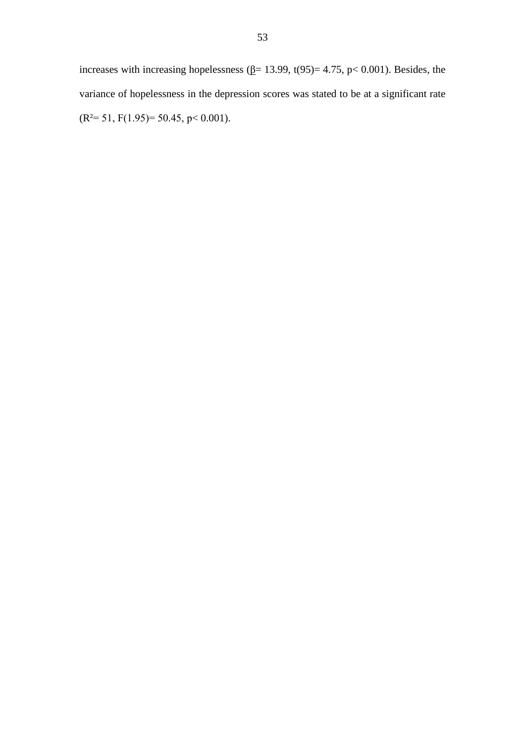increases with increasing hopelessness ($\underline{\beta}$= 13.99, $t(95)$= 4.75, $p<$ 0.001). Besides, the variance of hopelessness in the depression scores was stated to be at a significant rate ($R^2$= 51, $F(1.95)$= 50.45, $p<$ 0.001).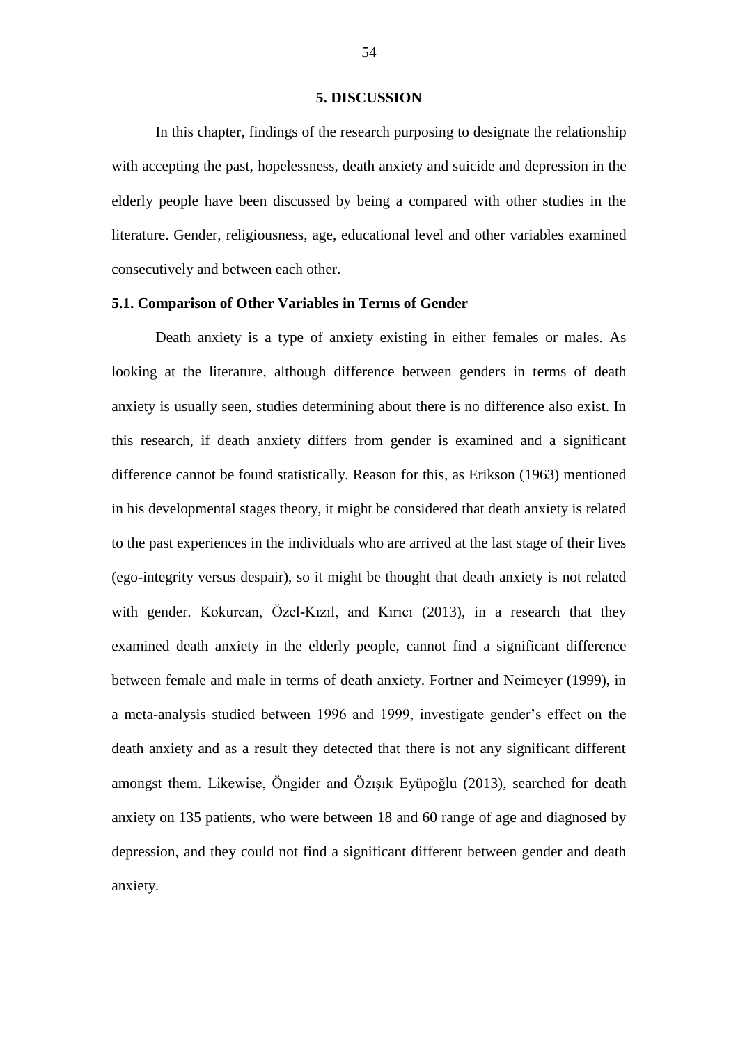# 5. DISCUSSION

In this chapter, findings of the research purposing to designate the relationship with accepting the past, hopelessness, death anxiety and suicide and depression in the elderly people have been discussed by being a compared with other studies in the literature. Gender, religiousness, age, educational level and other variables examined consecutively and between each other.

## 5.1. Comparison of Other Variables in Terms of Gender

Death anxiety is a type of anxiety existing in either females or males. As looking at the literature, although difference between genders in terms of death anxiety is usually seen, studies determining about there is no difference also exist. In this research, if death anxiety differs from gender is examined and a significant difference cannot be found statistically. Reason for this, as Erikson (1963) mentioned in his developmental stages theory, it might be considered that death anxiety is related to the past experiences in the individuals who are arrived at the last stage of their lives (ego-integrity versus despair), so it might be thought that death anxiety is not related with gender. Kokurcan, Özel-Kızıl, and Kırıcı (2013), in a research that they examined death anxiety in the elderly people, cannot find a significant difference between female and male in terms of death anxiety. Fortner and Neimeyer (1999), in a meta-analysis studied between 1996 and 1999, investigate gender's effect on the death anxiety and as a result they detected that there is not any significant different amongst them. Likewise, Öngider and Özışık Eyüpoğlu (2013), searched for death anxiety on 135 patients, who were between 18 and 60 range of age and diagnosed by depression, and they could not find a significant different between gender and death anxiety.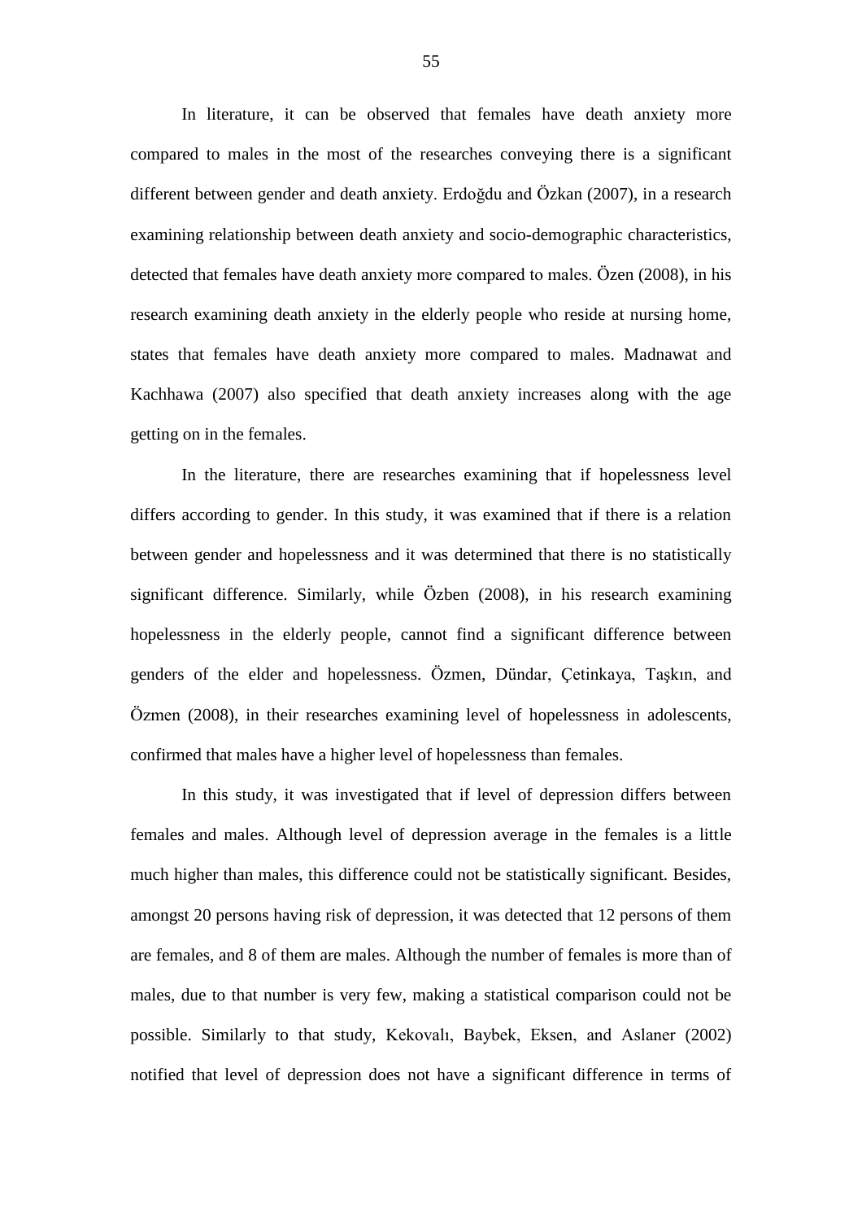In literature, it can be observed that females have death anxiety more compared to males in the most of the researches conveying there is a significant different between gender and death anxiety. Erdoğdu and Özkan (2007), in a research examining relationship between death anxiety and socio-demographic characteristics, detected that females have death anxiety more compared to males. Özen (2008), in his research examining death anxiety in the elderly people who reside at nursing home, states that females have death anxiety more compared to males. Madnawat and Kachhawa (2007) also specified that death anxiety increases along with the age getting on in the females.

In the literature, there are researches examining that if hopelessness level differs according to gender. In this study, it was examined that if there is a relation between gender and hopelessness and it was determined that there is no statistically significant difference. Similarly, while Özben (2008), in his research examining hopelessness in the elderly people, cannot find a significant difference between genders of the elder and hopelessness. Özmen, Dündar, Çetinkaya, Taşkın, and Özmen (2008), in their researches examining level of hopelessness in adolescents, confirmed that males have a higher level of hopelessness than females.

In this study, it was investigated that if level of depression differs between females and males. Although level of depression average in the females is a little much higher than males, this difference could not be statistically significant. Besides, amongst 20 persons having risk of depression, it was detected that 12 persons of them are females, and 8 of them are males. Although the number of females is more than of males, due to that number is very few, making a statistical comparison could not be possible. Similarly to that study, Kekovalı, Baybek, Eksen, and Aslaner (2002) notified that level of depression does not have a significant difference in terms of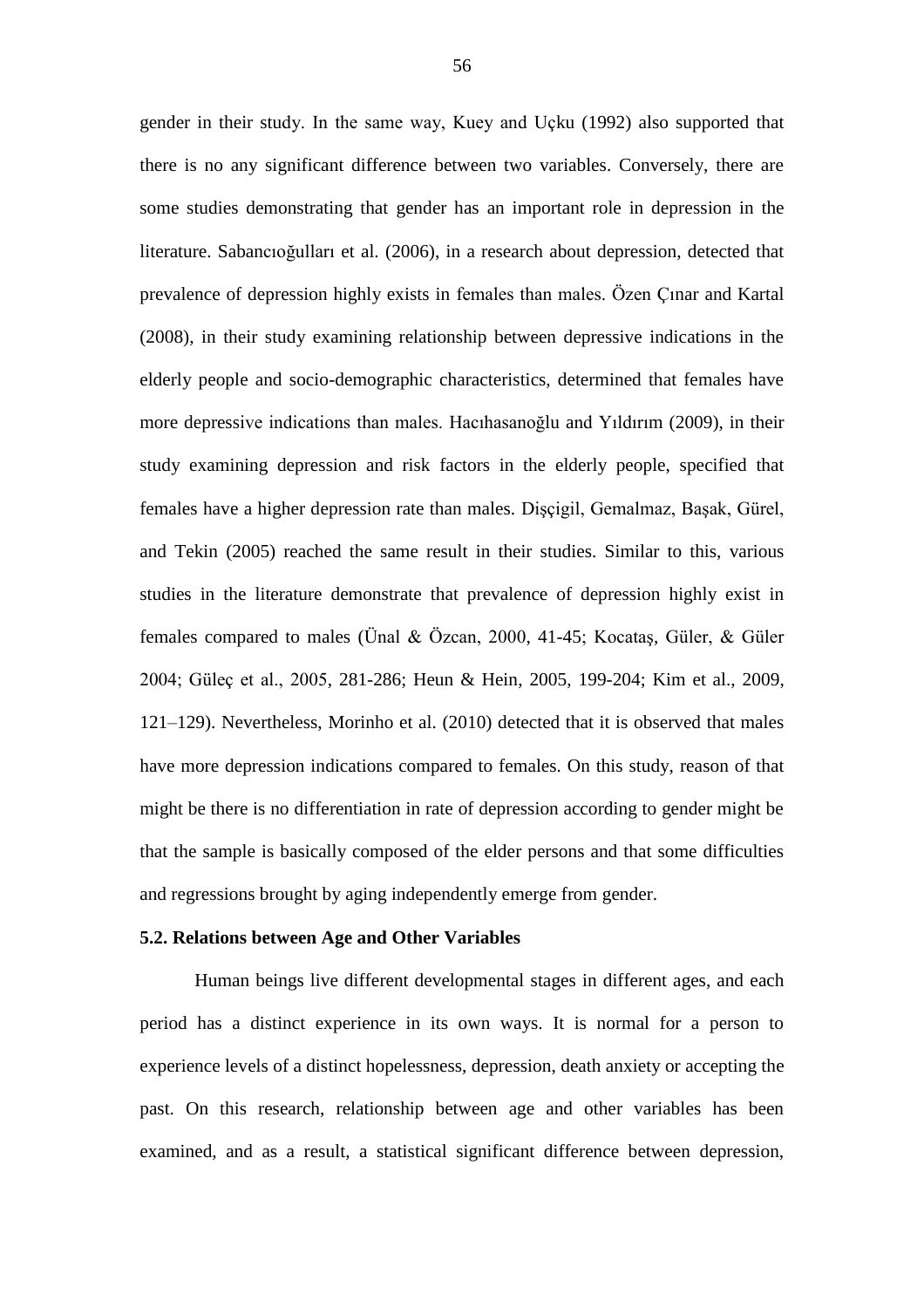gender in their study. In the same way, Kuey and Uçku (1992) also supported that there is no any significant difference between two variables. Conversely, there are some studies demonstrating that gender has an important role in depression in the literature. Sabancıoğulları et al. (2006), in a research about depression, detected that prevalence of depression highly exists in females than males. Özen Çınar and Kartal (2008), in their study examining relationship between depressive indications in the elderly people and socio-demographic characteristics, determined that females have more depressive indications than males. Hacıhasanoğlu and Yıldırım (2009), in their study examining depression and risk factors in the elderly people, specified that females have a higher depression rate than males. Dişçigil, Gemalmaz, Başak, Gürel, and Tekin (2005) reached the same result in their studies. Similar to this, various studies in the literature demonstrate that prevalence of depression highly exist in females compared to males (Ünal & Özcan, 2000, 41-45; Kocataş, Güler, & Güler 2004; Güleç et al., 2005, 281-286; Heun & Hein, 2005, 199-204; Kim et al., 2009, 121–129). Nevertheless, Morinho et al. (2010) detected that it is observed that males have more depression indications compared to females. On this study, reason of that might be there is no differentiation in rate of depression according to gender might be that the sample is basically composed of the elder persons and that some difficulties and regressions brought by aging independently emerge from gender.

## 5.2. Relations between Age and Other Variables

Human beings live different developmental stages in different ages, and each period has a distinct experience in its own ways. It is normal for a person to experience levels of a distinct hopelessness, depression, death anxiety or accepting the past. On this research, relationship between age and other variables has been examined, and as a result, a statistical significant difference between depression,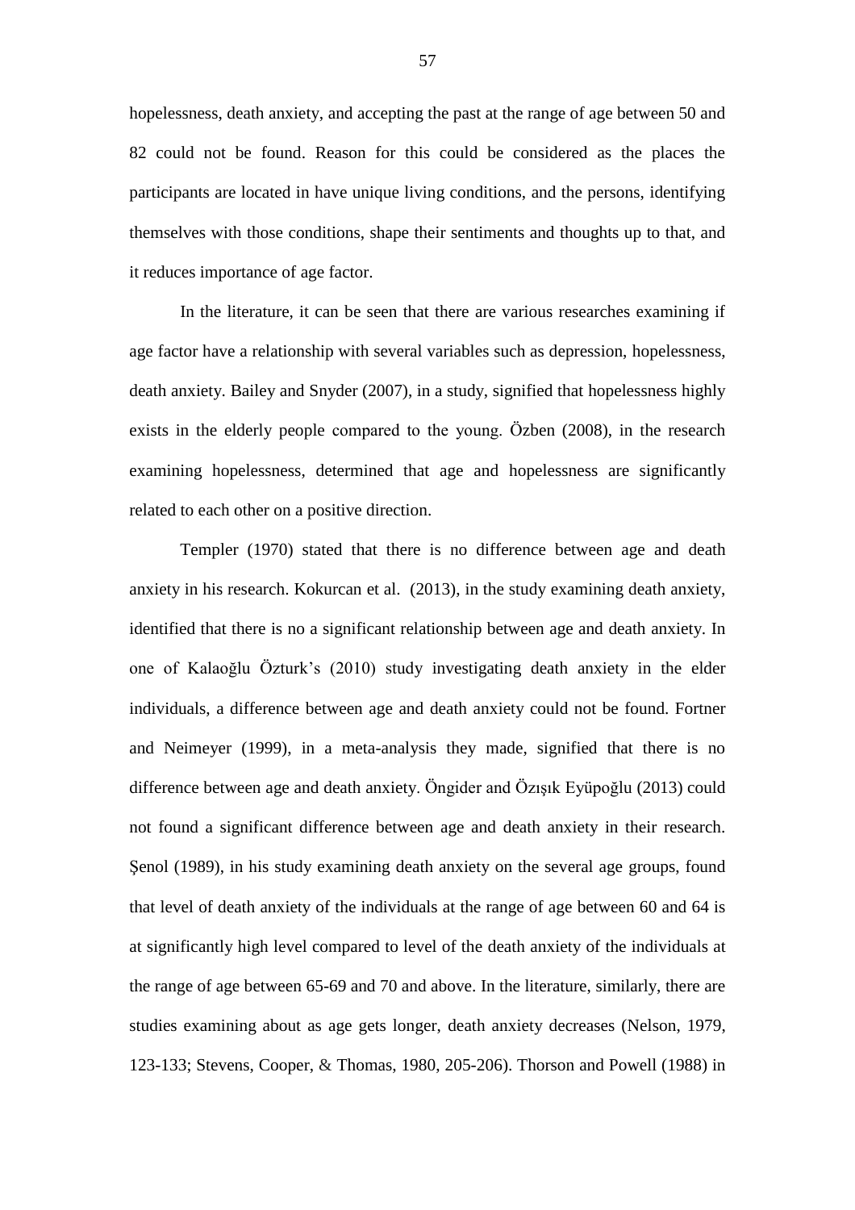hopelessness, death anxiety, and accepting the past at the range of age between 50 and 82 could not be found. Reason for this could be considered as the places the participants are located in have unique living conditions, and the persons, identifying themselves with those conditions, shape their sentiments and thoughts up to that, and it reduces importance of age factor.

In the literature, it can be seen that there are various researches examining if age factor have a relationship with several variables such as depression, hopelessness, death anxiety. Bailey and Snyder (2007), in a study, signified that hopelessness highly exists in the elderly people compared to the young. Özben (2008), in the research examining hopelessness, determined that age and hopelessness are significantly related to each other on a positive direction.

Templer (1970) stated that there is no difference between age and death anxiety in his research. Kokurcan et al. (2013), in the study examining death anxiety, identified that there is no a significant relationship between age and death anxiety. In one of Kalaoğlu Özturk's (2010) study investigating death anxiety in the elder individuals, a difference between age and death anxiety could not be found. Fortner and Neimeyer (1999), in a meta-analysis they made, signified that there is no difference between age and death anxiety. Öngider and Özışık Eyüpoğlu (2013) could not found a significant difference between age and death anxiety in their research. Şenol (1989), in his study examining death anxiety on the several age groups, found that level of death anxiety of the individuals at the range of age between 60 and 64 is at significantly high level compared to level of the death anxiety of the individuals at the range of age between 65-69 and 70 and above. In the literature, similarly, there are studies examining about as age gets longer, death anxiety decreases (Nelson, 1979, 123-133; Stevens, Cooper, & Thomas, 1980, 205-206). Thorson and Powell (1988) in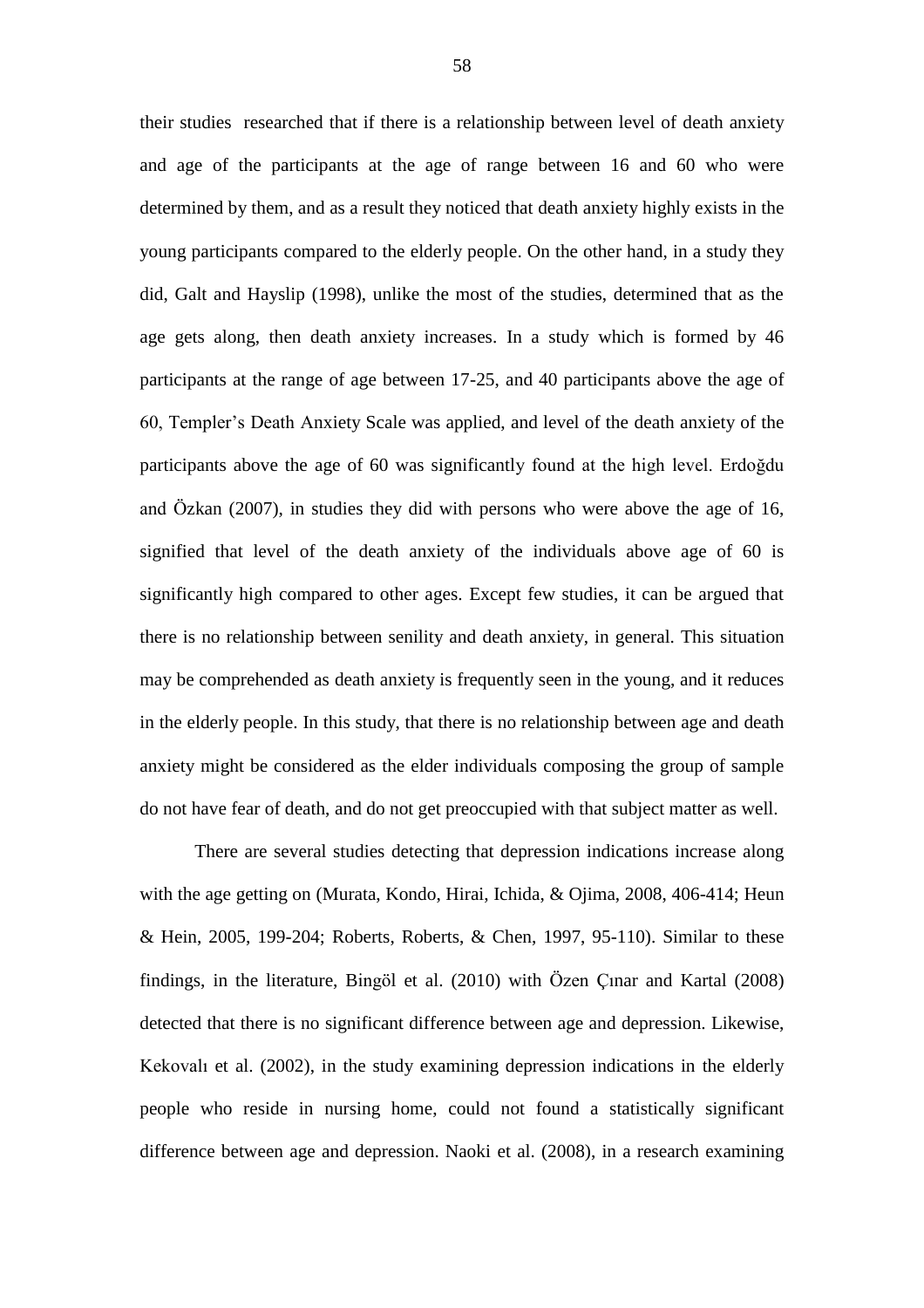their studies researched that if there is a relationship between level of death anxiety and age of the participants at the age of range between 16 and 60 who were determined by them, and as a result they noticed that death anxiety highly exists in the young participants compared to the elderly people. On the other hand, in a study they did, Galt and Hayslip (1998), unlike the most of the studies, determined that as the age gets along, then death anxiety increases. In a study which is formed by 46 participants at the range of age between 17-25, and 40 participants above the age of 60, Templer's Death Anxiety Scale was applied, and level of the death anxiety of the participants above the age of 60 was significantly found at the high level. Erdoğdu and Özkan (2007), in studies they did with persons who were above the age of 16, signified that level of the death anxiety of the individuals above age of 60 is significantly high compared to other ages. Except few studies, it can be argued that there is no relationship between senility and death anxiety, in general. This situation may be comprehended as death anxiety is frequently seen in the young, and it reduces in the elderly people. In this study, that there is no relationship between age and death anxiety might be considered as the elder individuals composing the group of sample do not have fear of death, and do not get preoccupied with that subject matter as well.

There are several studies detecting that depression indications increase along with the age getting on (Murata, Kondo, Hirai, Ichida, & Ojima, 2008, 406-414; Heun & Hein, 2005, 199-204; Roberts, Roberts, & Chen, 1997, 95-110). Similar to these findings, in the literature, Bingöl et al. (2010) with Özen Çınar and Kartal (2008) detected that there is no significant difference between age and depression. Likewise, Kekovalı et al. (2002), in the study examining depression indications in the elderly people who reside in nursing home, could not found a statistically significant difference between age and depression. Naoki et al. (2008), in a research examining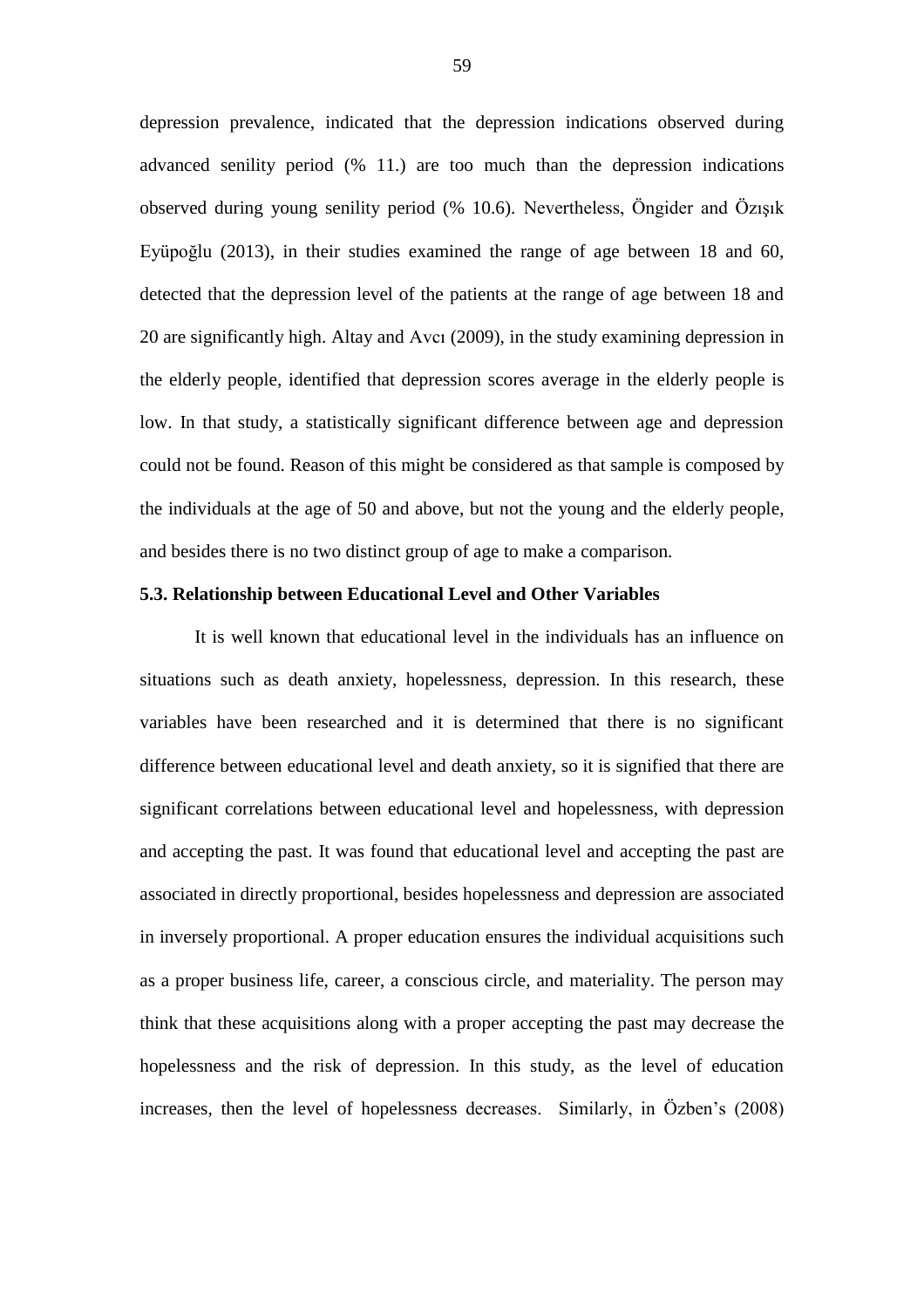depression prevalence, indicated that the depression indications observed during advanced senility period (% 11.) are too much than the depression indications observed during young senility period (% 10.6). Nevertheless, Öngider and Özışık Eyüpoğlu (2013), in their studies examined the range of age between 18 and 60, detected that the depression level of the patients at the range of age between 18 and 20 are significantly high. Altay and Avcı (2009), in the study examining depression in the elderly people, identified that depression scores average in the elderly people is low. In that study, a statistically significant difference between age and depression could not be found. Reason of this might be considered as that sample is composed by the individuals at the age of 50 and above, but not the young and the elderly people, and besides there is no two distinct group of age to make a comparison.

### 5.3. Relationship between Educational Level and Other Variables

It is well known that educational level in the individuals has an influence on situations such as death anxiety, hopelessness, depression. In this research, these variables have been researched and it is determined that there is no significant difference between educational level and death anxiety, so it is signified that there are significant correlations between educational level and hopelessness, with depression and accepting the past. It was found that educational level and accepting the past are associated in directly proportional, besides hopelessness and depression are associated in inversely proportional. A proper education ensures the individual acquisitions such as a proper business life, career, a conscious circle, and materiality. The person may think that these acquisitions along with a proper accepting the past may decrease the hopelessness and the risk of depression. In this study, as the level of education increases, then the level of hopelessness decreases. Similarly, in Özben's (2008)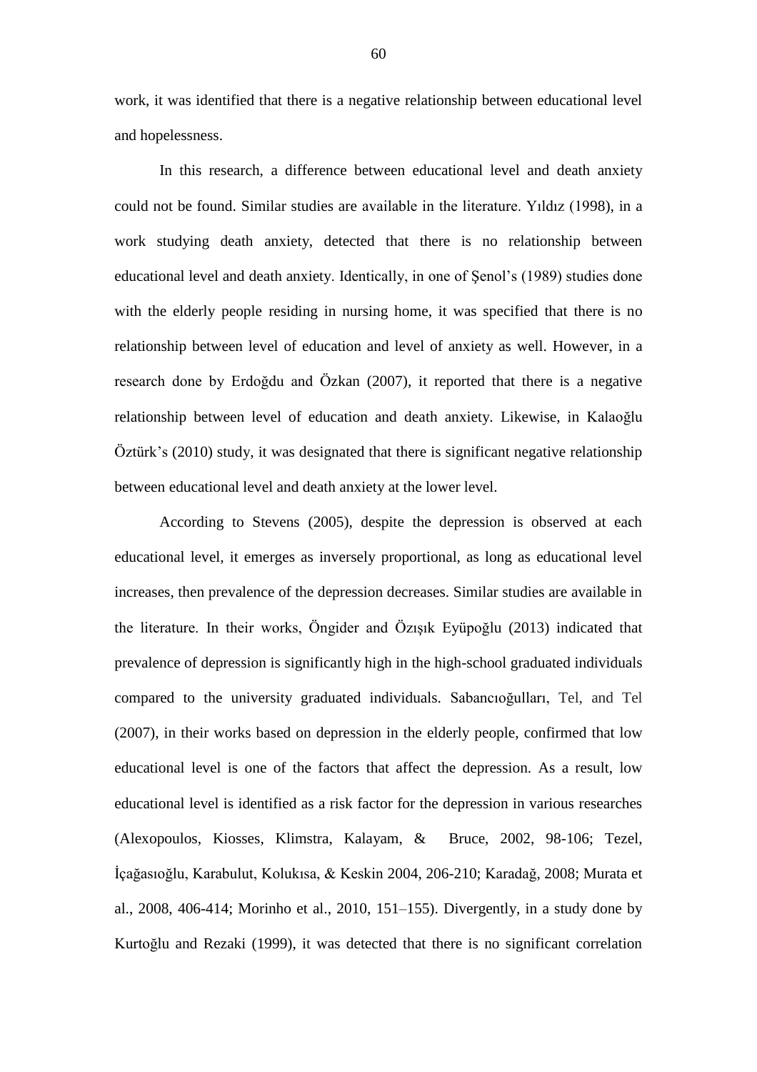work, it was identified that there is a negative relationship between educational level and hopelessness.

In this research, a difference between educational level and death anxiety could not be found. Similar studies are available in the literature. Yıldız (1998), in a work studying death anxiety, detected that there is no relationship between educational level and death anxiety. Identically, in one of Şenol's (1989) studies done with the elderly people residing in nursing home, it was specified that there is no relationship between level of education and level of anxiety as well. However, in a research done by Erdoğdu and Özkan (2007), it reported that there is a negative relationship between level of education and death anxiety. Likewise, in Kalaoğlu Öztürk's (2010) study, it was designated that there is significant negative relationship between educational level and death anxiety at the lower level.

According to Stevens (2005), despite the depression is observed at each educational level, it emerges as inversely proportional, as long as educational level increases, then prevalence of the depression decreases. Similar studies are available in the literature. In their works, Öngider and Özışık Eyüpoğlu (2013) indicated that prevalence of depression is significantly high in the high-school graduated individuals compared to the university graduated individuals. Sabancıoğulları, Tel, and Tel (2007), in their works based on depression in the elderly people, confirmed that low educational level is one of the factors that affect the depression. As a result, low educational level is identified as a risk factor for the depression in various researches (Alexopoulos, Kiosses, Klimstra, Kalayam, & Bruce, 2002, 98-106; Tezel, İçağasıoğlu, Karabulut, Kolukısa, & Keskin 2004, 206-210; Karadağ, 2008; Murata et al., 2008, 406-414; Morinho et al., 2010, 151–155). Divergently, in a study done by Kurtoğlu and Rezaki (1999), it was detected that there is no significant correlation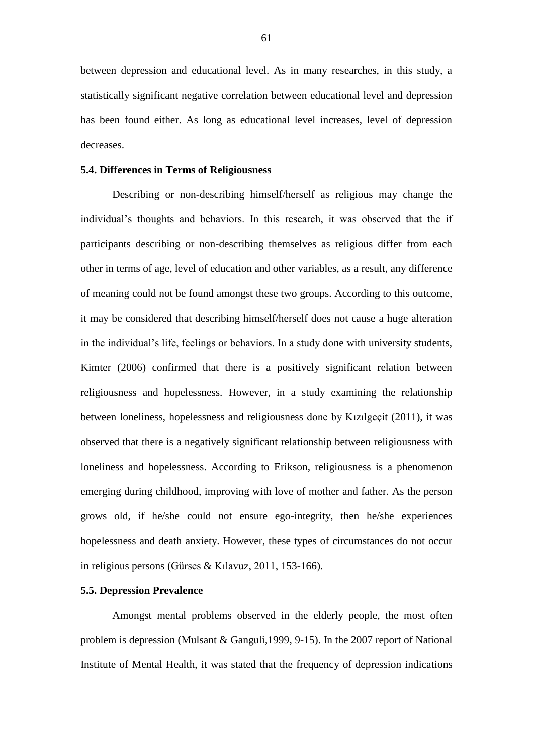between depression and educational level. As in many researches, in this study, a statistically significant negative correlation between educational level and depression has been found either. As long as educational level increases, level of depression decreases.

### 5.4. Differences in Terms of Religiousness

Describing or non-describing himself/herself as religious may change the individual's thoughts and behaviors. In this research, it was observed that the if participants describing or non-describing themselves as religious differ from each other in terms of age, level of education and other variables, as a result, any difference of meaning could not be found amongst these two groups. According to this outcome, it may be considered that describing himself/herself does not cause a huge alteration in the individual's life, feelings or behaviors. In a study done with university students, Kimter (2006) confirmed that there is a positively significant relation between religiousness and hopelessness. However, in a study examining the relationship between loneliness, hopelessness and religiousness done by Kızılgeçit (2011), it was observed that there is a negatively significant relationship between religiousness with loneliness and hopelessness. According to Erikson, religiousness is a phenomenon emerging during childhood, improving with love of mother and father. As the person grows old, if he/she could not ensure ego-integrity, then he/she experiences hopelessness and death anxiety. However, these types of circumstances do not occur in religious persons (Gürses & Kılavuz, 2011, 153-166).

### 5.5. Depression Prevalence

Amongst mental problems observed in the elderly people, the most often problem is depression (Mulsant & Ganguli,1999, 9-15). In the 2007 report of National Institute of Mental Health, it was stated that the frequency of depression indications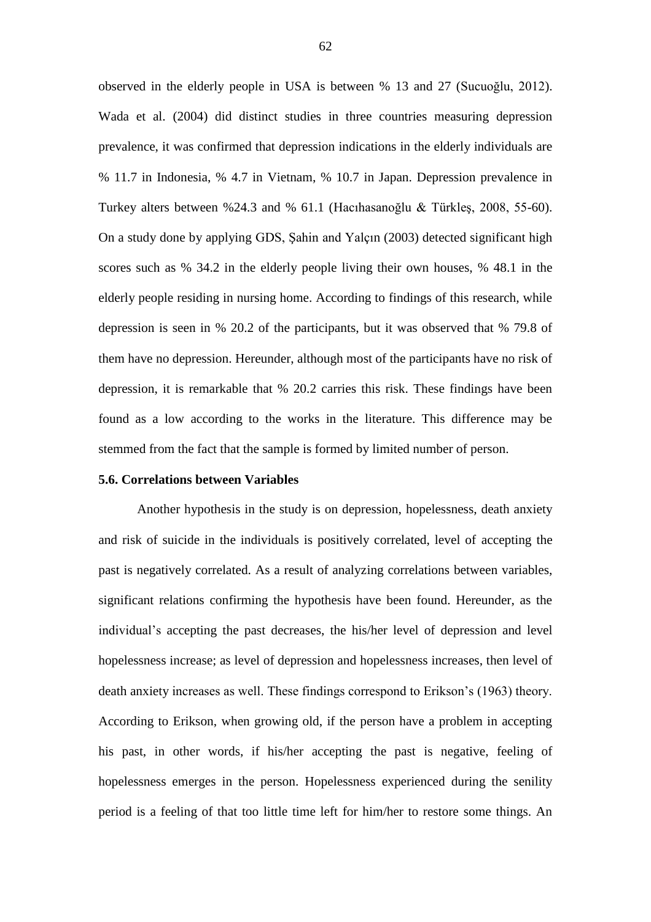observed in the elderly people in USA is between % 13 and 27 (Sucuoğlu, 2012). Wada et al. (2004) did distinct studies in three countries measuring depression prevalence, it was confirmed that depression indications in the elderly individuals are % 11.7 in Indonesia, % 4.7 in Vietnam, % 10.7 in Japan. Depression prevalence in Turkey alters between %24.3 and % 61.1 (Hacıhasanoğlu & Türkleş, 2008, 55-60). On a study done by applying GDS, Şahin and Yalçın (2003) detected significant high scores such as % 34.2 in the elderly people living their own houses, % 48.1 in the elderly people residing in nursing home. According to findings of this research, while depression is seen in % 20.2 of the participants, but it was observed that % 79.8 of them have no depression. Hereunder, although most of the participants have no risk of depression, it is remarkable that % 20.2 carries this risk. These findings have been found as a low according to the works in the literature. This difference may be stemmed from the fact that the sample is formed by limited number of person.

### 5.6. Correlations between Variables

Another hypothesis in the study is on depression, hopelessness, death anxiety and risk of suicide in the individuals is positively correlated, level of accepting the past is negatively correlated. As a result of analyzing correlations between variables, significant relations confirming the hypothesis have been found. Hereunder, as the individual's accepting the past decreases, the his/her level of depression and level hopelessness increase; as level of depression and hopelessness increases, then level of death anxiety increases as well. These findings correspond to Erikson's (1963) theory. According to Erikson, when growing old, if the person have a problem in accepting his past, in other words, if his/her accepting the past is negative, feeling of hopelessness emerges in the person. Hopelessness experienced during the senility period is a feeling of that too little time left for him/her to restore some things. An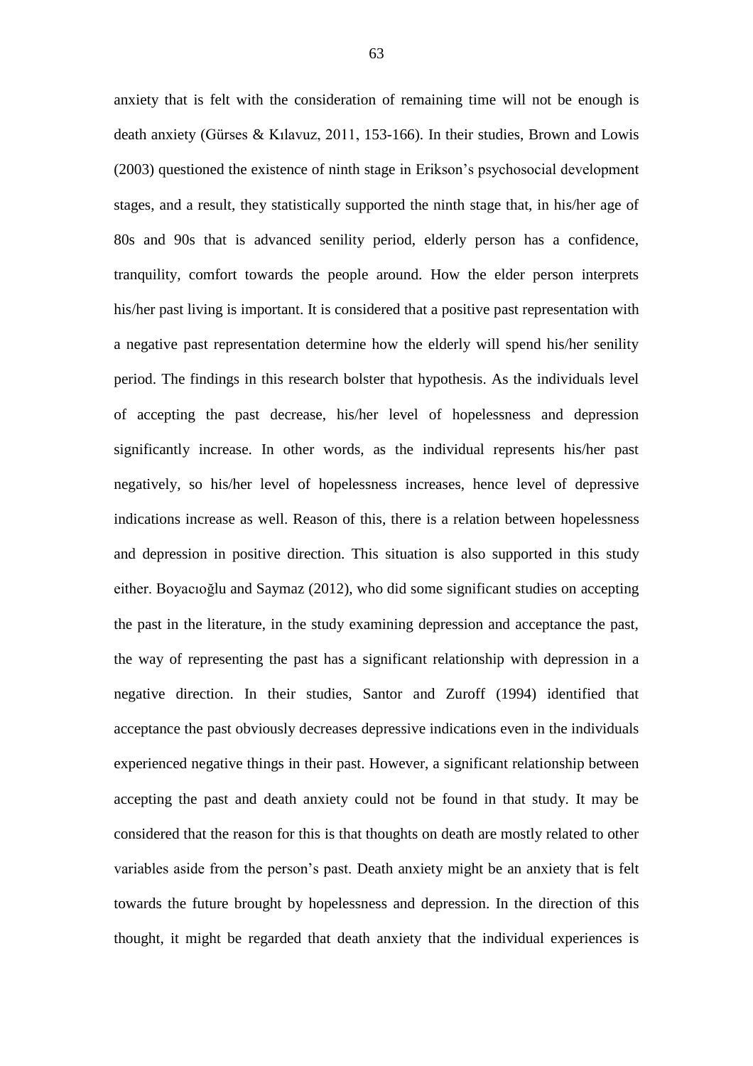anxiety that is felt with the consideration of remaining time will not be enough is death anxiety (Gürses & Kılavuz, 2011, 153-166). In their studies, Brown and Lowis (2003) questioned the existence of ninth stage in Erikson's psychosocial development stages, and a result, they statistically supported the ninth stage that, in his/her age of 80s and 90s that is advanced senility period, elderly person has a confidence, tranquility, comfort towards the people around. How the elder person interprets his/her past living is important. It is considered that a positive past representation with a negative past representation determine how the elderly will spend his/her senility period. The findings in this research bolster that hypothesis. As the individuals level of accepting the past decrease, his/her level of hopelessness and depression significantly increase. In other words, as the individual represents his/her past negatively, so his/her level of hopelessness increases, hence level of depressive indications increase as well. Reason of this, there is a relation between hopelessness and depression in positive direction. This situation is also supported in this study either. Boyacıoğlu and Saymaz (2012), who did some significant studies on accepting the past in the literature, in the study examining depression and acceptance the past, the way of representing the past has a significant relationship with depression in a negative direction. In their studies, Santor and Zuroff (1994) identified that acceptance the past obviously decreases depressive indications even in the individuals experienced negative things in their past. However, a significant relationship between accepting the past and death anxiety could not be found in that study. It may be considered that the reason for this is that thoughts on death are mostly related to other variables aside from the person's past. Death anxiety might be an anxiety that is felt towards the future brought by hopelessness and depression. In the direction of this thought, it might be regarded that death anxiety that the individual experiences is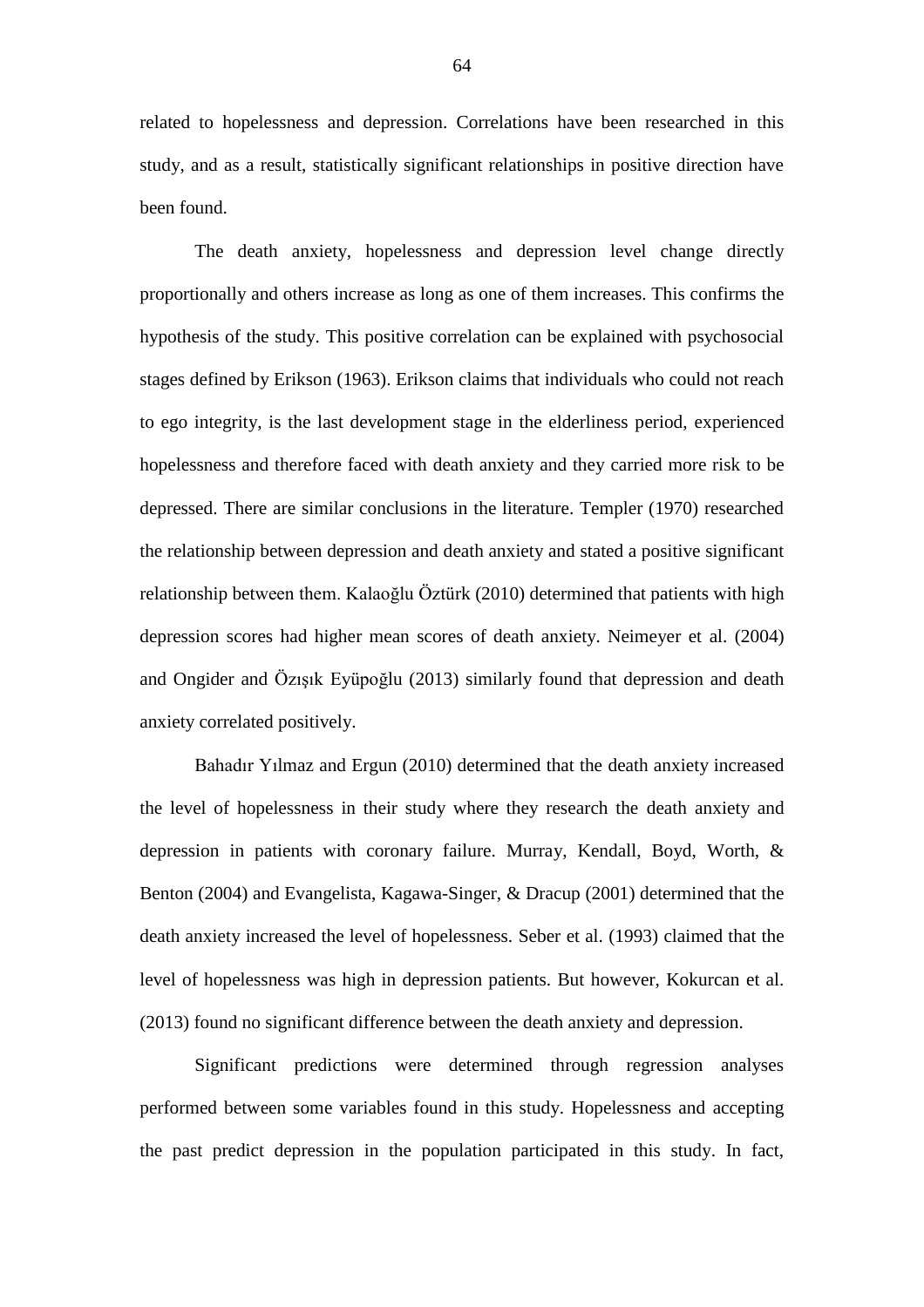related to hopelessness and depression. Correlations have been researched in this study, and as a result, statistically significant relationships in positive direction have been found.

The death anxiety, hopelessness and depression level change directly proportionally and others increase as long as one of them increases. This confirms the hypothesis of the study. This positive correlation can be explained with psychosocial stages defined by Erikson (1963). Erikson claims that individuals who could not reach to ego integrity, is the last development stage in the elderliness period, experienced hopelessness and therefore faced with death anxiety and they carried more risk to be depressed. There are similar conclusions in the literature. Templer (1970) researched the relationship between depression and death anxiety and stated a positive significant relationship between them. Kalaoğlu Öztürk (2010) determined that patients with high depression scores had higher mean scores of death anxiety. Neimeyer et al. (2004) and Ongider and Özışık Eyüpoğlu (2013) similarly found that depression and death anxiety correlated positively.

Bahadır Yılmaz and Ergun (2010) determined that the death anxiety increased the level of hopelessness in their study where they research the death anxiety and depression in patients with coronary failure. Murray, Kendall, Boyd, Worth, & Benton (2004) and Evangelista, Kagawa-Singer, & Dracup (2001) determined that the death anxiety increased the level of hopelessness. Seber et al. (1993) claimed that the level of hopelessness was high in depression patients. But however, Kokurcan et al. (2013) found no significant difference between the death anxiety and depression.

Significant predictions were determined through regression analyses performed between some variables found in this study. Hopelessness and accepting the past predict depression in the population participated in this study. In fact,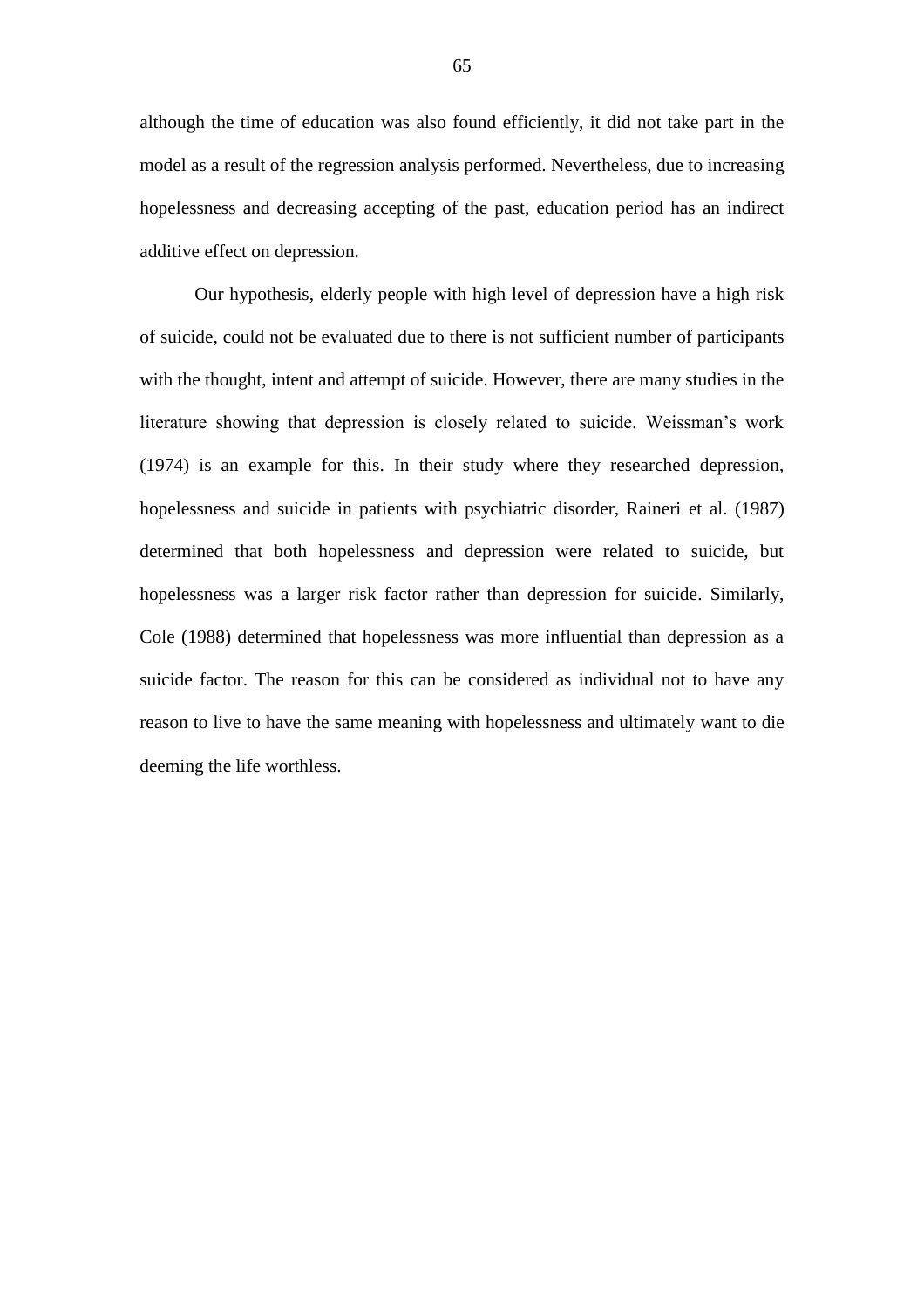although the time of education was also found efficiently, it did not take part in the model as a result of the regression analysis performed. Nevertheless, due to increasing hopelessness and decreasing accepting of the past, education period has an indirect additive effect on depression.

Our hypothesis, elderly people with high level of depression have a high risk of suicide, could not be evaluated due to there is not sufficient number of participants with the thought, intent and attempt of suicide. However, there are many studies in the literature showing that depression is closely related to suicide. Weissman's work (1974) is an example for this. In their study where they researched depression, hopelessness and suicide in patients with psychiatric disorder, Raineri et al. (1987) determined that both hopelessness and depression were related to suicide, but hopelessness was a larger risk factor rather than depression for suicide. Similarly, Cole (1988) determined that hopelessness was more influential than depression as a suicide factor. The reason for this can be considered as individual not to have any reason to live to have the same meaning with hopelessness and ultimately want to die deeming the life worthless.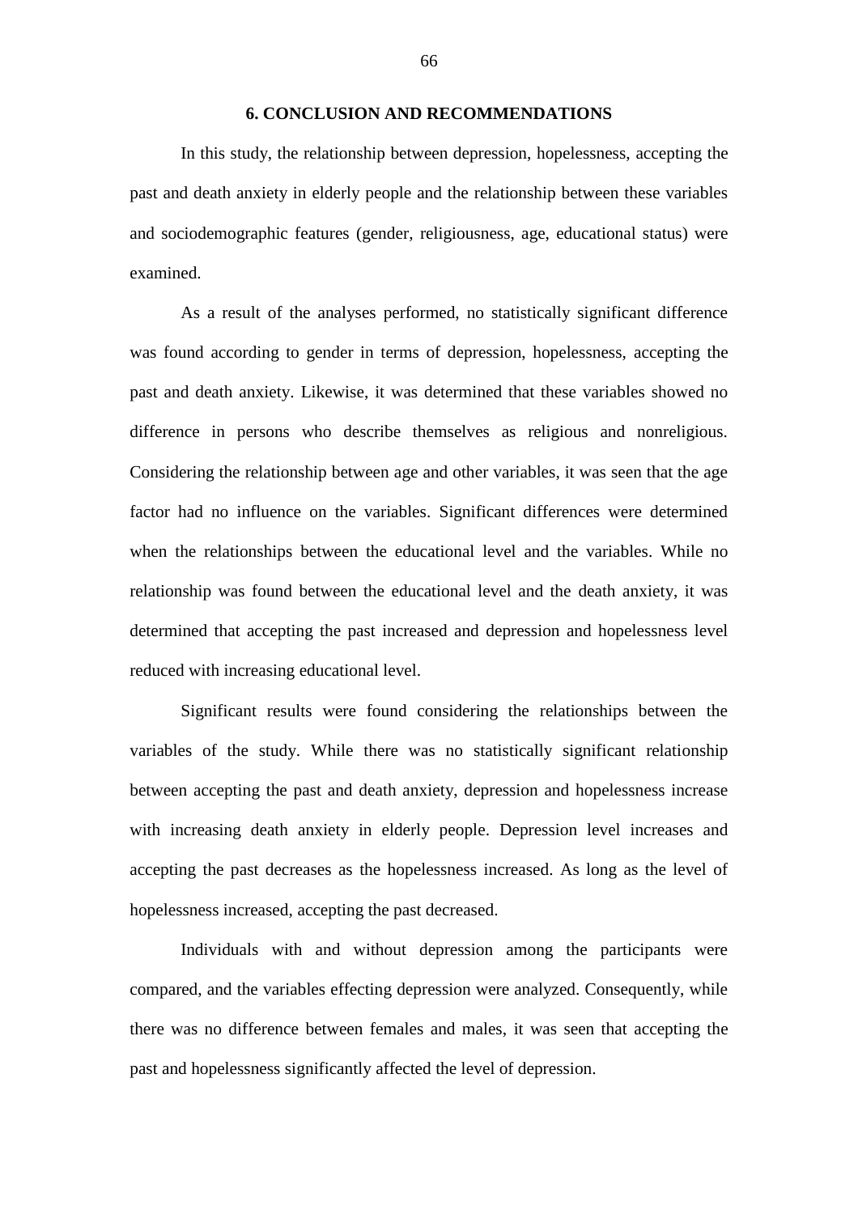# 6. CONCLUSION AND RECOMMENDATIONS

In this study, the relationship between depression, hopelessness, accepting the past and death anxiety in elderly people and the relationship between these variables and sociodemographic features (gender, religiousness, age, educational status) were examined.

As a result of the analyses performed, no statistically significant difference was found according to gender in terms of depression, hopelessness, accepting the past and death anxiety. Likewise, it was determined that these variables showed no difference in persons who describe themselves as religious and nonreligious. Considering the relationship between age and other variables, it was seen that the age factor had no influence on the variables. Significant differences were determined when the relationships between the educational level and the variables. While no relationship was found between the educational level and the death anxiety, it was determined that accepting the past increased and depression and hopelessness level reduced with increasing educational level.

Significant results were found considering the relationships between the variables of the study. While there was no statistically significant relationship between accepting the past and death anxiety, depression and hopelessness increase with increasing death anxiety in elderly people. Depression level increases and accepting the past decreases as the hopelessness increased. As long as the level of hopelessness increased, accepting the past decreased.

Individuals with and without depression among the participants were compared, and the variables effecting depression were analyzed. Consequently, while there was no difference between females and males, it was seen that accepting the past and hopelessness significantly affected the level of depression.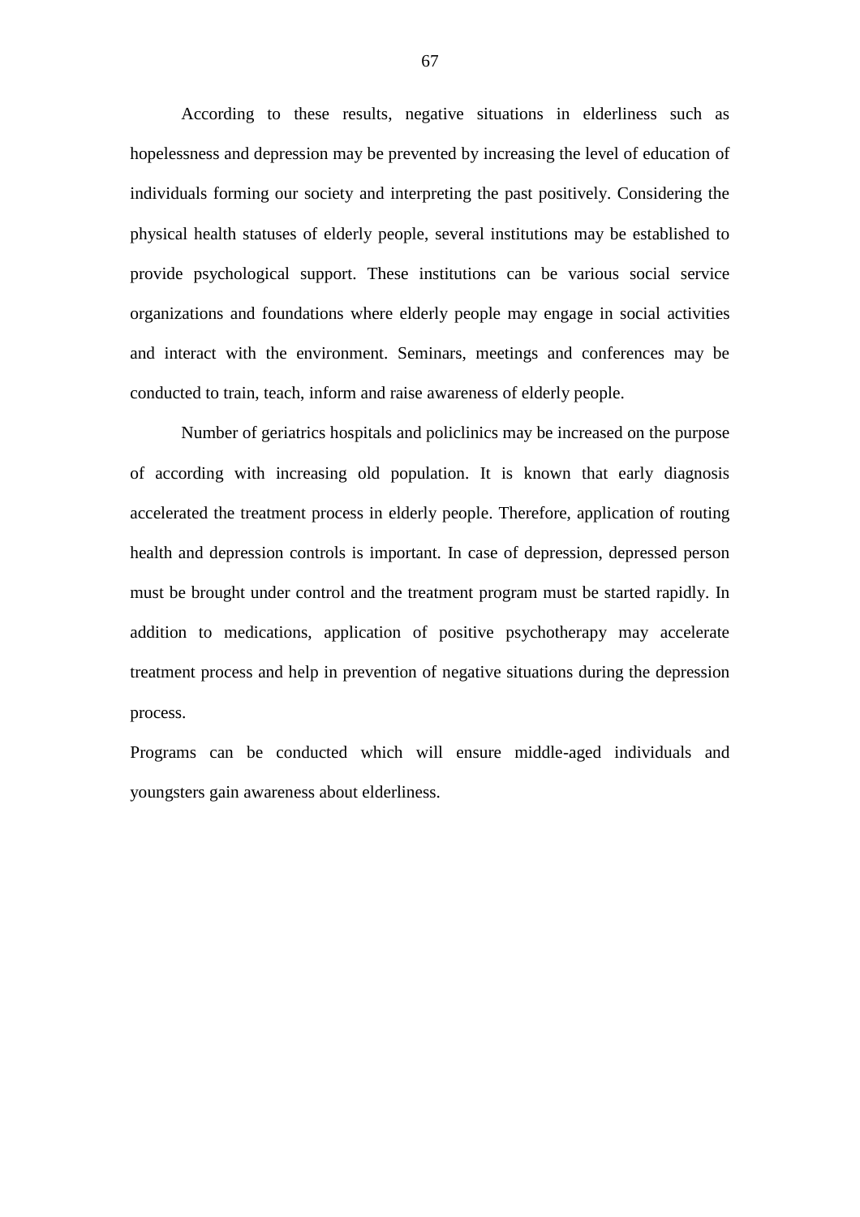According to these results, negative situations in elderliness such as hopelessness and depression may be prevented by increasing the level of education of individuals forming our society and interpreting the past positively. Considering the physical health statuses of elderly people, several institutions may be established to provide psychological support. These institutions can be various social service organizations and foundations where elderly people may engage in social activities and interact with the environment. Seminars, meetings and conferences may be conducted to train, teach, inform and raise awareness of elderly people.

Number of geriatrics hospitals and policlinics may be increased on the purpose of according with increasing old population. It is known that early diagnosis accelerated the treatment process in elderly people. Therefore, application of routing health and depression controls is important. In case of depression, depressed person must be brought under control and the treatment program must be started rapidly. In addition to medications, application of positive psychotherapy may accelerate treatment process and help in prevention of negative situations during the depression process.

Programs can be conducted which will ensure middle-aged individuals and youngsters gain awareness about elderliness.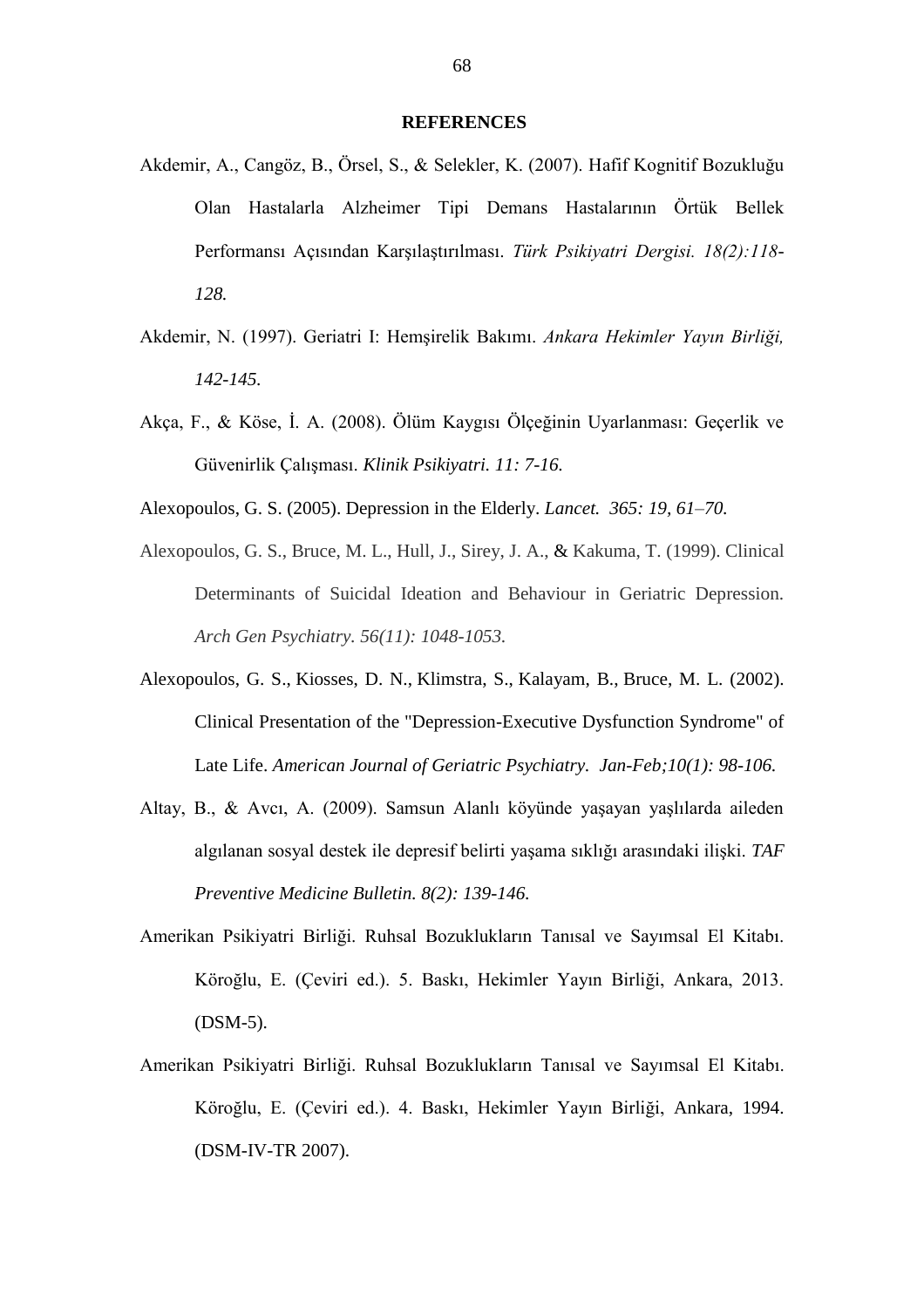**REFERENCES**

Akdemir, A., Cangöz, B., Örsel, S., & Selekler, K. (2007). Hafif Kognitif Bozukluğu Olan Hastalarla Alzheimer Tipi Demans Hastalarının Örtük Bellek Performansı Açısından Karşılaştırılması. *Türk Psikiyatri Dergisi. 18(2):118-128.*

Akdemir, N. (1997). Geriatri I: Hemşirelik Bakımı. *Ankara Hekimler Yayın Birliği, 142-145.*

Akça, F., & Köse, İ. A. (2008). Ölüm Kaygısı Ölçeğinin Uyarlanması: Geçerlik ve Güvenirlik Çalışması. *Klinik Psikiyatri. 11: 7-16.*

Alexopoulos, G. S. (2005). Depression in the Elderly. *Lancet. 365: 19, 61–70.*

Alexopoulos, G. S., Bruce, M. L., Hull, J., Sirey, J. A., & Kakuma, T. (1999). Clinical Determinants of Suicidal Ideation and Behaviour in Geriatric Depression. *Arch Gen Psychiatry. 56(11): 1048-1053.*

Alexopoulos, G. S., Kiosses, D. N., Klimstra, S., Kalayam, B., Bruce, M. L. (2002). Clinical Presentation of the "Depression-Executive Dysfunction Syndrome" of Late Life. *American Journal of Geriatric Psychiatry. Jan-Feb;10(1): 98-106.*

Altay, B., & Avcı, A. (2009). Samsun Alanlı köyünde yaşayan yaşlılarda aileden algılanan sosyal destek ile depresif belirti yaşama sıklığı arasındaki ilişki. *TAF Preventive Medicine Bulletin. 8(2): 139-146.*

Amerikan Psikiyatri Birliği. Ruhsal Bozuklukların Tanısal ve Sayımsal El Kitabı. Köroğlu, E. (Çeviri ed.). 5. Baskı, Hekimler Yayın Birliği, Ankara, 2013. (DSM-5).

Amerikan Psikiyatri Birliği. Ruhsal Bozuklukların Tanısal ve Sayımsal El Kitabı. Köroğlu, E. (Çeviri ed.). 4. Baskı, Hekimler Yayın Birliği, Ankara, 1994. (DSM-IV-TR 2007).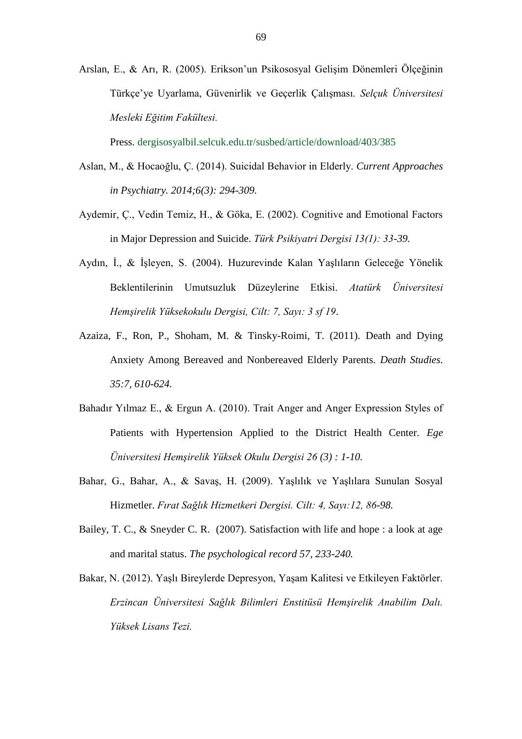Arslan, E., & Arı, R. (2005). Erikson'un Psikososyal Gelişim Dönemleri Ölçeğinin Türkçe'ye Uyarlama, Güvenirlik ve Geçerlik Çalışması. *Selçuk Üniversitesi Mesleki Eğitim Fakültesi.*

Press. dergisosyalbil.selcuk.edu.tr/susbed/article/download/403/385

Aslan, M., & Hocaoğlu, Ç. (2014). Suicidal Behavior in Elderly. *Current Approaches in Psychiatry. 2014;6(3): 294-309.*

Aydemir, Ç., Vedin Temiz, H., & Göka, E. (2002). Cognitive and Emotional Factors in Major Depression and Suicide. *Türk Psikiyatri Dergisi 13(1): 33-39.*

Aydın, İ., & İşleyen, S. (2004). Huzurevinde Kalan Yaşlıların Geleceğe Yönelik Beklentilerinin Umutsuzluk Düzeylerine Etkisi. *Atatürk Üniversitesi Hemşirelik Yüksekokulu Dergisi, Cilt: 7, Sayı: 3 sf 19*.

Azaiza, F., Ron, P., Shoham, M. & Tinsky-Roimi, T. (2011). Death and Dying Anxiety Among Bereaved and Nonbereaved Elderly Parents. *Death Studies. 35:7, 610-624.*

Bahadır Yılmaz E., & Ergun A. (2010). Trait Anger and Anger Expression Styles of Patients with Hypertension Applied to the District Health Center. *Ege Üniversitesi Hemşirelik Yüksek Okulu Dergisi 26 (3) : 1-10.*

Bahar, G., Bahar, A., & Savaş, H. (2009). Yaşlılık ve Yaşlılara Sunulan Sosyal Hizmetler. *Fırat Sağlık Hizmetkeri Dergisi. Cilt: 4, Sayı:12, 86-98.*

Bailey, T. C., & Sneyder C. R. (2007). Satisfaction with life and hope : a look at age and marital status. *The psychological record 57, 233-240.*

Bakar, N. (2012). Yaşlı Bireylerde Depresyon, Yaşam Kalitesi ve Etkileyen Faktörler. *Erzincan Üniversitesi Sağlık Bilimleri Enstitüsü Hemşirelik Anabilim Dalı. Yüksek Lisans Tezi.*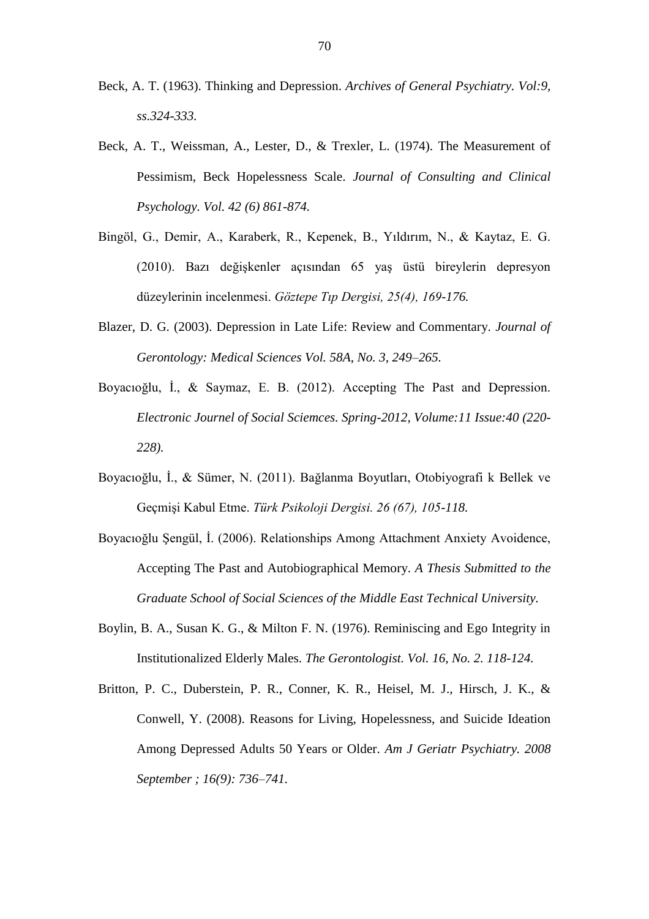Beck, A. T. (1963). Thinking and Depression. *Archives of General Psychiatry. Vol:9, ss.324-333.*

Beck, A. T., Weissman, A., Lester, D., & Trexler, L. (1974). The Measurement of Pessimism, Beck Hopelessness Scale. *Journal of Consulting and Clinical Psychology. Vol. 42 (6) 861-874.*

Bingöl, G., Demir, A., Karaberk, R., Kepenek, B., Yıldırım, N., & Kaytaz, E. G. (2010). Bazı değişkenler açısından 65 yaş üstü bireylerin depresyon düzeylerinin incelenmesi. *Göztepe Tıp Dergisi, 25(4), 169-176.*

Blazer, D. G. (2003). Depression in Late Life: Review and Commentary. *Journal of Gerontology: Medical Sciences Vol. 58A, No. 3, 249–265.*

Boyacıoğlu, İ., & Saymaz, E. B. (2012). Accepting The Past and Depression. *Electronic Journel of Social Sciemces. Spring-2012, Volume:11 Issue:40 (220-228).*

Boyacıoğlu, İ., & Sümer, N. (2011). Bağlanma Boyutları, Otobiyografi k Bellek ve Geçmişi Kabul Etme. *Türk Psikoloji Dergisi. 26 (67), 105-118.*

Boyacıoğlu Şengül, İ. (2006). Relationships Among Attachment Anxiety Avoidence, Accepting The Past and Autobiographical Memory. *A Thesis Submitted to the Graduate School of Social Sciences of the Middle East Technical University.*

Boylin, B. A., Susan K. G., & Milton F. N. (1976). Reminiscing and Ego Integrity in Institutionalized Elderly Males. *The Gerontologist. Vol. 16, No. 2. 118-124.*

Britton, P. C., Duberstein, P. R., Conner, K. R., Heisel, M. J., Hirsch, J. K., & Conwell, Y. (2008). Reasons for Living, Hopelessness, and Suicide Ideation Among Depressed Adults 50 Years or Older. *Am J Geriatr Psychiatry. 2008 September ; 16(9): 736–741.*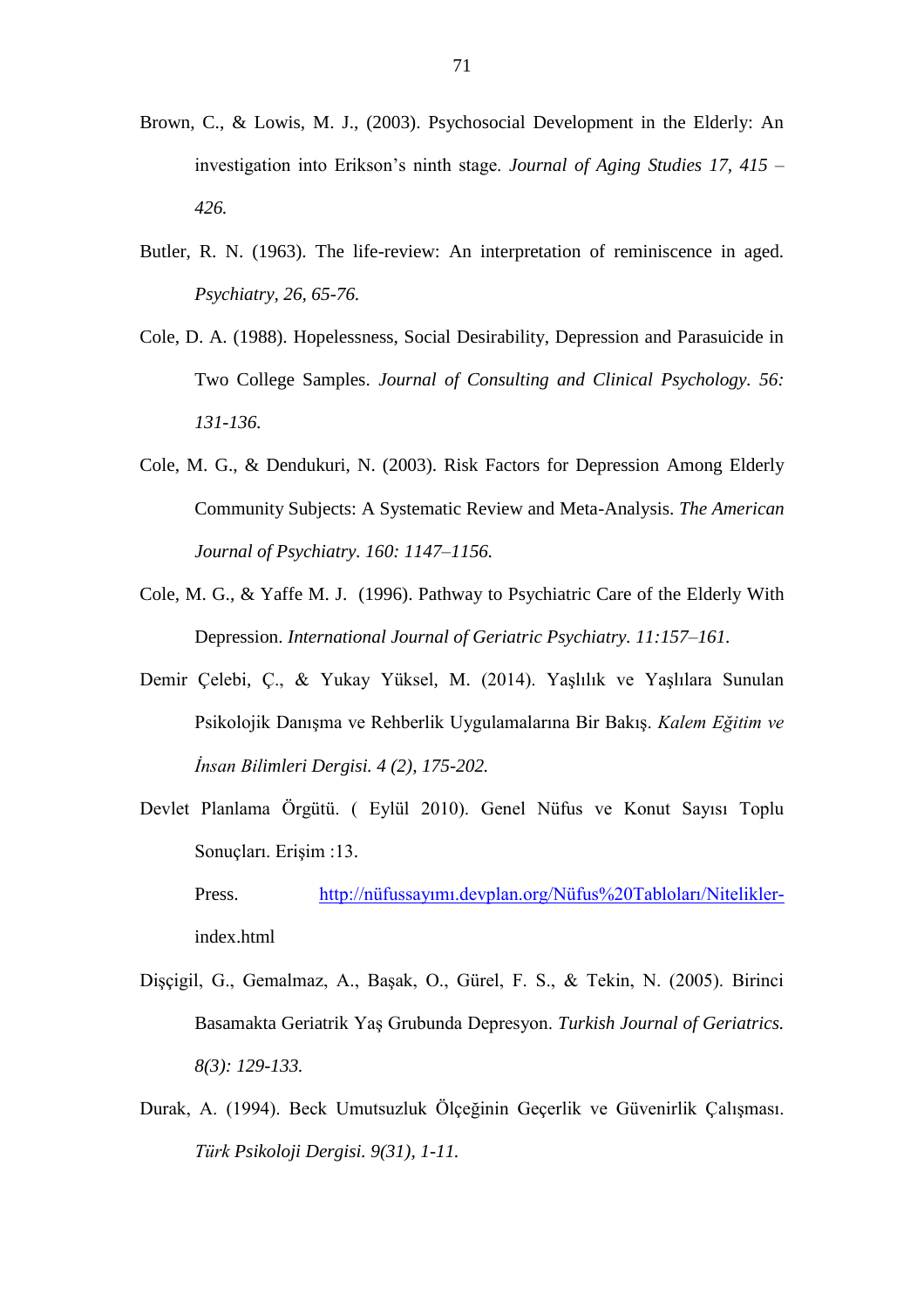Brown, C., & Lowis, M. J., (2003). Psychosocial Development in the Elderly: An investigation into Erikson's ninth stage. *Journal of Aging Studies 17, 415 – 426.*

Butler, R. N. (1963). The life-review: An interpretation of reminiscence in aged. *Psychiatry, 26, 65-76.*

Cole, D. A. (1988). Hopelessness, Social Desirability, Depression and Parasuicide in Two College Samples. *Journal of Consulting and Clinical Psychology. 56: 131-136.*

Cole, M. G., & Dendukuri, N. (2003). Risk Factors for Depression Among Elderly Community Subjects: A Systematic Review and Meta-Analysis. *The American Journal of Psychiatry. 160: 1147–1156.*

Cole, M. G., & Yaffe M. J. (1996). Pathway to Psychiatric Care of the Elderly With Depression. *International Journal of Geriatric Psychiatry. 11:157–161.*

Demir Çelebi, Ç., & Yukay Yüksel, M. (2014). Yaşlılık ve Yaşlılara Sunulan Psikolojik Danışma ve Rehberlik Uygulamalarına Bir Bakış. *Kalem Eğitim ve İnsan Bilimleri Dergisi. 4 (2), 175-202.*

Devlet Planlama Örgütü. ( Eylül 2010). Genel Nüfus ve Konut Sayısı Toplu Sonuçları. Erişim :13.

Press. http://nüfussayımı.devplan.org/Nüfus%20Tabloları/Nitelikler-index.html

Dişçigil, G., Gemalmaz, A., Başak, O., Gürel, F. S., & Tekin, N. (2005). Birinci Basamakta Geriatrik Yaş Grubunda Depresyon. *Turkish Journal of Geriatrics. 8(3): 129-133.*

Durak, A. (1994). Beck Umutsuzluk Ölçeğinin Geçerlik ve Güvenirlik Çalışması. *Türk Psikoloji Dergisi. 9(31), 1-11.*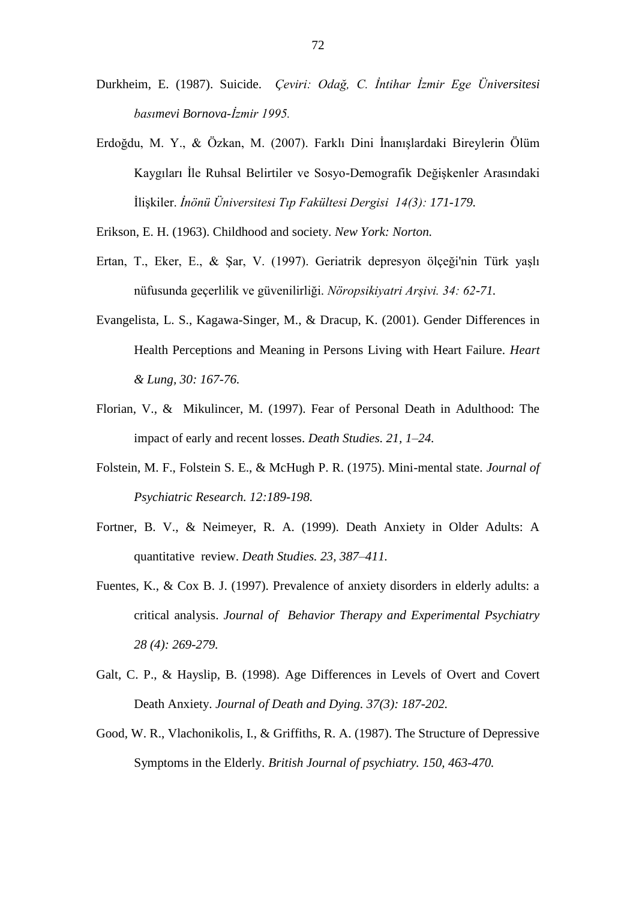Durkheim, E. (1987). Suicide. *Çeviri: Odağ, C. İntihar İzmir Ege Üniversitesi basımevi Bornova-İzmir 1995.*

Erdoğdu, M. Y., & Özkan, M. (2007). Farklı Dini İnanışlardaki Bireylerin Ölüm Kaygıları İle Ruhsal Belirtiler ve Sosyo-Demografik Değişkenler Arasındaki İlişkiler. *İnönü Üniversitesi Tıp Fakültesi Dergisi 14(3): 171-179.*

Erikson, E. H. (1963). Childhood and society. *New York: Norton.*

Ertan, T., Eker, E., & Şar, V. (1997). Geriatrik depresyon ölçeği'nin Türk yaşlı nüfusunda geçerlilik ve güvenilirliği. *Nöropsikiyatri Arşivi. 34: 62-71.*

Evangelista, L. S., Kagawa-Singer, M., & Dracup, K. (2001). Gender Differences in Health Perceptions and Meaning in Persons Living with Heart Failure. *Heart & Lung, 30: 167-76.*

Florian, V., & Mikulincer, M. (1997). Fear of Personal Death in Adulthood: The impact of early and recent losses. *Death Studies. 21, 1–24.*

Folstein, M. F., Folstein S. E., & McHugh P. R. (1975). Mini-mental state. *Journal of Psychiatric Research. 12:189-198.*

Fortner, B. V., & Neimeyer, R. A. (1999). Death Anxiety in Older Adults: A quantitative review. *Death Studies. 23, 387–411.*

Fuentes, K., & Cox B. J. (1997). Prevalence of anxiety disorders in elderly adults: a critical analysis. *Journal of Behavior Therapy and Experimental Psychiatry 28 (4): 269-279.*

Galt, C. P., & Hayslip, B. (1998). Age Differences in Levels of Overt and Covert Death Anxiety. *Journal of Death and Dying. 37(3): 187-202.*

Good, W. R., Vlachonikolis, I., & Griffiths, R. A. (1987). The Structure of Depressive Symptoms in the Elderly. *British Journal of psychiatry. 150, 463-470.*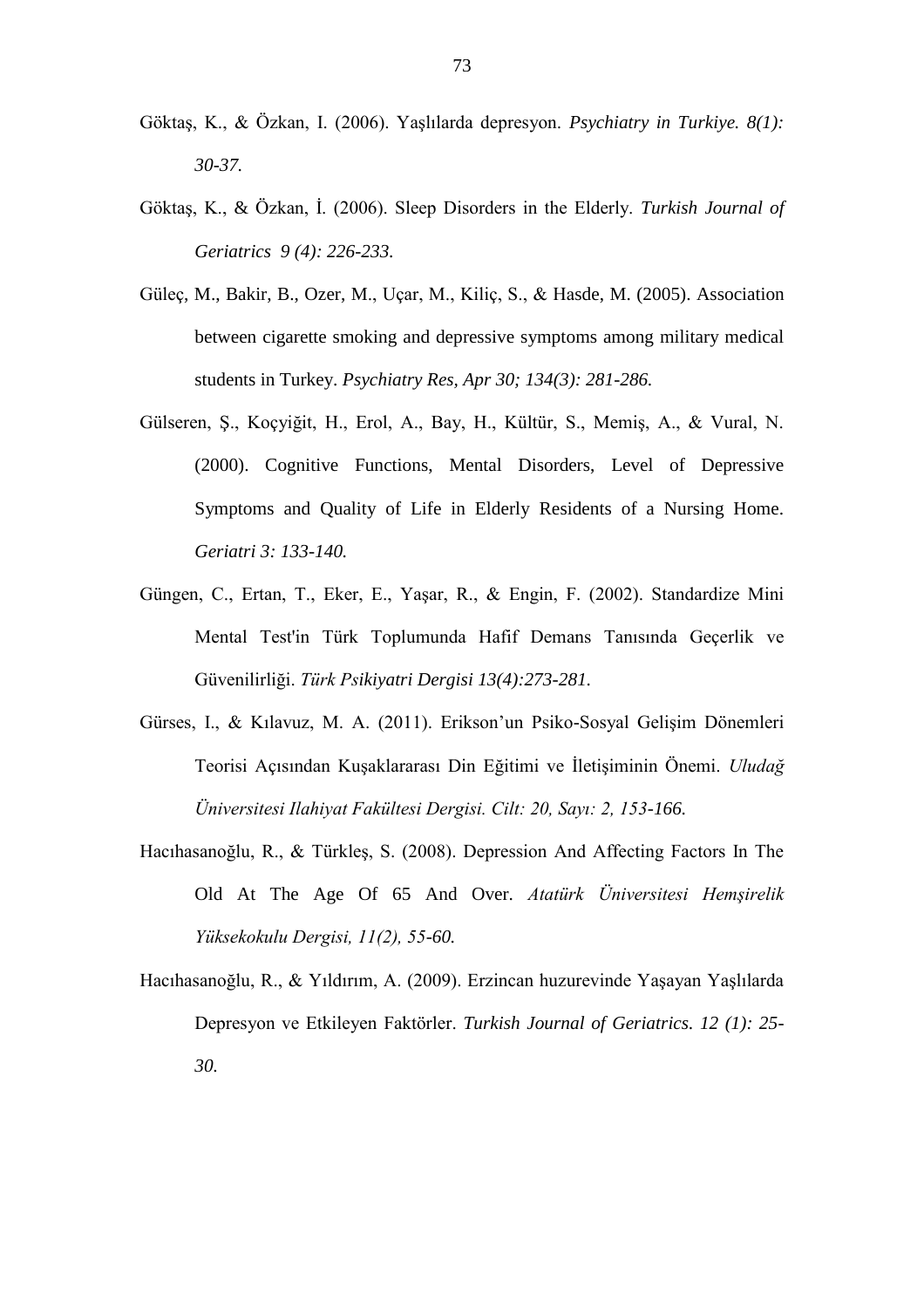Göktaş, K., & Özkan, I. (2006). Yaşlılarda depresyon. *Psychiatry in Turkiye. 8(1): 30-37.*

Göktaş, K., & Özkan, İ. (2006). Sleep Disorders in the Elderly. *Turkish Journal of Geriatrics 9 (4): 226-233.*

Güleç, M., Bakir, B., Ozer, M., Uçar, M., Kiliç, S., & Hasde, M. (2005). Association between cigarette smoking and depressive symptoms among military medical students in Turkey. *Psychiatry Res, Apr 30; 134(3): 281-286.*

Gülseren, Ş., Koçyiğit, H., Erol, A., Bay, H., Kültür, S., Memiş, A., & Vural, N. (2000). Cognitive Functions, Mental Disorders, Level of Depressive Symptoms and Quality of Life in Elderly Residents of a Nursing Home. *Geriatri 3: 133-140.*

Güngen, C., Ertan, T., Eker, E., Yaşar, R., & Engin, F. (2002). Standardize Mini Mental Test'in Türk Toplumunda Hafif Demans Tanısında Geçerlik ve Güvenilirliği. *Türk Psikiyatri Dergisi 13(4):273-281.*

Gürses, I., & Kılavuz, M. A. (2011). Erikson'un Psiko-Sosyal Gelişim Dönemleri Teorisi Açısından Kuşaklararası Din Eğitimi ve İletişiminin Önemi. *Uludağ Üniversitesi Ilahiyat Fakültesi Dergisi. Cilt: 20, Sayı: 2, 153-166.*

Hacıhasanoğlu, R., & Türkleş, S. (2008). Depression And Affecting Factors In The Old At The Age Of 65 And Over. *Atatürk Üniversitesi Hemşirelik Yüksekokulu Dergisi, 11(2), 55-60.*

Hacıhasanoğlu, R., & Yıldırım, A. (2009). Erzincan huzurevinde Yaşayan Yaşlılarda Depresyon ve Etkileyen Faktörler. *Turkish Journal of Geriatrics. 12 (1): 25-30.*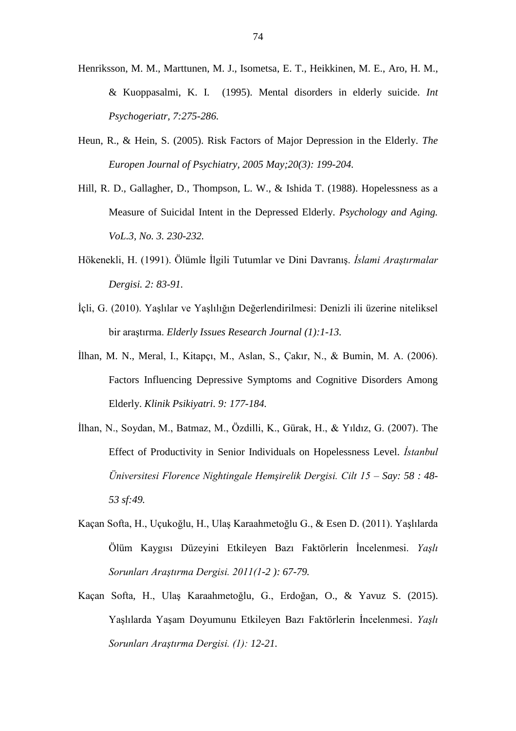Henriksson, M. M., Marttunen, M. J., Isometsa, E. T., Heikkinen, M. E., Aro, H. M., & Kuoppasalmi, K. I. (1995). Mental disorders in elderly suicide. *Int Psychogeriatr, 7:275-286.*

Heun, R., & Hein, S. (2005). Risk Factors of Major Depression in the Elderly. *The Europen Journal of Psychiatry, 2005 May;20(3): 199-204.*

Hill, R. D., Gallagher, D., Thompson, L. W., & Ishida T. (1988). Hopelessness as a Measure of Suicidal Intent in the Depressed Elderly. *Psychology and Aging. VoL.3, No. 3. 230-232.*

Hökenekli, H. (1991). Ölümle İlgili Tutumlar ve Dini Davranış. *İslami Araştırmalar Dergisi. 2: 83-91.*

İçli, G. (2010). Yaşlılar ve Yaşlılığın Değerlendirilmesi: Denizli ili üzerine niteliksel bir araştırma. *Elderly Issues Research Journal (1):1-13.*

İlhan, M. N., Meral, I., Kitapçı, M., Aslan, S., Çakır, N., & Bumin, M. A. (2006). Factors Influencing Depressive Symptoms and Cognitive Disorders Among Elderly. *Klinik Psikiyatri. 9: 177-184.*

İlhan, N., Soydan, M., Batmaz, M., Özdilli, K., Gürak, H., & Yıldız, G. (2007). The Effect of Productivity in Senior Individuals on Hopelessness Level. *İstanbul Üniversitesi Florence Nightingale Hemşirelik Dergisi. Cilt 15 – Say: 58 : 48-53 sf:49.*

Kaçan Softa, H., Uçukoğlu, H., Ulaş Karaahmetoğlu G., & Esen D. (2011). Yaşlılarda Ölüm Kaygısı Düzeyini Etkileyen Bazı Faktörlerin İncelenmesi. *Yaşlı Sorunları Araştırma Dergisi. 2011(1-2 ): 67-79.*

Kaçan Softa, H., Ulaş Karaahmetoğlu, G., Erdoğan, O., & Yavuz S. (2015). Yaşlılarda Yaşam Doyumunu Etkileyen Bazı Faktörlerin İncelenmesi. *Yaşlı Sorunları Araştırma Dergisi. (1): 12-21.*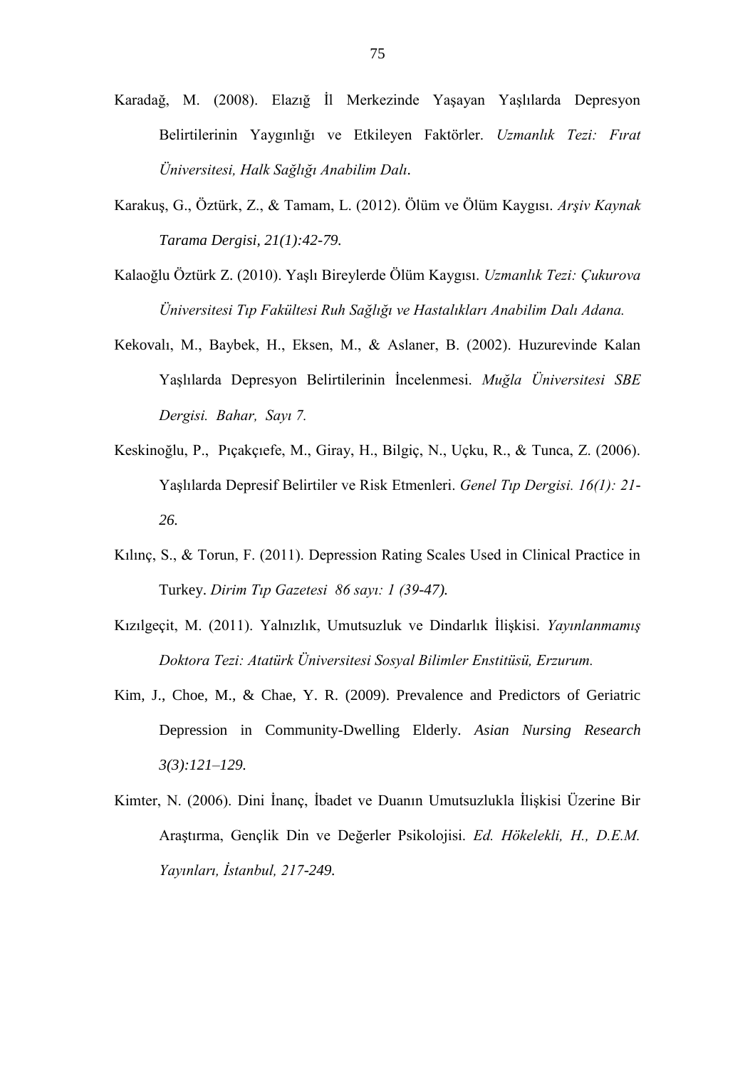Karadağ, M. (2008). Elazığ İl Merkezinde Yaşayan Yaşlılarda Depresyon Belirtilerinin Yaygınlığı ve Etkileyen Faktörler. *Uzmanlık Tezi: Fırat Üniversitesi, Halk Sağlığı Anabilim Dalı.*

Karakuş, G., Öztürk, Z., & Tamam, L. (2012). Ölüm ve Ölüm Kaygısı. *Arşiv Kaynak Tarama Dergisi, 21(1):42-79.*

Kalaoğlu Öztürk Z. (2010). Yaşlı Bireylerde Ölüm Kaygısı. *Uzmanlık Tezi: Çukurova Üniversitesi Tıp Fakültesi Ruh Sağlığı ve Hastalıkları Anabilim Dalı Adana.*

Kekovalı, M., Baybek, H., Eksen, M., & Aslaner, B. (2002). Huzurevinde Kalan Yaşlılarda Depresyon Belirtilerinin İncelenmesi. *Muğla Üniversitesi SBE Dergisi. Bahar, Sayı 7.*

Keskinoğlu, P., Pıçakçıefe, M., Giray, H., Bilgiç, N., Uçku, R., & Tunca, Z. (2006). Yaşlılarda Depresif Belirtiler ve Risk Etmenleri. *Genel Tıp Dergisi. 16(1): 21-26.*

Kılınç, S., & Torun, F. (2011). Depression Rating Scales Used in Clinical Practice in Turkey. *Dirim Tıp Gazetesi 86 sayı: 1 (39-47).*

Kızılgeçit, M. (2011). Yalnızlık, Umutsuzluk ve Dindarlık İlişkisi. *Yayınlanmamış Doktora Tezi: Atatürk Üniversitesi Sosyal Bilimler Enstitüsü, Erzurum.*

Kim, J., Choe, M., & Chae, Y. R. (2009). Prevalence and Predictors of Geriatric Depression in Community-Dwelling Elderly. *Asian Nursing Research 3(3):121–129.*

Kimter, N. (2006). Dini İnanç, İbadet ve Duanın Umutsuzlukla İlişkisi Üzerine Bir Araştırma, Gençlik Din ve Değerler Psikolojisi. *Ed. Hökelekli, H., D.E.M. Yayınları, İstanbul, 217-249.*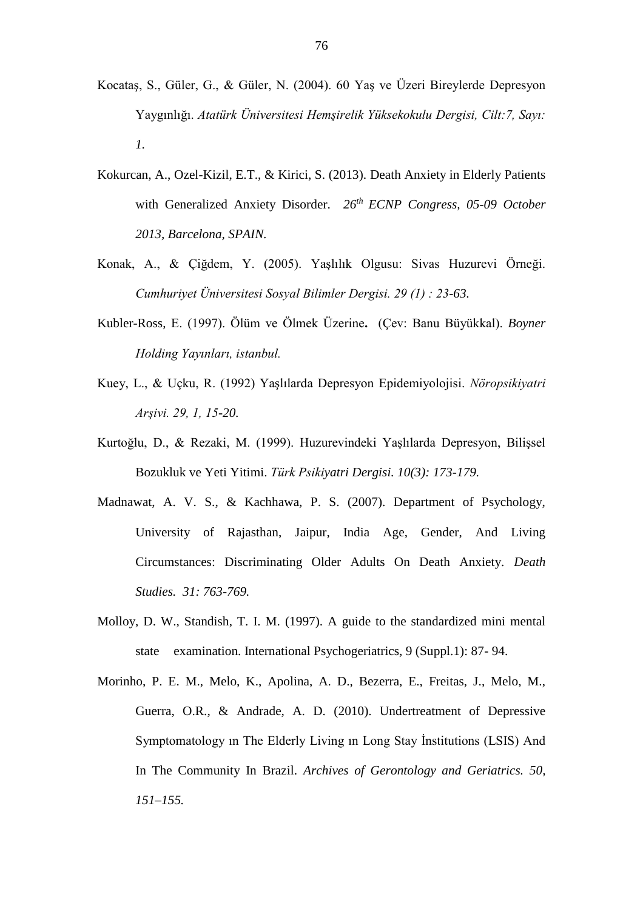Kocataş, S., Güler, G., & Güler, N. (2004). 60 Yaş ve Üzeri Bireylerde Depresyon Yaygınlığı. *Atatürk Üniversitesi Hemşirelik Yüksekokulu Dergisi, Cilt:7, Sayı: 1.*

Kokurcan, A., Ozel-Kizil, E.T., & Kirici, S. (2013). Death Anxiety in Elderly Patients with Generalized Anxiety Disorder. *26th ECNP Congress, 05-09 October 2013, Barcelona, SPAIN.*

Konak, A., & Çiğdem, Y. (2005). Yaşlılık Olgusu: Sivas Huzurevi Örneği. *Cumhuriyet Üniversitesi Sosyal Bilimler Dergisi. 29 (1) : 23-63.*

Kubler-Ross, E. (1997). Ölüm ve Ölmek Üzerine**.** (Çev: Banu Büyükkal). *Boyner Holding Yayınları, istanbul.*

Kuey, L., & Uçku, R. (1992) Yaşlılarda Depresyon Epidemiyolojisi. *Nöropsikiyatri Arşivi. 29, 1, 15-20.*

Kurtoğlu, D., & Rezaki, M. (1999). Huzurevindeki Yaşlılarda Depresyon, Bilişsel Bozukluk ve Yeti Yitimi. *Türk Psikiyatri Dergisi. 10(3): 173-179.*

Madnawat, A. V. S., & Kachhawa, P. S. (2007). Department of Psychology, University of Rajasthan, Jaipur, India Age, Gender, And Living Circumstances: Discriminating Older Adults On Death Anxiety. *Death Studies. 31: 763-769.*

Molloy, D. W., Standish, T. I. M. (1997). A guide to the standardized mini mental state examination. International Psychogeriatrics, 9 (Suppl.1): 87- 94.

Morinho, P. E. M., Melo, K., Apolina, A. D., Bezerra, E., Freitas, J., Melo, M., Guerra, O.R., & Andrade, A. D. (2010). Undertreatment of Depressive Symptomatology ın The Elderly Living ın Long Stay İnstitutions (LSIS) And In The Community In Brazil. *Archives of Gerontology and Geriatrics. 50, 151–155.*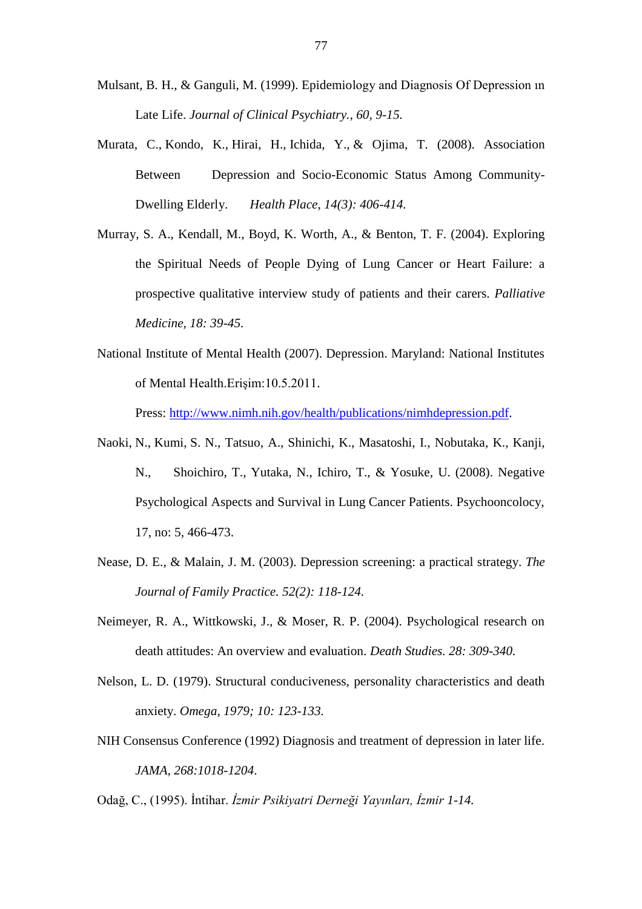Mulsant, B. H., & Ganguli, M. (1999). Epidemiology and Diagnosis Of Depression ın Late Life. *Journal of Clinical Psychiatry., 60, 9-15.*

Murata, C., Kondo, K., Hirai, H., Ichida, Y., & Ojima, T. (2008). Association Between Depression and Socio-Economic Status Among Community-Dwelling Elderly. *Health Place, 14(3): 406-414.*

Murray, S. A., Kendall, M., Boyd, K. Worth, A., & Benton, T. F. (2004). Exploring the Spiritual Needs of People Dying of Lung Cancer or Heart Failure: a prospective qualitative interview study of patients and their carers. *Palliative Medicine, 18: 39-45.*

National Institute of Mental Health (2007). Depression. Maryland: National Institutes of Mental Health.Erişim:10.5.2011.

Press: http://www.nimh.nih.gov/health/publications/nimhdepression.pdf.

Naoki, N., Kumi, S. N., Tatsuo, A., Shinichi, K., Masatoshi, I., Nobutaka, K., Kanji, N., Shoichiro, T., Yutaka, N., Ichiro, T., & Yosuke, U. (2008). Negative Psychological Aspects and Survival in Lung Cancer Patients. Psychooncolocy, 17, no: 5, 466-473.

Nease, D. E., & Malain, J. M. (2003). Depression screening: a practical strategy. *The Journal of Family Practice. 52(2): 118-124.*

Neimeyer, R. A., Wittkowski, J., & Moser, R. P. (2004). Psychological research on death attitudes: An overview and evaluation. *Death Studies. 28: 309-340.*

Nelson, L. D. (1979). Structural conduciveness, personality characteristics and death anxiety. *Omega, 1979; 10: 123-133.*

NIH Consensus Conference (1992) Diagnosis and treatment of depression in later life. *JAMA, 268:1018-1204*.

Odağ, C., (1995). İntihar. *İzmir Psikiyatri Derneği Yayınları, İzmir 1-14.*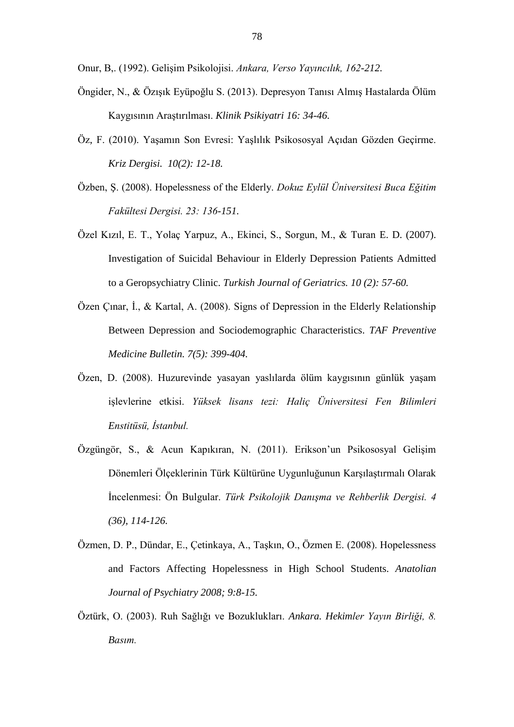Onur, B,. (1992). Gelişim Psikolojisi. *Ankara, Verso Yayıncılık, 162-212.*

Öngider, N., & Özışık Eyüpoğlu S. (2013). Depresyon Tanısı Almış Hastalarda Ölüm Kaygısının Araştırılması. *Klinik Psikiyatri 16: 34-46.*

Öz, F. (2010). Yaşamın Son Evresi: Yaşlılık Psikososyal Açıdan Gözden Geçirme. *Kriz Dergisi. 10(2): 12-18.*

Özben, Ş. (2008). Hopelessness of the Elderly. *Dokuz Eylül Üniversitesi Buca Eğitim Fakültesi Dergisi. 23: 136-151.*

Özel Kızıl, E. T., Yolaç Yarpuz, A., Ekinci, S., Sorgun, M., & Turan E. D. (2007). Investigation of Suicidal Behaviour in Elderly Depression Patients Admitted to a Geropsychiatry Clinic. *Turkish Journal of Geriatrics. 10 (2): 57-60.*

Özen Çınar, İ., & Kartal, A. (2008). Signs of Depression in the Elderly Relationship Between Depression and Sociodemographic Characteristics. *TAF Preventive Medicine Bulletin. 7(5): 399-404.*

Özen, D. (2008). Huzurevinde yasayan yaslılarda ölüm kaygısının günlük yaşam işlevlerine etkisi. *Yüksek lisans tezi: Haliç Üniversitesi Fen Bilimleri Enstitüsü, İstanbul.*

Özgüngör, S., & Acun Kapıkıran, N. (2011). Erikson'un Psikososyal Gelişim Dönemleri Ölçeklerinin Türk Kültürüne Uygunluğunun Karşılaştırmalı Olarak İncelenmesi: Ön Bulgular. *Türk Psikolojik Danışma ve Rehberlik Dergisi. 4 (36), 114-126.*

Özmen, D. P., Dündar, E., Çetinkaya, A., Taşkın, O., Özmen E. (2008). Hopelessness and Factors Affecting Hopelessness in High School Students. *Anatolian Journal of Psychiatry 2008; 9:8-15.*

Öztürk, O. (2003). Ruh Sağlığı ve Bozuklukları. *Ankara. Hekimler Yayın Birliği, 8. Basım.*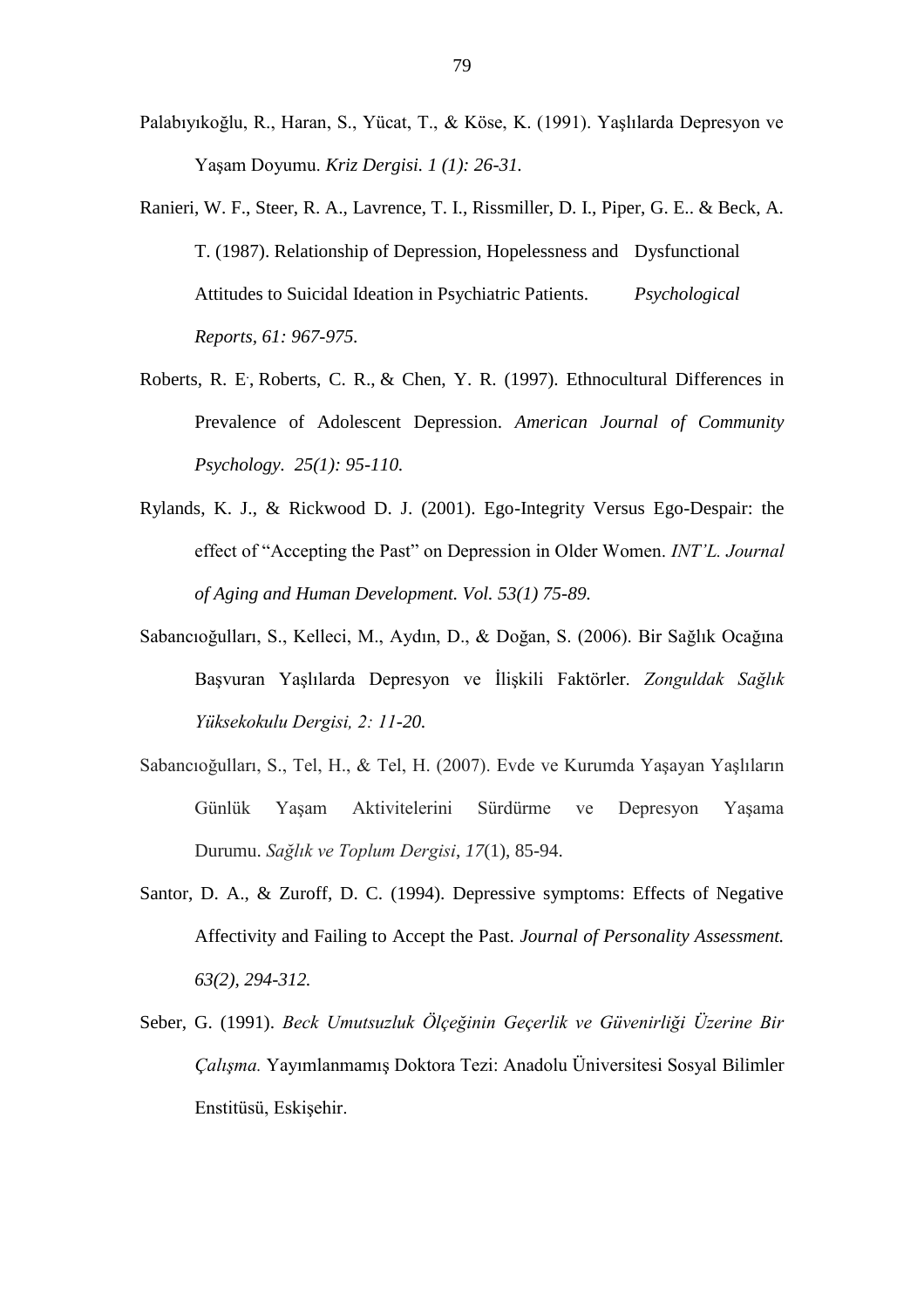Palabıyıkoğlu, R., Haran, S., Yücat, T., & Köse, K. (1991). Yaşlılarda Depresyon ve Yaşam Doyumu. *Kriz Dergisi. 1 (1): 26-31.*

Ranieri, W. F., Steer, R. A., Lavrence, T. I., Rissmiller, D. I., Piper, G. E.. & Beck, A. T. (1987). Relationship of Depression, Hopelessness and Dysfunctional Attitudes to Suicidal Ideation in Psychiatric Patients. *Psychological Reports, 61: 967-975.*

Roberts, R. E., Roberts, C. R., & Chen, Y. R. (1997). Ethnocultural Differences in Prevalence of Adolescent Depression. *American Journal of Community Psychology. 25(1): 95-110.*

Rylands, K. J., & Rickwood D. J. (2001). Ego-Integrity Versus Ego-Despair: the effect of "Accepting the Past" on Depression in Older Women. *INT'L. Journal of Aging and Human Development. Vol. 53(1) 75-89.*

Sabancıoğulları, S., Kelleci, M., Aydın, D., & Doğan, S. (2006). Bir Sağlık Ocağına Başvuran Yaşlılarda Depresyon ve İlişkili Faktörler. *Zonguldak Sağlık Yüksekokulu Dergisi, 2: 11-20.*

Sabancıoğulları, S., Tel, H., & Tel, H. (2007). Evde ve Kurumda Yaşayan Yaşlıların Günlük Yaşam Aktivitelerini Sürdürme ve Depresyon Yaşama Durumu. *Sağlık ve Toplum Dergisi*, *17*(1), 85-94.

Santor, D. A., & Zuroff, D. C. (1994). Depressive symptoms: Effects of Negative Affectivity and Failing to Accept the Past. *Journal of Personality Assessment. 63(2), 294-312.*

Seber, G. (1991). *Beck Umutsuzluk Ölçeğinin Geçerlik ve Güvenirliği Üzerine Bir Çalışma.* Yayımlanmamış Doktora Tezi: Anadolu Üniversitesi Sosyal Bilimler Enstitüsü, Eskişehir.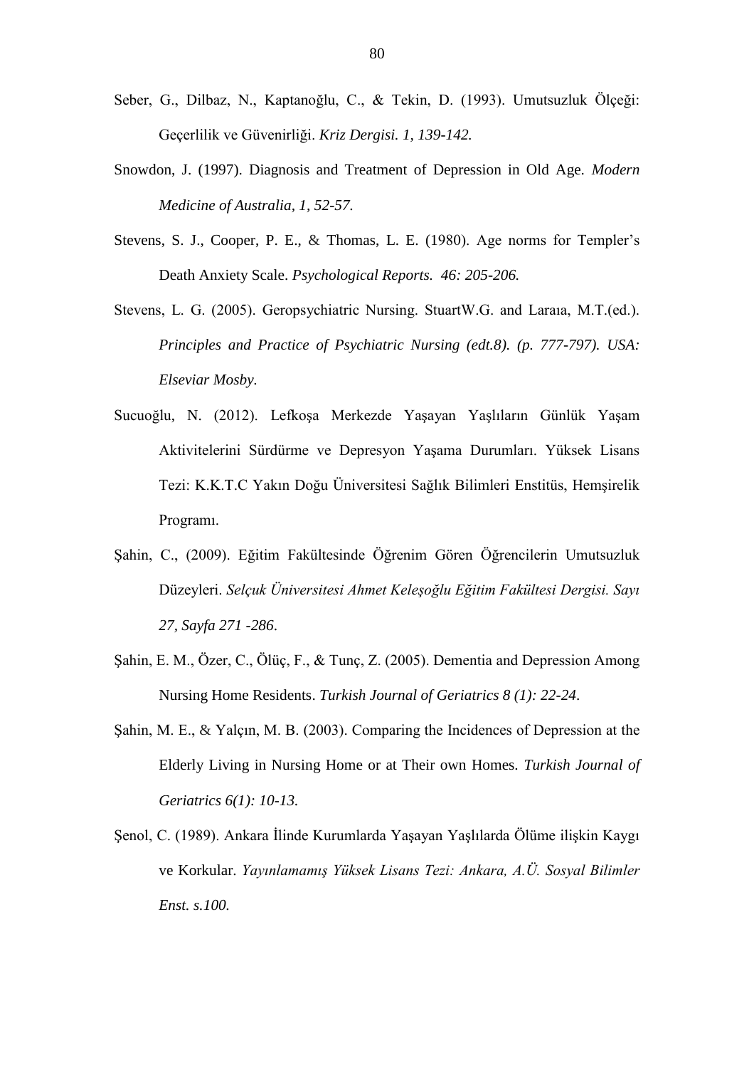Seber, G., Dilbaz, N., Kaptanoğlu, C., & Tekin, D. (1993). Umutsuzluk Ölçeği: Geçerlilik ve Güvenirliği. *Kriz Dergisi. 1, 139-142.*

Snowdon, J. (1997). Diagnosis and Treatment of Depression in Old Age. *Modern Medicine of Australia, 1, 52-57.*

Stevens, S. J., Cooper, P. E., & Thomas, L. E. (1980). Age norms for Templer's Death Anxiety Scale. *Psychological Reports. 46: 205-206.*

Stevens, L. G. (2005). Geropsychiatric Nursing. StuartW.G. and Laraıa, M.T.(ed.). *Principles and Practice of Psychiatric Nursing (edt.8). (p. 777-797). USA: Elseviar Mosby.*

Sucuoğlu, N. (2012). Lefkoşa Merkezde Yaşayan Yaşlıların Günlük Yaşam Aktivitelerini Sürdürme ve Depresyon Yaşama Durumları. Yüksek Lisans Tezi: K.K.T.C Yakın Doğu Üniversitesi Sağlık Bilimleri Enstitüs, Hemşirelik Programı.

Şahin, C., (2009). Eğitim Fakültesinde Öğrenim Gören Öğrencilerin Umutsuzluk Düzeyleri. *Selçuk Üniversitesi Ahmet Keleşoğlu Eğitim Fakültesi Dergisi. Sayı 27, Sayfa 271 -286*.

Şahin, E. M., Özer, C., Ölüç, F., & Tunç, Z. (2005). Dementia and Depression Among Nursing Home Residents. *Turkish Journal of Geriatrics 8 (1): 22-24*.

Şahin, M. E., & Yalçın, M. B. (2003). Comparing the Incidences of Depression at the Elderly Living in Nursing Home or at Their own Homes. *Turkish Journal of Geriatrics 6(1): 10-13.*

Şenol, C. (1989). Ankara İlinde Kurumlarda Yaşayan Yaşlılarda Ölüme ilişkin Kaygı ve Korkular. *Yayınlamamış Yüksek Lisans Tezi: Ankara, A.Ü. Sosyal Bilimler Enst. s.100.*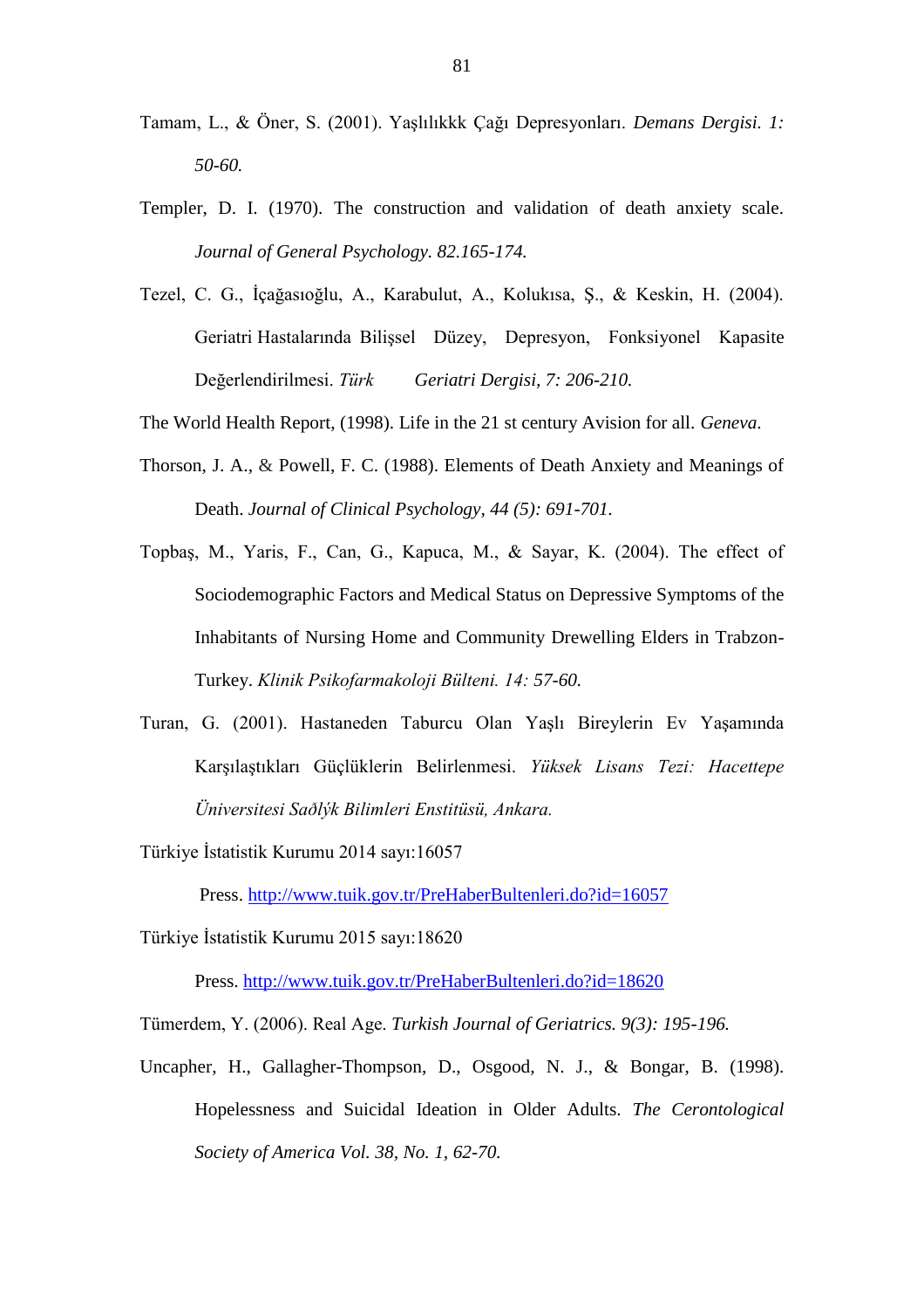Tamam, L., & Öner, S. (2001). Yaşlılıkkk Çağı Depresyonları. *Demans Dergisi. 1: 50-60.*

Templer, D. I. (1970). The construction and validation of death anxiety scale. *Journal of General Psychology. 82.165-174.*

Tezel, C. G., İçağasıoğlu, A., Karabulut, A., Kolukısa, Ş., & Keskin, H. (2004). Geriatri Hastalarında Bilişsel Düzey, Depresyon, Fonksiyonel Kapasite Değerlendirilmesi. *Türk Geriatri Dergisi, 7: 206-210.*

The World Health Report, (1998). Life in the 21 st century Avision for all. *Geneva.*

Thorson, J. A., & Powell, F. C. (1988). Elements of Death Anxiety and Meanings of Death. *Journal of Clinical Psychology, 44 (5): 691-701.*

Topbaş, M., Yaris, F., Can, G., Kapuca, M., & Sayar, K. (2004). The effect of Sociodemographic Factors and Medical Status on Depressive Symptoms of the Inhabitants of Nursing Home and Community Drewelling Elders in Trabzon-Turkey. *Klinik Psikofarmakoloji Bülteni. 14: 57-60.*

Turan, G. (2001). Hastaneden Taburcu Olan Yaşlı Bireylerin Ev Yaşamında Karşılaştıkları Güçlüklerin Belirlenmesi. *Yüksek Lisans Tezi: Hacettepe Üniversitesi Saðlýk Bilimleri Enstitüsü, Ankara.*

Türkiye İstatistik Kurumu 2014 sayı:16057

Press. http://www.tuik.gov.tr/PreHaberBultenleri.do?id=16057

Türkiye İstatistik Kurumu 2015 sayı:18620

Press. http://www.tuik.gov.tr/PreHaberBultenleri.do?id=18620

Tümerdem, Y. (2006). Real Age. *Turkish Journal of Geriatrics. 9(3): 195-196.*

Uncapher, H., Gallagher-Thompson, D., Osgood, N. J., & Bongar, B. (1998). Hopelessness and Suicidal Ideation in Older Adults. *The Cerontological Society of America Vol. 38, No. 1, 62-70.*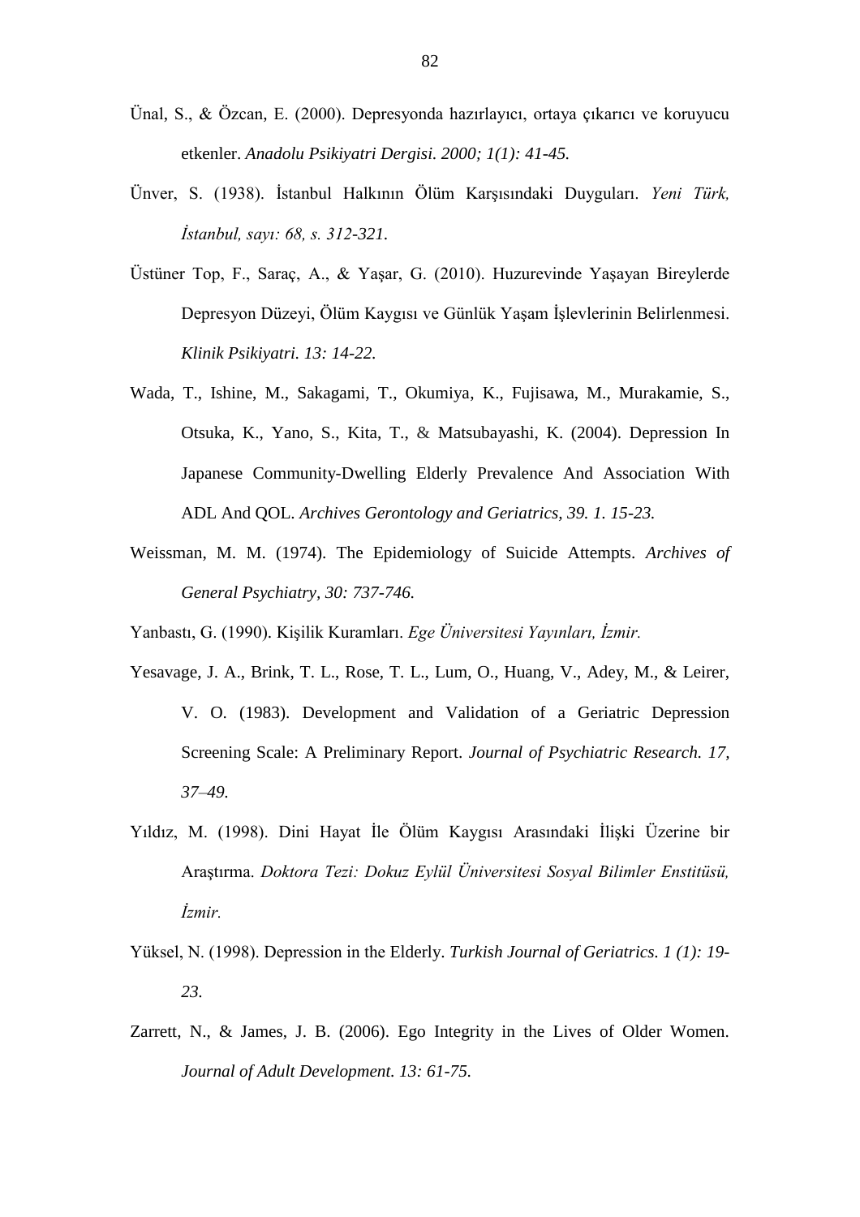Ünal, S., & Özcan, E. (2000). Depresyonda hazırlayıcı, ortaya çıkarıcı ve koruyucu etkenler. *Anadolu Psikiyatri Dergisi. 2000; 1(1): 41-45.*

Ünver, S. (1938). İstanbul Halkının Ölüm Karşısındaki Duyguları. *Yeni Türk, İstanbul, sayı: 68, s. 312-321.*

Üstüner Top, F., Saraç, A., & Yaşar, G. (2010). Huzurevinde Yaşayan Bireylerde Depresyon Düzeyi, Ölüm Kaygısı ve Günlük Yaşam İşlevlerinin Belirlenmesi. *Klinik Psikiyatri. 13: 14-22.*

Wada, T., Ishine, M., Sakagami, T., Okumiya, K., Fujisawa, M., Murakamie, S., Otsuka, K., Yano, S., Kita, T., & Matsubayashi, K. (2004). Depression In Japanese Community-Dwelling Elderly Prevalence And Association With ADL And QOL. *Archives Gerontology and Geriatrics, 39. 1. 15-23.*

Weissman, M. M. (1974). The Epidemiology of Suicide Attempts. *Archives of General Psychiatry, 30: 737-746.*

Yanbastı, G. (1990). Kişilik Kuramları. *Ege Üniversitesi Yayınları, İzmir.*

Yesavage, J. A., Brink, T. L., Rose, T. L., Lum, O., Huang, V., Adey, M., & Leirer, V. O. (1983). Development and Validation of a Geriatric Depression Screening Scale: A Preliminary Report. *Journal of Psychiatric Research. 17, 37–49.*

Yıldız, M. (1998). Dini Hayat İle Ölüm Kaygısı Arasındaki İlişki Üzerine bir Araştırma. *Doktora Tezi: Dokuz Eylül Üniversitesi Sosyal Bilimler Enstitüsü, İzmir.*

Yüksel, N. (1998). Depression in the Elderly. *Turkish Journal of Geriatrics. 1 (1): 19-23.*

Zarrett, N., & James, J. B. (2006). Ego Integrity in the Lives of Older Women. *Journal of Adult Development. 13: 61-75.*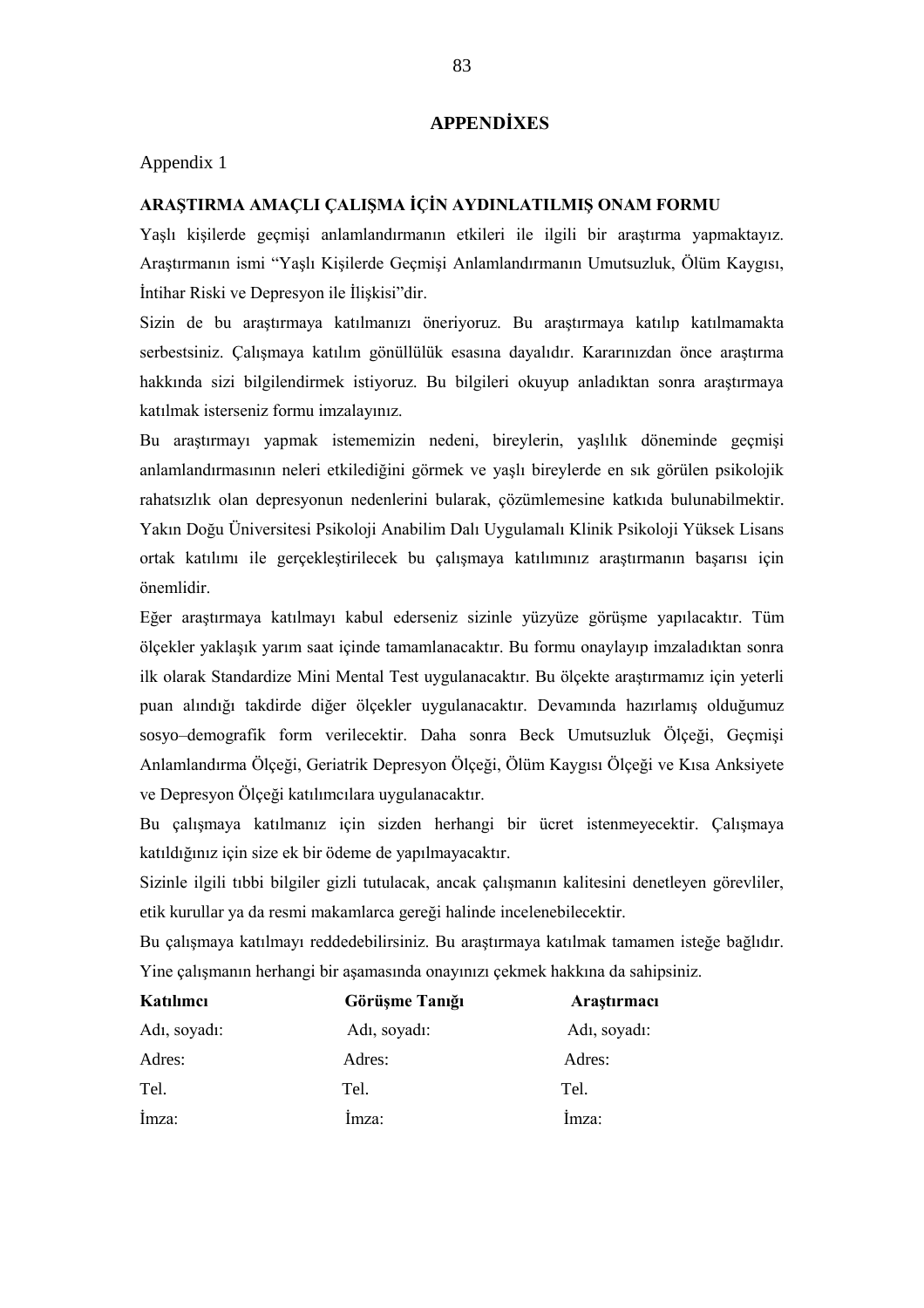# APPENDİXES

Appendix 1

**ARAŞTIRMA AMAÇLI ÇALIŞMA İÇİN AYDINLATILMIŞ ONAM FORMU**

Yaşlı kişilerde geçmişi anlamlandırmanın etkileri ile ilgili bir araştırma yapmaktayız. Araştırmanın ismi "Yaşlı Kişilerde Geçmişi Anlamlandırmanın Umutsuzluk, Ölüm Kaygısı, İntihar Riski ve Depresyon ile İlişkisi"dir.

Sizin de bu araştırmaya katılmanızı öneriyoruz. Bu araştırmaya katılıp katılmamakta serbestsiniz. Çalışmaya katılım gönüllülük esasına dayalıdır. Kararınızdan önce araştırma hakkında sizi bilgilendirmek istiyoruz. Bu bilgileri okuyup anladıktan sonra araştırmaya katılmak isterseniz formu imzalayınız.

Bu araştırmayı yapmak istememizin nedeni, bireylerin, yaşlılık döneminde geçmişi anlamlandırmasının neleri etkilediğini görmek ve yaşlı bireylerde en sık görülen psikolojik rahatsızlık olan depresyonun nedenlerini bularak, çözümlemesine katkıda bulunabilmektir. Yakın Doğu Üniversitesi Psikoloji Anabilim Dalı Uygulamalı Klinik Psikoloji Yüksek Lisans ortak katılımı ile gerçekleştirilecek bu çalışmaya katılımınız araştırmanın başarısı için önemlidir.

Eğer araştırmaya katılmayı kabul ederseniz sizinle yüzyüze görüşme yapılacaktır. Tüm ölçekler yaklaşık yarım saat içinde tamamlanacaktır. Bu formu onaylayıp imzaladıktan sonra ilk olarak Standardize Mini Mental Test uygulanacaktır. Bu ölçekte araştırmamız için yeterli puan alındığı takdirde diğer ölçekler uygulanacaktır. Devamında hazırlamış olduğumuz sosyo–demografik form verilecektir. Daha sonra Beck Umutsuzluk Ölçeği, Geçmişi Anlamlandırma Ölçeği, Geriatrik Depresyon Ölçeği, Ölüm Kaygısı Ölçeği ve Kısa Anksiyete ve Depresyon Ölçeği katılımcılara uygulanacaktır.

Bu çalışmaya katılmanız için sizden herhangi bir ücret istenmeyecektir. Çalışmaya katıldığınız için size ek bir ödeme de yapılmayacaktır.

Sizinle ilgili tıbbi bilgiler gizli tutulacak, ancak çalışmanın kalitesini denetleyen görevliler, etik kurullar ya da resmi makamlarca gereği halinde incelenebilecektir.

Bu çalışmaya katılmayı reddedebilirsiniz. Bu araştırmaya katılmak tamamen isteğe bağlıdır. Yine çalışmanın herhangi bir aşamasında onayınızı çekmek hakkına da sahipsiniz.

| **Katılımcı** | **Görüşme Tanığı** | **Araştırmacı** |
|---|---|---|
| Adı, soyadı: | Adı, soyadı: | Adı, soyadı: |
| Adres: | Adres: | Adres: |
| Tel. | Tel. | Tel. |
| İmza: | İmza: | İmza: |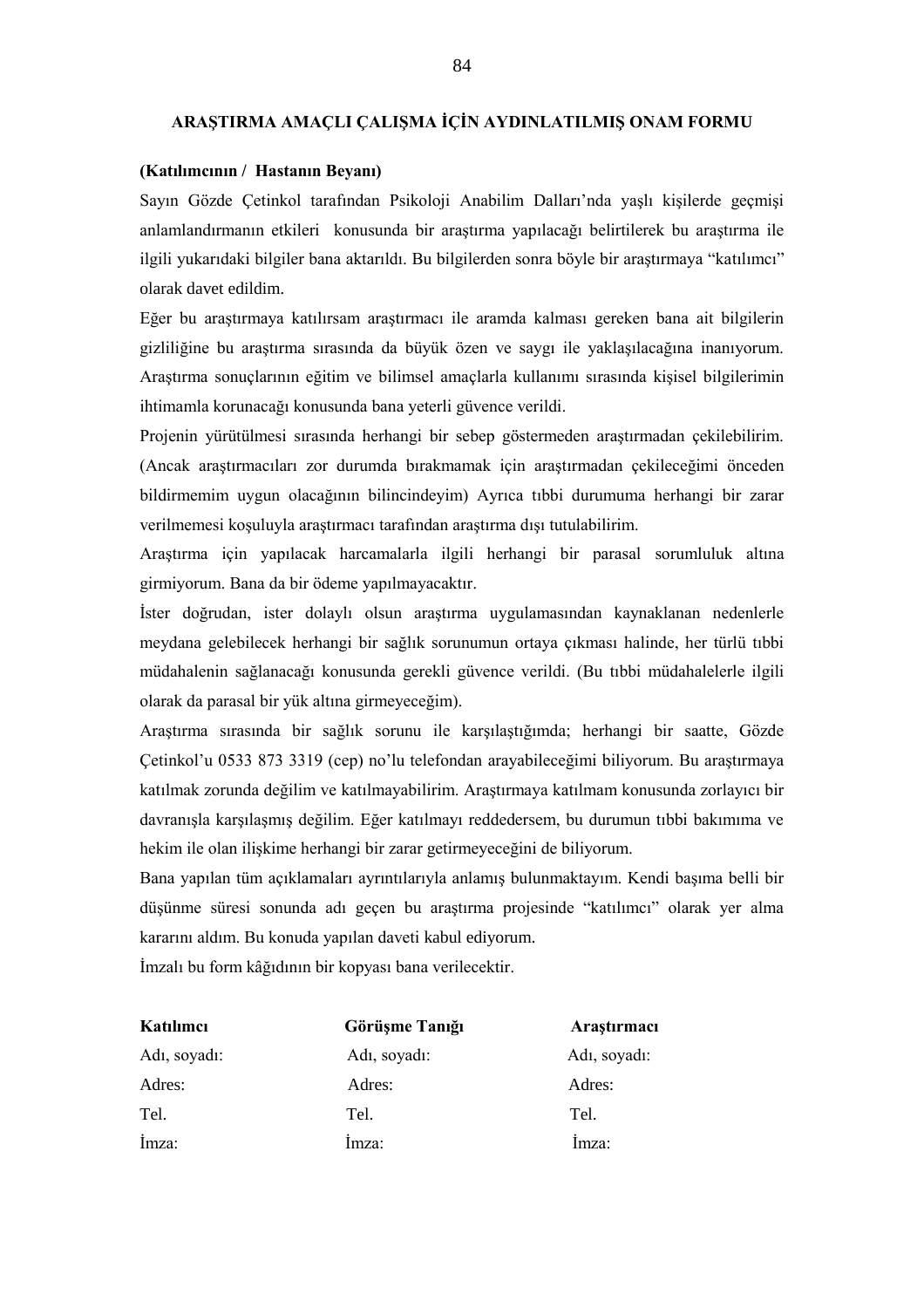## ARAŞTIRMA AMAÇLI ÇALIŞMA İÇİN AYDINLATILMIŞ ONAM FORMU

**(Katılımcının / Hastanın Beyanı)**

Sayın Gözde Çetinkol tarafından Psikoloji Anabilim Dalları'nda yaşlı kişilerde geçmişi anlamlandırmanın etkileri konusunda bir araştırma yapılacağı belirtilerek bu araştırma ile ilgili yukarıdaki bilgiler bana aktarıldı. Bu bilgilerden sonra böyle bir araştırmaya "katılımcı" olarak davet edildim.

Eğer bu araştırmaya katılırsam araştırmacı ile aramda kalması gereken bana ait bilgilerin gizliliğine bu araştırma sırasında da büyük özen ve saygı ile yaklaşılacağına inanıyorum. Araştırma sonuçlarının eğitim ve bilimsel amaçlarla kullanımı sırasında kişisel bilgilerimin ihtimamla korunacağı konusunda bana yeterli güvence verildi.

Projenin yürütülmesi sırasında herhangi bir sebep göstermeden araştırmadan çekilebilirim. (Ancak araştırmacıları zor durumda bırakmamak için araştırmadan çekileceğimi önceden bildirmemim uygun olacağının bilincindeyim) Ayrıca tıbbi durumuma herhangi bir zarar verilmemesi koşuluyla araştırmacı tarafından araştırma dışı tutulabilirim.

Araştırma için yapılacak harcamalarla ilgili herhangi bir parasal sorumluluk altına girmiyorum. Bana da bir ödeme yapılmayacaktır.

İster doğrudan, ister dolaylı olsun araştırma uygulamasından kaynaklanan nedenlerle meydana gelebilecek herhangi bir sağlık sorunumun ortaya çıkması halinde, her türlü tıbbi müdahalenin sağlanacağı konusunda gerekli güvence verildi. (Bu tıbbi müdahalelerle ilgili olarak da parasal bir yük altına girmeyeceğim).

Araştırma sırasında bir sağlık sorunu ile karşılaştığımda; herhangi bir saatte, Gözde Çetinkol'u 0533 873 3319 (cep) no'lu telefondan arayabileceğimi biliyorum. Bu araştırmaya katılmak zorunda değilim ve katılmayabilirim. Araştırmaya katılmam konusunda zorlayıcı bir davranışla karşılaşmış değilim. Eğer katılmayı reddedersem, bu durumun tıbbi bakımıma ve hekim ile olan ilişkime herhangi bir zarar getirmeyeceğini de biliyorum.

Bana yapılan tüm açıklamaları ayrıntılarıyla anlamış bulunmaktayım. Kendi başıma belli bir düşünme süresi sonunda adı geçen bu araştırma projesinde "katılımcı" olarak yer alma kararını aldım. Bu konuda yapılan daveti kabul ediyorum.

İmzalı bu form kâğıdının bir kopyası bana verilecektir.

| **Katılımcı** | **Görüşme Tanığı** | **Araştırmacı** |
|---|---|---|
| Adı, soyadı: | Adı, soyadı: | Adı, soyadı: |
| Adres: | Adres: | Adres: |
| Tel. | Tel. | Tel. |
| İmza: | İmza: | İmza: |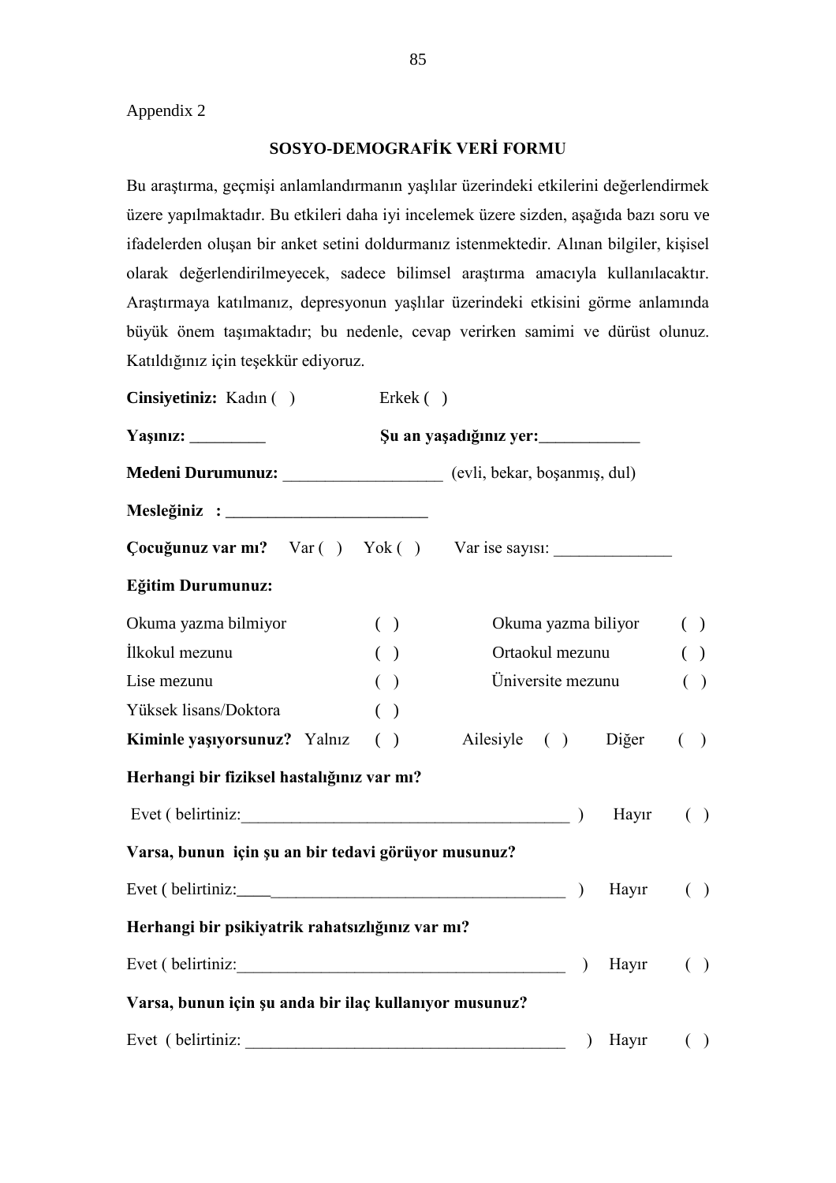Appendix 2

## SOSYO-DEMOGRAFİK VERİ FORMU

Bu araştırma, geçmişi anlamlandırmanın yaşlılar üzerindeki etkilerini değerlendirmek üzere yapılmaktadır. Bu etkileri daha iyi incelemek üzere sizden, aşağıda bazı soru ve ifadelerden oluşan bir anket setini doldurmanız istenmektedir. Alınan bilgiler, kişisel olarak değerlendirilmeyecek, sadece bilimsel araştırma amacıyla kullanılacaktır. Araştırmaya katılmanız, depresyonun yaşlılar üzerindeki etkisini görme anlamında büyük önem taşımaktadır; bu nedenle, cevap verirken samimi ve dürüst olunuz. Katıldığınız için teşekkür ediyoruz.

**Cinsiyetiniz:** Kadın ( )  Erkek ( )

**Yaşınız:** _________  **Şu an yaşadığınız yer:**____________

**Medeni Durumunuz:** ___________________ (evli, bekar, boşanmış, dul)

**Mesleğiniz :** ________________________

**Çocuğunuz var mı?** Var ( ) Yok ( ) Var ise sayısı: ______________

**Eğitim Durumunuz:**

| | | | |
|---|---|---|---|
| Okuma yazma bilmiyor | ( ) | Okuma yazma biliyor | ( ) |
| İlkokul mezunu | ( ) | Ortaokul mezunu | ( ) |
| Lise mezunu | ( ) | Üniversite mezunu | ( ) |
| Yüksek lisans/Doktora | ( ) | | |

**Kiminle yaşıyorsunuz?** Yalnız ( ) Ailesiyle ( ) Diğer ( )

**Herhangi bir fiziksel hastalığınız var mı?**

Evet ( belirtiniz:________________________________________ ) Hayır ( )

**Varsa, bunun için şu an bir tedavi görüyor musunuz?**

Evet ( belirtiniz:________________________________________ ) Hayır ( )

**Herhangi bir psikiyatrik rahatsızlığınız var mı?**

Evet ( belirtiniz:________________________________________ ) Hayır ( )

**Varsa, bunun için şu anda bir ilaç kullanıyor musunuz?**

Evet ( belirtiniz: ______________________________________ ) Hayır ( )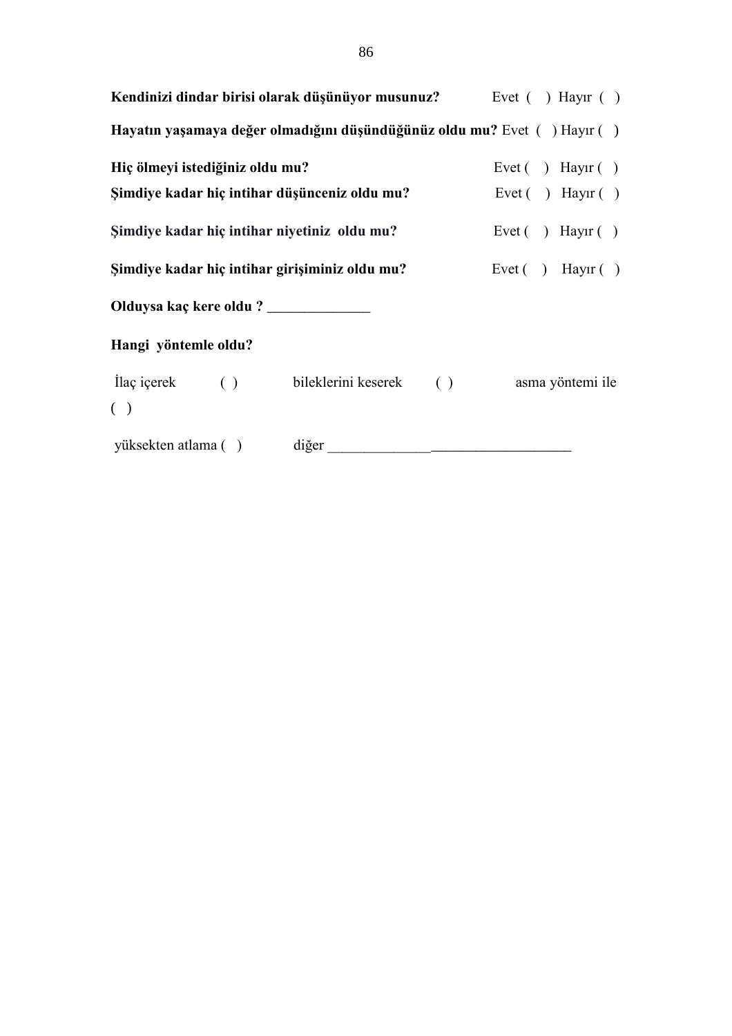**Kendinizi dindar birisi olarak düşünüyor musunuz?** Evet ( ) Hayır ( )

**Hayatın yaşamaya değer olmadığını düşündüğünüz oldu mu?** Evet ( ) Hayır ( )

**Hiç ölmeyi istediğiniz oldu mu?** Evet ( ) Hayır ( )

**Şimdiye kadar hiç intihar düşünceniz oldu mu?** Evet ( ) Hayır ( )

**Şimdiye kadar hiç intihar niyetiniz oldu mu?** Evet ( ) Hayır ( )

**Şimdiye kadar hiç intihar girişiminiz oldu mu?** Evet ( ) Hayır ( )

**Olduysa kaç kere oldu ?** ______________

**Hangi yöntemle oldu?**

İlaç içerek ( ) bileklerini keserek ( ) asma yöntemi ile ( )

yüksekten atlama ( ) diğer _________________________________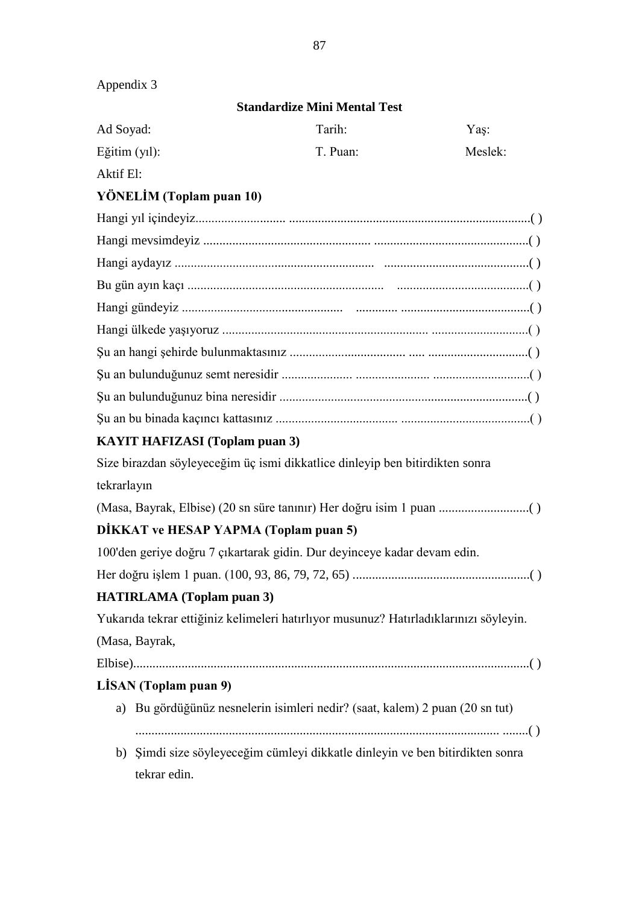Appendix 3

## Standardize Mini Mental Test

Ad Soyad: Tarih: Yaş:

Eğitim (yıl): T. Puan: Meslek:

Aktif El:

**YÖNELİM (Toplam puan 10)**

Hangi yıl içindeyiz.......................... ..........................................................................( )

Hangi mevsimdeyiz .................................................. ..............................................( )

Hangi aydayız ............................................................ ...........................................( )

Bu gün ayın kaçı ........................................................... .......................................( )

Hangi gündeyiz ................................................. ............ .......................................( )

Hangi ülkede yaşıyoruz ............................................................... ..............................( )

Şu an hangi şehirde bulunmaktasınız .................................... ..... ..............................( )

Şu an bulunduğunuz semt neresidir ..................... ...................... .............................( )

Şu an bulunduğunuz bina neresidir ............................................................................( )

Şu an bu binada kaçıncı kattasınız .................................... .......................................( )

**KAYIT HAFIZASI (Toplam puan 3)**

Size birazdan söyleyeceğim üç ismi dikkatlice dinleyip ben bitirdikten sonra tekrarlayın

(Masa, Bayrak, Elbise) (20 sn süre tanınır) Her doğru isim 1 puan ...........................( )

**DİKKAT ve HESAP YAPMA (Toplam puan 5)**

100'den geriye doğru 7 çıkartarak gidin. Dur deyinceye kadar devam edin.

Her doğru işlem 1 puan. (100, 93, 86, 79, 72, 65) ......................................................( )

**HATIRLAMA (Toplam puan 3)**

Yukarıda tekrar ettiğiniz kelimeleri hatırlıyor musunuz? Hatırladıklarınızı söyleyin. (Masa, Bayrak, Elbise)........................................................................................................................( )

**LİSAN (Toplam puan 9)**

a) Bu gördüğünüz nesnelerin isimleri nedir? (saat, kalem) 2 puan (20 sn tut)
   ................................................................................................................ ........( )
b) Şimdi size söyleyeceğim cümleyi dikkatle dinleyin ve ben bitirdikten sonra tekrar edin.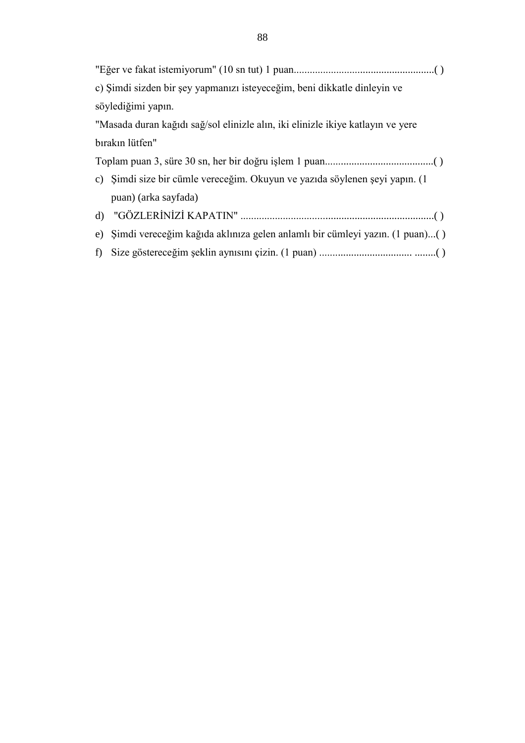"Eğer ve fakat istemiyorum" (10 sn tut) 1 puan......................................................( )

c) Şimdi sizden bir şey yapmanızı isteyeceğim, beni dikkatle dinleyin ve söylediğimi yapın.

"Masada duran kağıdı sağ/sol elinizle alın, iki elinizle ikiye katlayın ve yere bırakın lütfen"

Toplam puan 3, süre 30 sn, her bir doğru işlem 1 puan.........................................( )

c) Şimdi size bir cümle vereceğim. Okuyun ve yazıda söylenen şeyi yapın. (1 puan) (arka sayfada)
d) "GÖZLERİNİZİ KAPATIN" ........................................................................( )
e) Şimdi vereceğim kağıda aklınıza gelen anlamlı bir cümleyi yazın. (1 puan)...( )
f) Size göstereceğim şeklin aynısını çizin. (1 puan) .................................. ........( )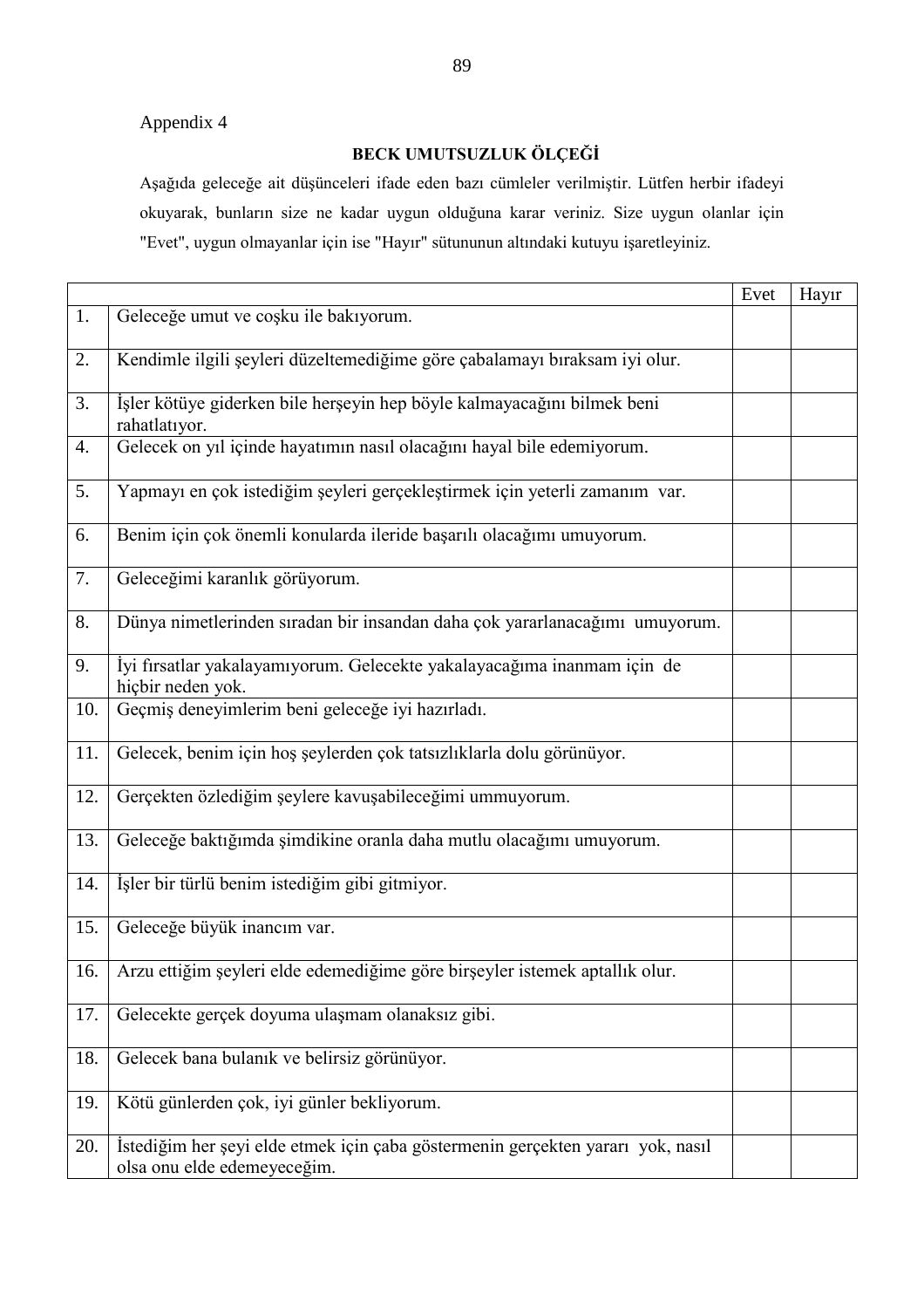Appendix 4

**BECK UMUTSUZLUK ÖLÇEĞİ**

Aşağıda geleceğe ait düşünceleri ifade eden bazı cümleler verilmiştir. Lütfen herbir ifadeyi okuyarak, bunların size ne kadar uygun olduğuna karar veriniz. Size uygun olanlar için "Evet", uygun olmayanlar için ise "Hayır" sütununun altındaki kutuyu işaretleyiniz.

| | | Evet | Hayır |
|---|---|---|---|
| 1. | Geleceğe umut ve coşku ile bakıyorum. | | |
| 2. | Kendimle ilgili şeyleri düzeltemediğime göre çabalamayı bıraksam iyi olur. | | |
| 3. | İşler kötüye giderken bile herşeyin hep böyle kalmayacağını bilmek beni rahatlatıyor. | | |
| 4. | Gelecek on yıl içinde hayatımın nasıl olacağını hayal bile edemiyorum. | | |
| 5. | Yapmayı en çok istediğim şeyleri gerçekleştirmek için yeterli zamanım var. | | |
| 6. | Benim için çok önemli konularda ileride başarılı olacağımı umuyorum. | | |
| 7. | Geleceğimi karanlık görüyorum. | | |
| 8. | Dünya nimetlerinden sıradan bir insandan daha çok yararlanacağımı umuyorum. | | |
| 9. | İyi fırsatlar yakalayamıyorum. Gelecekte yakalayacağıma inanmam için de hiçbir neden yok. | | |
| 10. | Geçmiş deneyimlerim beni geleceğe iyi hazırladı. | | |
| 11. | Gelecek, benim için hoş şeylerden çok tatsızlıklarla dolu görünüyor. | | |
| 12. | Gerçekten özlediğim şeylere kavuşabileceğimi ummuyorum. | | |
| 13. | Geleceğe baktığımda şimdikine oranla daha mutlu olacağımı umuyorum. | | |
| 14. | İşler bir türlü benim istediğim gibi gitmiyor. | | |
| 15. | Geleceğe büyük inancım var. | | |
| 16. | Arzu ettiğim şeyleri elde edemediğime göre birşeyler istemek aptallık olur. | | |
| 17. | Gelecekte gerçek doyuma ulaşmam olanaksız gibi. | | |
| 18. | Gelecek bana bulanık ve belirsiz görünüyor. | | |
| 19. | Kötü günlerden çok, iyi günler bekliyorum. | | |
| 20. | İstediğim her şeyi elde etmek için çaba göstermenin gerçekten yararı yok, nasıl olsa onu elde edemeyeceğim. | | |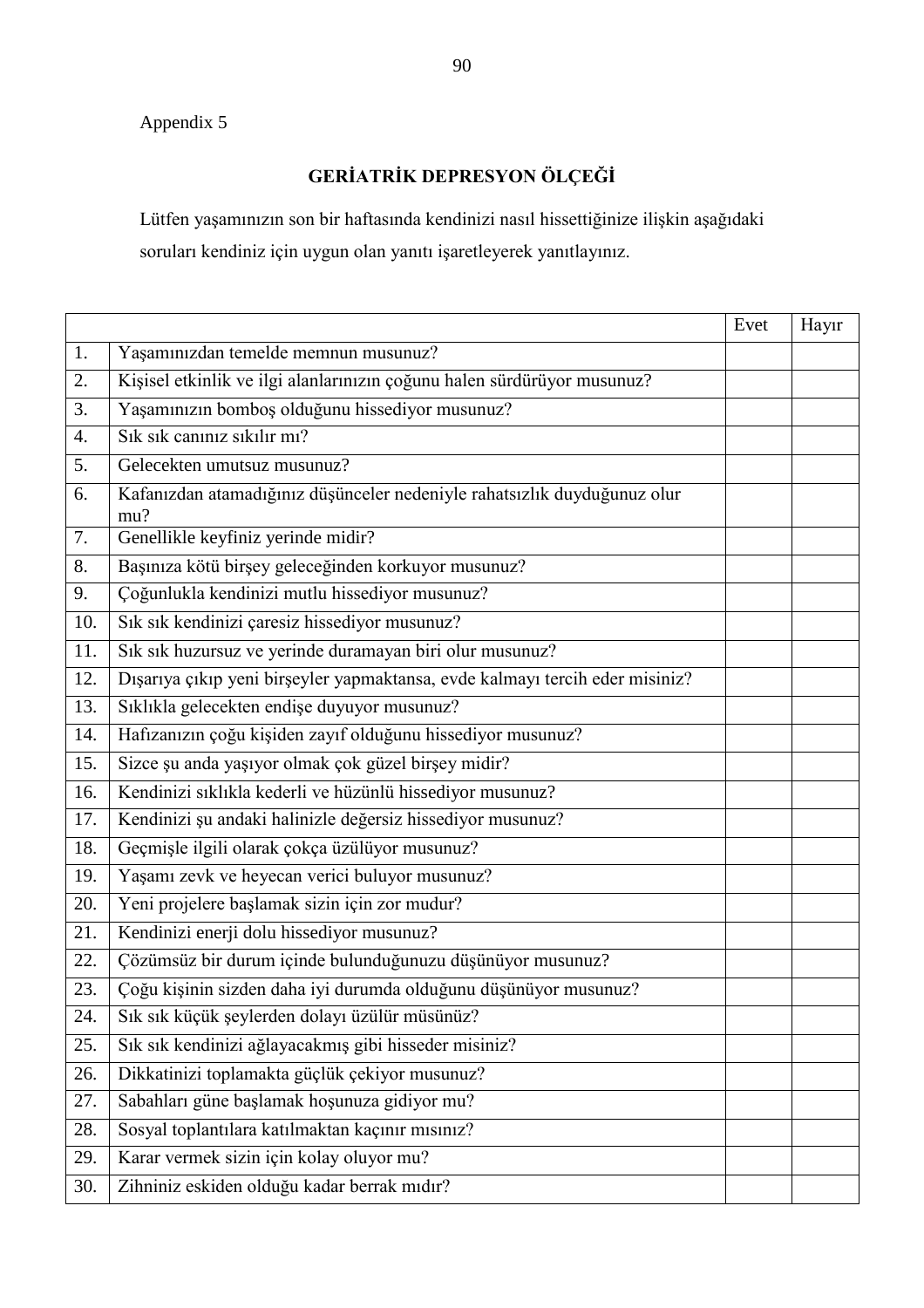Appendix 5

## GERİATRİK DEPRESYON ÖLÇEĞİ

Lütfen yaşamınızın son bir haftasında kendinizi nasıl hissettiğinize ilişkin aşağıdaki soruları kendiniz için uygun olan yanıtı işaretleyerek yanıtlayınız.

| | | Evet | Hayır |
|---|---|---|---|
| 1. | Yaşamınızdan temelde memnun musunuz? | | |
| 2. | Kişisel etkinlik ve ilgi alanlarınızın çoğunu halen sürdürüyor musunuz? | | |
| 3. | Yaşamınızın bomboş olduğunu hissediyor musunuz? | | |
| 4. | Sık sık canınız sıkılır mı? | | |
| 5. | Gelecekten umutsuz musunuz? | | |
| 6. | Kafanızdan atamadığınız düşünceler nedeniyle rahatsızlık duyduğunuz olur mu? | | |
| 7. | Genellikle keyfiniz yerinde midir? | | |
| 8. | Başınıza kötü birşey geleceğinden korkuyor musunuz? | | |
| 9. | Çoğunlukla kendinizi mutlu hissediyor musunuz? | | |
| 10. | Sık sık kendinizi çaresiz hissediyor musunuz? | | |
| 11. | Sık sık huzursuz ve yerinde duramayan biri olur musunuz? | | |
| 12. | Dışarıya çıkıp yeni birşeyler yapmaktansa, evde kalmayı tercih eder misiniz? | | |
| 13. | Sıklıkla gelecekten endişe duyuyor musunuz? | | |
| 14. | Hafızanızın çoğu kişiden zayıf olduğunu hissediyor musunuz? | | |
| 15. | Sizce şu anda yaşıyor olmak çok güzel birşey midir? | | |
| 16. | Kendinizi sıklıkla kederli ve hüzünlü hissediyor musunuz? | | |
| 17. | Kendinizi şu andaki halinizle değersiz hissediyor musunuz? | | |
| 18. | Geçmişle ilgili olarak çokça üzülüyor musunuz? | | |
| 19. | Yaşamı zevk ve heyecan verici buluyor musunuz? | | |
| 20. | Yeni projelere başlamak sizin için zor mudur? | | |
| 21. | Kendinizi enerji dolu hissediyor musunuz? | | |
| 22. | Çözümsüz bir durum içinde bulunduğunuzu düşünüyor musunuz? | | |
| 23. | Çoğu kişinin sizden daha iyi durumda olduğunu düşünüyor musunuz? | | |
| 24. | Sık sık küçük şeylerden dolayı üzülür müsünüz? | | |
| 25. | Sık sık kendinizi ağlayacakmış gibi hisseder misiniz? | | |
| 26. | Dikkatinizi toplamakta güçlük çekiyor musunuz? | | |
| 27. | Sabahları güne başlamak hoşunuza gidiyor mu? | | |
| 28. | Sosyal toplantılara katılmaktan kaçınır mısınız? | | |
| 29. | Karar vermek sizin için kolay oluyor mu? | | |
| 30. | Zihniniz eskiden olduğu kadar berrak mıdır? | | |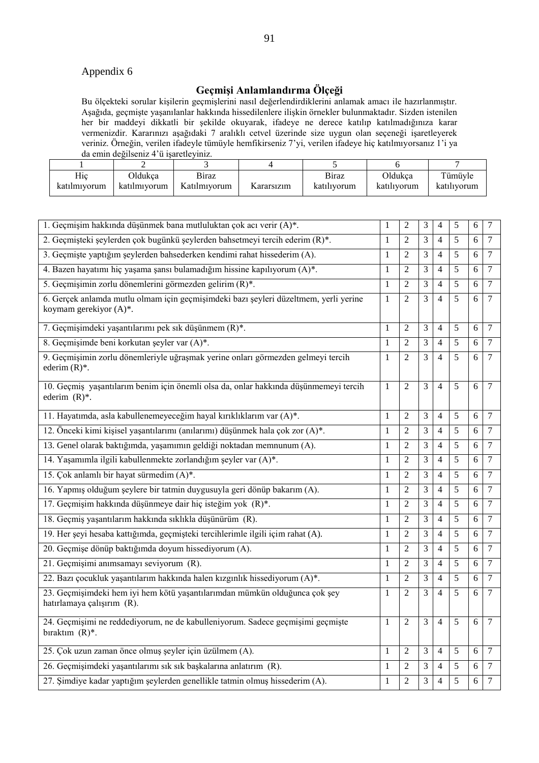Appendix 6

## Geçmişi Anlamlandırma Ölçeği

Bu ölçekteki sorular kişilerin geçmişlerini nasıl değerlendirdiklerini anlamak amacı ile hazırlanmıştır. Aşağıda, geçmişte yaşanılanlar hakkında hissedilenlere ilişkin örnekler bulunmaktadır. Sizden istenilen her bir maddeyi dikkatli bir şekilde okuyarak, ifadeye ne derece katılıp katılmadığınıza karar vermenizdir. Kararınızı aşağıdaki 7 aralıklı cetvel üzerinde size uygun olan seçeneği işaretleyerek veriniz. Örneğin, verilen ifadeyle tümüyle hemfikirseniz 7'yi, verilen ifadeye hiç katılmıyorsanız 1'i ya da emin değilseniz 4'ü işaretleyiniz.

| 1 | 2 | 3 | 4 | 5 | 6 | 7 |
|---|---|---|---|---|---|---|
| Hiç katılmıyorum | Oldukça katılmıyorum | Biraz Katılmıyorum | Kararsızım | Biraz katılıyorum | Oldukça katılıyorum | Tümüyle katılıyorum |

| Madde | | | | | | | |
|---|---|---|---|---|---|---|---|
| 1. Geçmişim hakkında düşünmek bana mutluluktan çok acı verir (A)*. | 1 | 2 | 3 | 4 | 5 | 6 | 7 |
| 2. Geçmişteki şeylerden çok bugünkü şeylerden bahsetmeyi tercih ederim (R)*. | 1 | 2 | 3 | 4 | 5 | 6 | 7 |
| 3. Geçmişte yaptığım şeylerden bahsederken kendimi rahat hissederim (A). | 1 | 2 | 3 | 4 | 5 | 6 | 7 |
| 4. Bazen hayatımı hiç yaşama şansı bulamadığım hissine kapılıyorum (A)*. | 1 | 2 | 3 | 4 | 5 | 6 | 7 |
| 5. Geçmişimin zorlu dönemlerini görmezden gelirim (R)*. | 1 | 2 | 3 | 4 | 5 | 6 | 7 |
| 6. Gerçek anlamda mutlu olmam için geçmişimdeki bazı şeyleri düzeltmem, yerli yerine koymam gerekiyor (A)*. | 1 | 2 | 3 | 4 | 5 | 6 | 7 |
| 7. Geçmişimdeki yaşantılarımı pek sık düşünmem (R)*. | 1 | 2 | 3 | 4 | 5 | 6 | 7 |
| 8. Geçmişimde beni korkutan şeyler var (A)*. | 1 | 2 | 3 | 4 | 5 | 6 | 7 |
| 9. Geçmişimin zorlu dönemleriyle uğraşmak yerine onları görmezden gelmeyi tercih ederim (R)*. | 1 | 2 | 3 | 4 | 5 | 6 | 7 |
| 10. Geçmiş yaşantılarım benim için önemli olsa da, onlar hakkında düşünmemeyi tercih ederim (R)*. | 1 | 2 | 3 | 4 | 5 | 6 | 7 |
| 11. Hayatımda, asla kabullenemeyeceğim hayal kırıklıklarım var (A)*. | 1 | 2 | 3 | 4 | 5 | 6 | 7 |
| 12. Önceki kimi kişisel yaşantılarımı (anılarımı) düşünmek hala çok zor (A)*. | 1 | 2 | 3 | 4 | 5 | 6 | 7 |
| 13. Genel olarak baktığımda, yaşamımın geldiği noktadan memnunum (A). | 1 | 2 | 3 | 4 | 5 | 6 | 7 |
| 14. Yaşamımla ilgili kabullenmekte zorlandığım şeyler var (A)*. | 1 | 2 | 3 | 4 | 5 | 6 | 7 |
| 15. Çok anlamlı bir hayat sürmedim (A)*. | 1 | 2 | 3 | 4 | 5 | 6 | 7 |
| 16. Yapmış olduğum şeylere bir tatmin duygusuyla geri dönüp bakarım (A). | 1 | 2 | 3 | 4 | 5 | 6 | 7 |
| 17. Geçmişim hakkında düşünmeye dair hiç isteğim yok (R)*. | 1 | 2 | 3 | 4 | 5 | 6 | 7 |
| 18. Geçmiş yaşantılarım hakkında sıklıkla düşünürüm (R). | 1 | 2 | 3 | 4 | 5 | 6 | 7 |
| 19. Her şeyi hesaba kattığımda, geçmişteki tercihlerimle ilgili içim rahat (A). | 1 | 2 | 3 | 4 | 5 | 6 | 7 |
| 20. Geçmişe dönüp baktığımda doyum hissediyorum (A). | 1 | 2 | 3 | 4 | 5 | 6 | 7 |
| 21. Geçmişimi anımsamayı seviyorum (R). | 1 | 2 | 3 | 4 | 5 | 6 | 7 |
| 22. Bazı çocukluk yaşantılarım hakkında halen kızgınlık hissediyorum (A)*. | 1 | 2 | 3 | 4 | 5 | 6 | 7 |
| 23. Geçmişimdeki hem iyi hem kötü yaşantılarımdan mümkün olduğunca çok şey hatırlamaya çalışırım (R). | 1 | 2 | 3 | 4 | 5 | 6 | 7 |
| 24. Geçmişimi ne reddediyorum, ne de kabulleniyorum. Sadece geçmişimi geçmişte bıraktım (R)*. | 1 | 2 | 3 | 4 | 5 | 6 | 7 |
| 25. Çok uzun zaman önce olmuş şeyler için üzülmem (A). | 1 | 2 | 3 | 4 | 5 | 6 | 7 |
| 26. Geçmişimdeki yaşantılarımı sık sık başkalarına anlatırım (R). | 1 | 2 | 3 | 4 | 5 | 6 | 7 |
| 27. Şimdiye kadar yaptığım şeylerden genellikle tatmin olmuş hissederim (A). | 1 | 2 | 3 | 4 | 5 | 6 | 7 |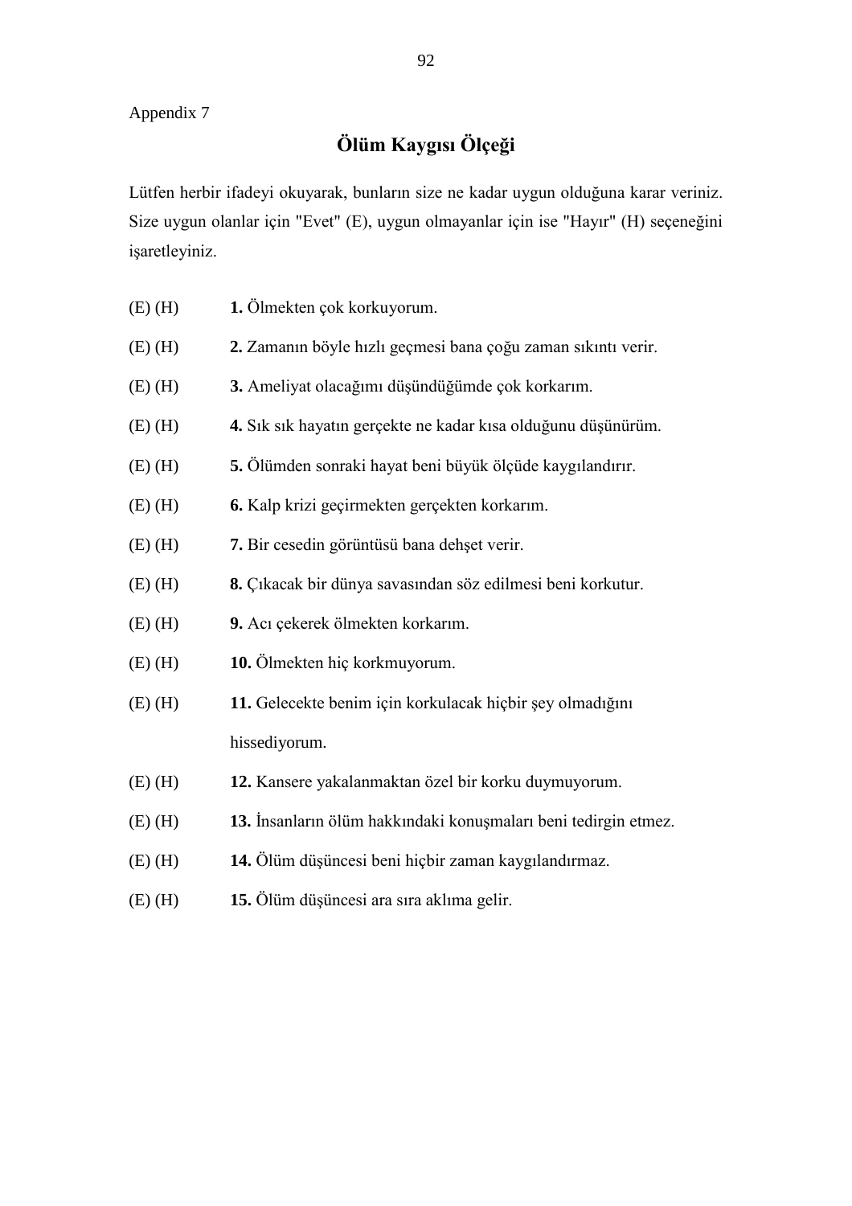Appendix 7

# Ölüm Kaygısı Ölçeği

Lütfen herbir ifadeyi okuyarak, bunların size ne kadar uygun olduğuna karar veriniz. Size uygun olanlar için "Evet" (E), uygun olmayanlar için ise "Hayır" (H) seçeneğini işaretleyiniz.

(E) (H) **1.** Ölmekten çok korkuyorum.

(E) (H) **2.** Zamanın böyle hızlı geçmesi bana çoğu zaman sıkıntı verir.

(E) (H) **3.** Ameliyat olacağımı düşündüğümde çok korkarım.

(E) (H) **4.** Sık sık hayatın gerçekte ne kadar kısa olduğunu düşünürüm.

(E) (H) **5.** Ölümden sonraki hayat beni büyük ölçüde kaygılandırır.

(E) (H) **6.** Kalp krizi geçirmekten gerçekten korkarım.

(E) (H) **7.** Bir cesedin görüntüsü bana dehşet verir.

(E) (H) **8.** Çıkacak bir dünya savasından söz edilmesi beni korkutur.

(E) (H) **9.** Acı çekerek ölmekten korkarım.

(E) (H) **10.** Ölmekten hiç korkmuyorum.

(E) (H) **11.** Gelecekte benim için korkulacak hiçbir şey olmadığını hissediyorum.

(E) (H) **12.** Kansere yakalanmaktan özel bir korku duymuyorum.

(E) (H) **13.** İnsanların ölüm hakkındaki konuşmaları beni tedirgin etmez.

(E) (H) **14.** Ölüm düşüncesi beni hiçbir zaman kaygılandırmaz.

(E) (H) **15.** Ölüm düşüncesi ara sıra aklıma gelir.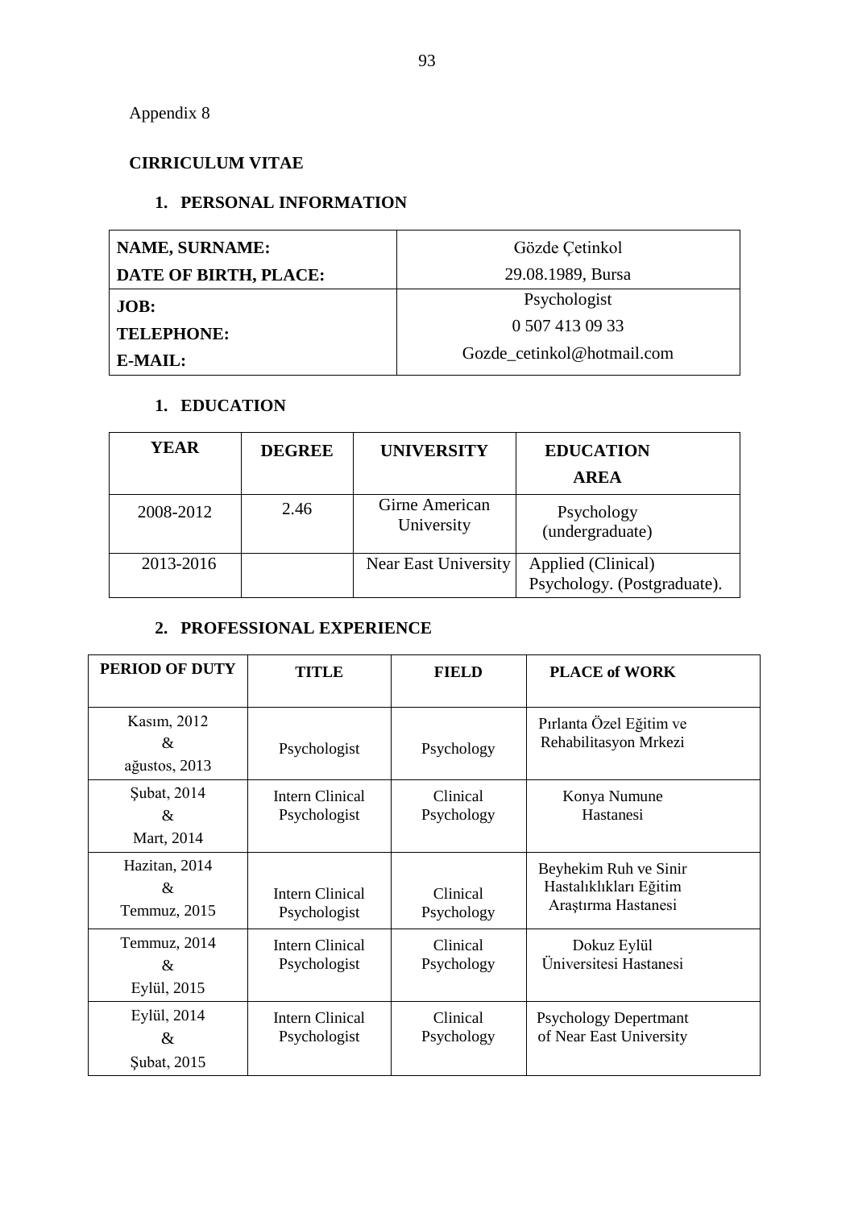Appendix 8

**CIRRICULUM VITAE**

## 1. PERSONAL INFORMATION

| | |
|---|---|
| **NAME, SURNAME:** | Gözde Çetinkol |
| **DATE OF BIRTH, PLACE:** | 29.08.1989, Bursa |
| **JOB:** | Psychologist |
| **TELEPHONE:** | 0 507 413 09 33 |
| **E-MAIL:** | Gozde_cetinkol@hotmail.com |

## 1. EDUCATION

| **YEAR** | **DEGREE** | **UNIVERSITY** | **EDUCATION AREA** |
|---|---|---|---|
| 2008-2012 | 2.46 | Girne American University | Psychology (undergraduate) |
| 2013-2016 | | Near East University | Applied (Clinical) Psychology. (Postgraduate). |

## 2. PROFESSIONAL EXPERIENCE

| **PERIOD OF DUTY** | **TITLE** | **FIELD** | **PLACE of WORK** |
|---|---|---|---|
| Kasım, 2012 & ağustos, 2013 | Psychologist | Psychology | Pırlanta Özel Eğitim ve Rehabilitasyon Mrkezi |
| Şubat, 2014 & Mart, 2014 | Intern Clinical Psychologist | Clinical Psychology | Konya Numune Hastanesi |
| Hazitan, 2014 & Temmuz, 2015 | Intern Clinical Psychologist | Clinical Psychology | Beyhekim Ruh ve Sinir Hastalıklıkları Eğitim Araştırma Hastanesi |
| Temmuz, 2014 & Eylül, 2015 | Intern Clinical Psychologist | Clinical Psychology | Dokuz Eylül Üniversitesi Hastanesi |
| Eylül, 2014 & Şubat, 2015 | Intern Clinical Psychologist | Clinical Psychology | Psychology Depertmant of Near East University |